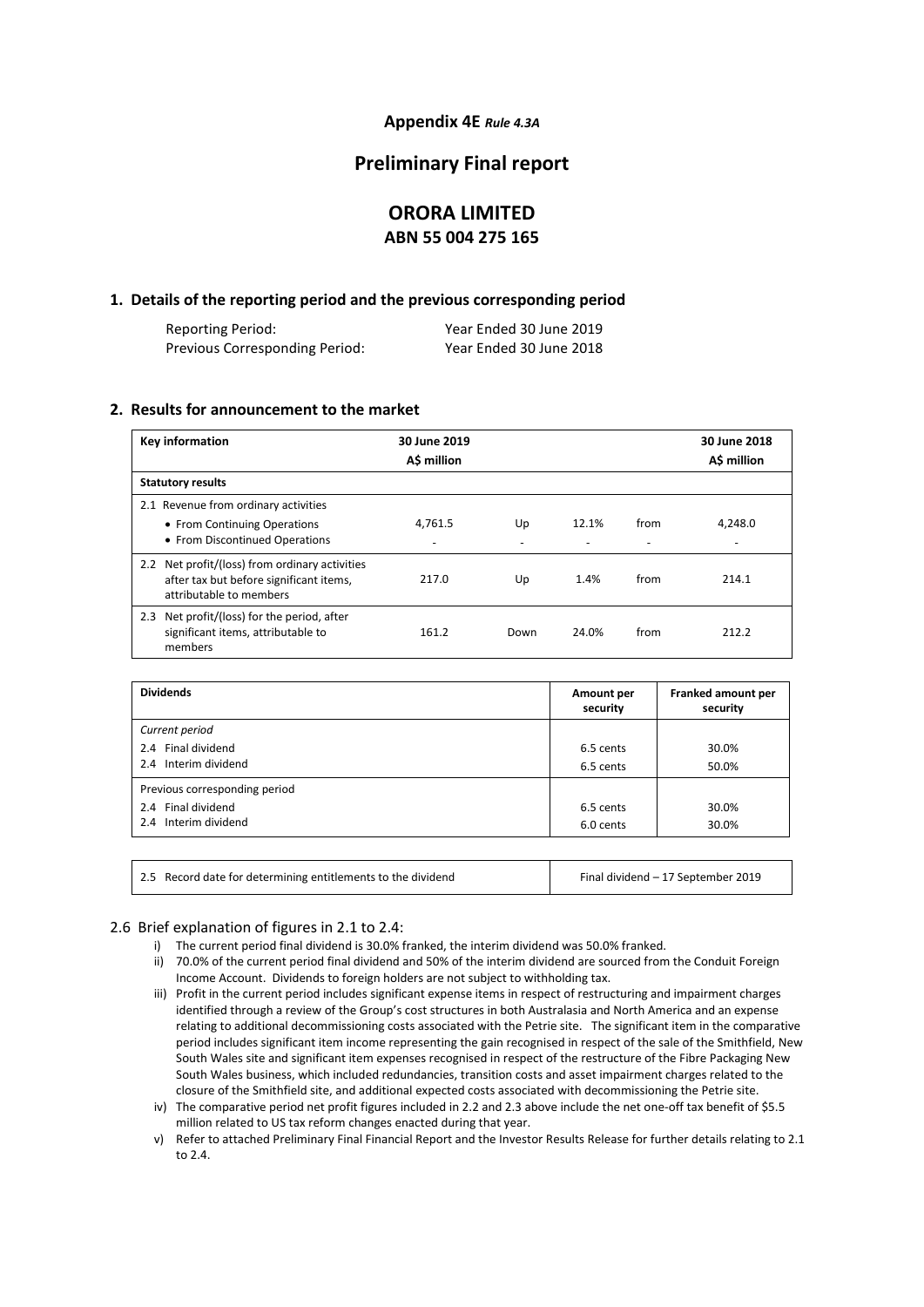**Appendix 4E** *Rule 4.3A*

# Preliminary Final report

# ORORA LIMITED
## ABN 55 004 275 165

## 1. Details of the reporting period and the previous corresponding period

| | |
|---|---|
| Reporting Period: | Year Ended 30 June 2019 |
| Previous Corresponding Period: | Year Ended 30 June 2018 |

## 2. Results for announcement to the market

| Key information | 30 June 2019 A$ million | | | | 30 June 2018 A$ million |
|---|---|---|---|---|---|
| **Statutory results** | | | | | |
| 2.1 Revenue from ordinary activities | | | | | |
| • From Continuing Operations | 4,761.5 | Up | 12.1% | from | 4,248.0 |
| • From Discontinued Operations | - | - | - | - | - |
| 2.2 Net profit/(loss) from ordinary activities after tax but before significant items, attributable to members | 217.0 | Up | 1.4% | from | 214.1 |
| 2.3 Net profit/(loss) for the period, after significant items, attributable to members | 161.2 | Down | 24.0% | from | 212.2 |

| Dividends | Amount per security | Franked amount per security |
|---|---|---|
| *Current period* | | |
| 2.4 Final dividend | 6.5 cents | 30.0% |
| 2.4 Interim dividend | 6.5 cents | 50.0% |
| Previous corresponding period | | |
| 2.4 Final dividend | 6.5 cents | 30.0% |
| 2.4 Interim dividend | 6.0 cents | 30.0% |

| | |
|---|---|
| 2.5 Record date for determining entitlements to the dividend | Final dividend – 17 September 2019 |

2.6 Brief explanation of figures in 2.1 to 2.4:

i) The current period final dividend is 30.0% franked, the interim dividend was 50.0% franked.

ii) 70.0% of the current period final dividend and 50% of the interim dividend are sourced from the Conduit Foreign Income Account. Dividends to foreign holders are not subject to withholding tax.

iii) Profit in the current period includes significant expense items in respect of restructuring and impairment charges identified through a review of the Group's cost structures in both Australasia and North America and an expense relating to additional decommissioning costs associated with the Petrie site. The significant item in the comparative period includes significant item income representing the gain recognised in respect of the sale of the Smithfield, New South Wales site and significant item expenses recognised in respect of the restructure of the Fibre Packaging New South Wales business, which included redundancies, transition costs and asset impairment charges related to the closure of the Smithfield site, and additional expected costs associated with decommissioning the Petrie site.

iv) The comparative period net profit figures included in 2.2 and 2.3 above include the net one-off tax benefit of $5.5 million related to US tax reform changes enacted during that year.

v) Refer to attached Preliminary Final Financial Report and the Investor Results Release for further details relating to 2.1 to 2.4.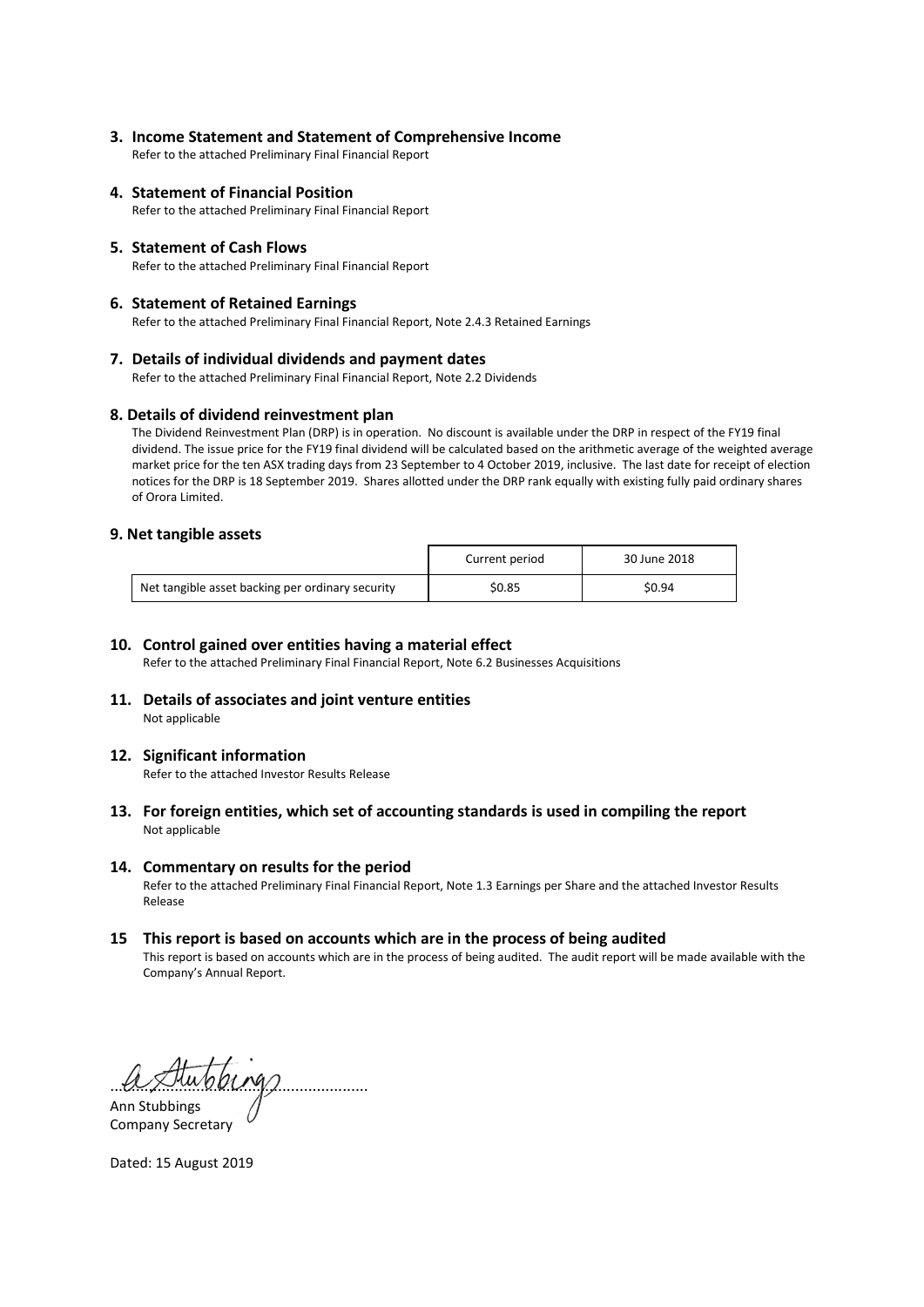## 3. Income Statement and Statement of Comprehensive Income

Refer to the attached Preliminary Final Financial Report

## 4. Statement of Financial Position

Refer to the attached Preliminary Final Financial Report

## 5. Statement of Cash Flows

Refer to the attached Preliminary Final Financial Report

## 6. Statement of Retained Earnings

Refer to the attached Preliminary Final Financial Report, Note 2.4.3 Retained Earnings

## 7. Details of individual dividends and payment dates

Refer to the attached Preliminary Final Financial Report, Note 2.2 Dividends

## 8. Details of dividend reinvestment plan

The Dividend Reinvestment Plan (DRP) is in operation. No discount is available under the DRP in respect of the FY19 final dividend. The issue price for the FY19 final dividend will be calculated based on the arithmetic average of the weighted average market price for the ten ASX trading days from 23 September to 4 October 2019, inclusive. The last date for receipt of election notices for the DRP is 18 September 2019. Shares allotted under the DRP rank equally with existing fully paid ordinary shares of Orora Limited.

## 9. Net tangible assets

| | Current period | 30 June 2018 |
|---|---|---|
| Net tangible asset backing per ordinary security | $0.85 | $0.94 |

## 10. Control gained over entities having a material effect

Refer to the attached Preliminary Final Financial Report, Note 6.2 Businesses Acquisitions

## 11. Details of associates and joint venture entities

Not applicable

## 12. Significant information

Refer to the attached Investor Results Release

## 13. For foreign entities, which set of accounting standards is used in compiling the report

Not applicable

## 14. Commentary on results for the period

Refer to the attached Preliminary Final Financial Report, Note 1.3 Earnings per Share and the attached Investor Results Release

## 15 This report is based on accounts which are in the process of being audited

This report is based on accounts which are in the process of being audited. The audit report will be made available with the Company's Annual Report.

Ann Stubbings
Company Secretary

Dated: 15 August 2019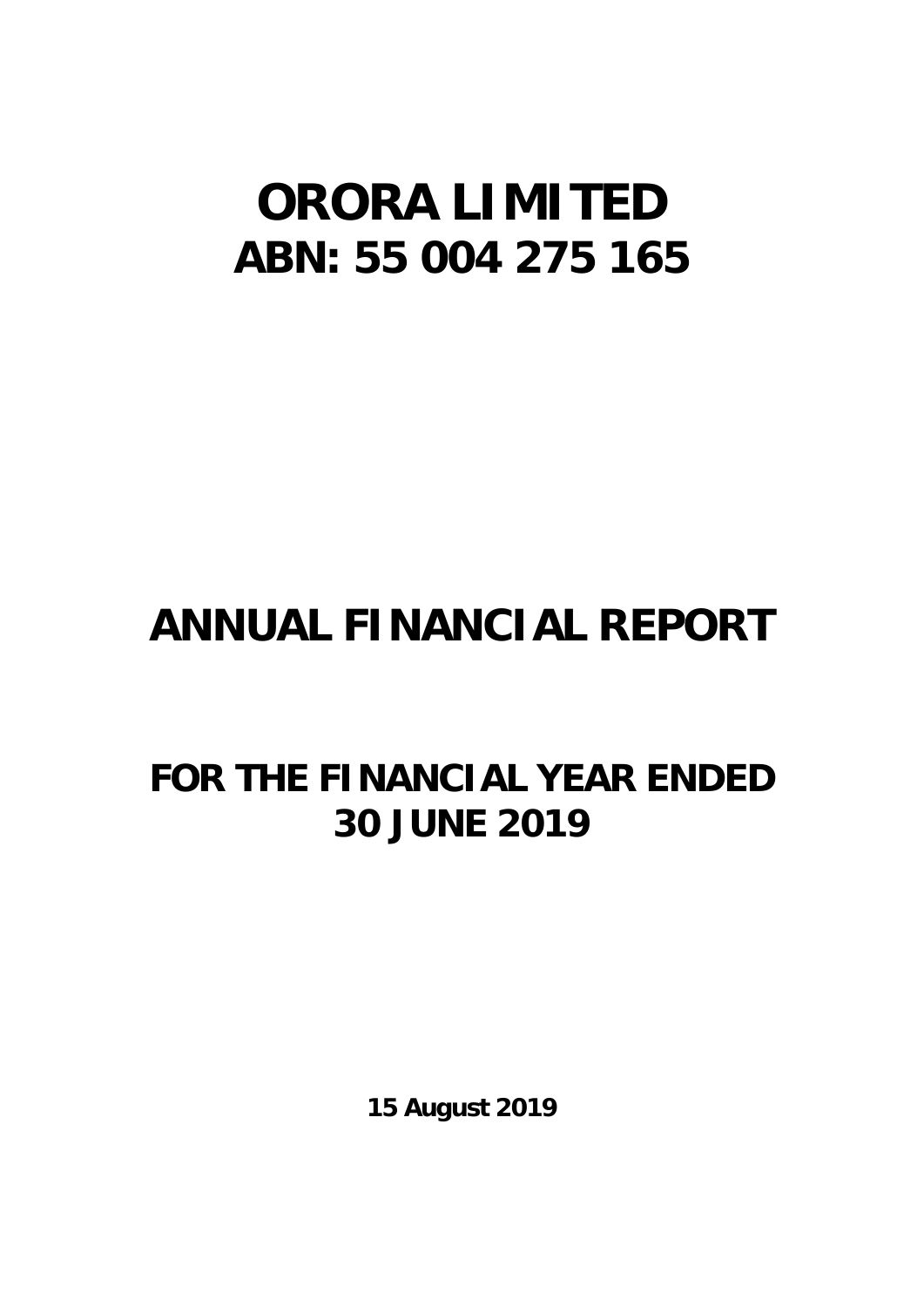# ORORA LIMITED
# ABN: 55 004 275 165

# ANNUAL FINANCIAL REPORT

## FOR THE FINANCIAL YEAR ENDED 30 JUNE 2019

**15 August 2019**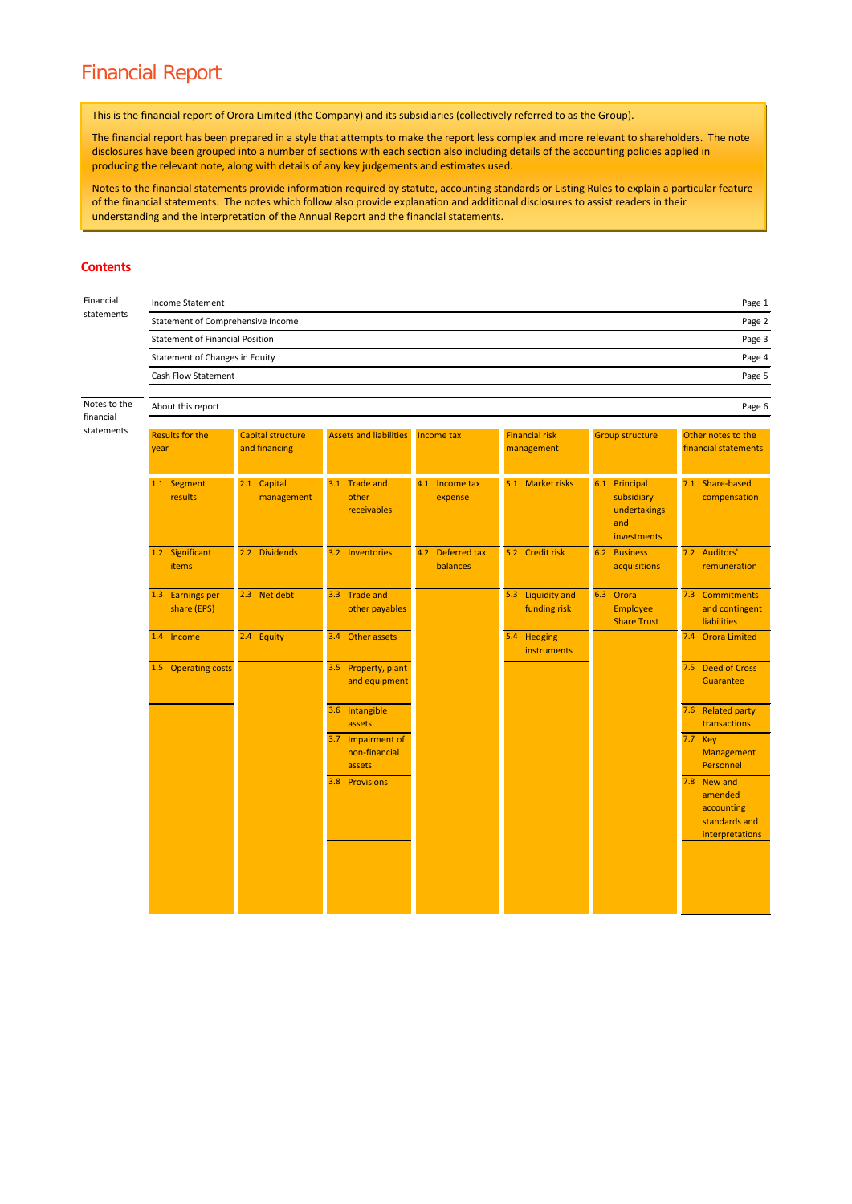# Financial Report

This is the financial report of Orora Limited (the Company) and its subsidiaries (collectively referred to as the Group).

The financial report has been prepared in a style that attempts to make the report less complex and more relevant to shareholders. The note disclosures have been grouped into a number of sections with each section also including details of the accounting policies applied in producing the relevant note, along with details of any key judgements and estimates used.

Notes to the financial statements provide information required by statute, accounting standards or Listing Rules to explain a particular feature of the financial statements. The notes which follow also provide explanation and additional disclosures to assist readers in their understanding and the interpretation of the Annual Report and the financial statements.

## Contents

**Financial statements**

| | |
|---|---|
| Income Statement | Page 1 |
| Statement of Comprehensive Income | Page 2 |
| Statement of Financial Position | Page 3 |
| Statement of Changes in Equity | Page 4 |
| Cash Flow Statement | Page 5 |

**Notes to the financial statements**

| | |
|---|---|
| About this report | Page 6 |

| Results for the year | Capital structure and financing | Assets and liabilities | Income tax | Financial risk management | Group structure | Other notes to the financial statements |
|---|---|---|---|---|---|---|
| 1.1 Segment results | 2.1 Capital management | 3.1 Trade and other receivables | 4.1 Income tax expense | 5.1 Market risks | 6.1 Principal subsidiary undertakings and investments | 7.1 Share-based compensation |
| 1.2 Significant items | 2.2 Dividends | 3.2 Inventories | 4.2 Deferred tax balances | 5.2 Credit risk | 6.2 Business acquisitions | 7.2 Auditors' remuneration |
| 1.3 Earnings per share (EPS) | 2.3 Net debt | 3.3 Trade and other payables | | 5.3 Liquidity and funding risk | 6.3 Orora Employee Share Trust | 7.3 Commitments and contingent liabilities |
| 1.4 Income | 2.4 Equity | 3.4 Other assets | | 5.4 Hedging instruments | | 7.4 Orora Limited |
| 1.5 Operating costs | | 3.5 Property, plant and equipment | | | | 7.5 Deed of Cross Guarantee |
| | | 3.6 Intangible assets | | | | 7.6 Related party transactions |
| | | 3.7 Impairment of non-financial assets | | | | 7.7 Key Management Personnel |
| | | 3.8 Provisions | | | | 7.8 New and amended accounting standards and interpretations |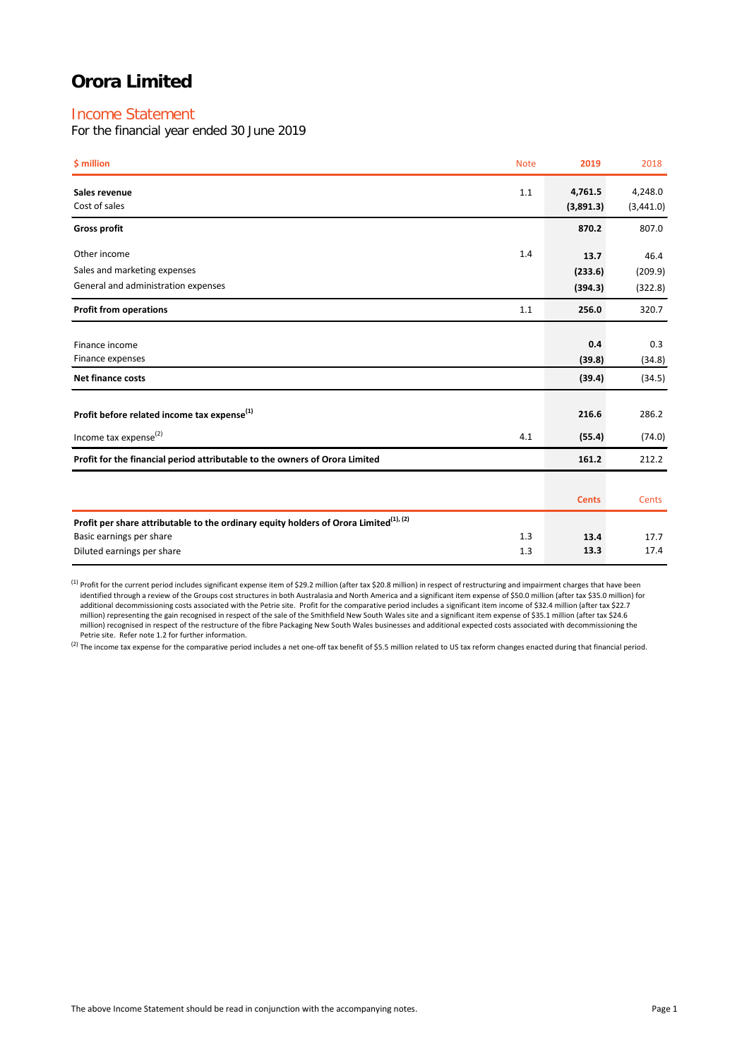# Orora Limited

## Income Statement

For the financial year ended 30 June 2019

| $ million | Note | 2019 | 2018 |
|---|---|---|---|
| **Sales revenue** | 1.1 | **4,761.5** | 4,248.0 |
| Cost of sales | | **(3,891.3)** | (3,441.0) |
| **Gross profit** | | **870.2** | 807.0 |
| Other income | 1.4 | **13.7** | 46.4 |
| Sales and marketing expenses | | **(233.6)** | (209.9) |
| General and administration expenses | | **(394.3)** | (322.8) |
| **Profit from operations** | 1.1 | **256.0** | 320.7 |
| Finance income | | **0.4** | 0.3 |
| Finance expenses | | **(39.8)** | (34.8) |
| **Net finance costs** | | **(39.4)** | (34.5) |
| **Profit before related income tax expense[1]** | | **216.6** | 286.2 |
| Income tax expense[2] | 4.1 | **(55.4)** | (74.0) |
| **Profit for the financial period attributable to the owners of Orora Limited** | | **161.2** | 212.2 |
| | | **Cents** | Cents |
| **Profit per share attributable to the ordinary equity holders of Orora Limited[1], [2]** | | | |
| Basic earnings per share | 1.3 | **13.4** | 17.7 |
| Diluted earnings per share | 1.3 | **13.3** | 17.4 |

[1] Profit for the current period includes significant expense item of $29.2 million (after tax $20.8 million) in respect of restructuring and impairment charges that have been identified through a review of the Groups cost structures in both Australasia and North America and a significant item expense of $50.0 million (after tax $35.0 million) for additional decommissioning costs associated with the Petrie site. Profit for the comparative period includes a significant item income of $32.4 million (after tax $22.7 million) representing the gain recognised in respect of the sale of the Smithfield New South Wales site and a significant item expense of $35.1 million (after tax $24.6 million) recognised in respect of the restructure of the fibre Packaging New South Wales businesses and additional expected costs associated with decommissioning the Petrie site. Refer note 1.2 for further information.

[2] The income tax expense for the comparative period includes a net one-off tax benefit of $5.5 million related to US tax reform changes enacted during that financial period.

The above Income Statement should be read in conjunction with the accompanying notes.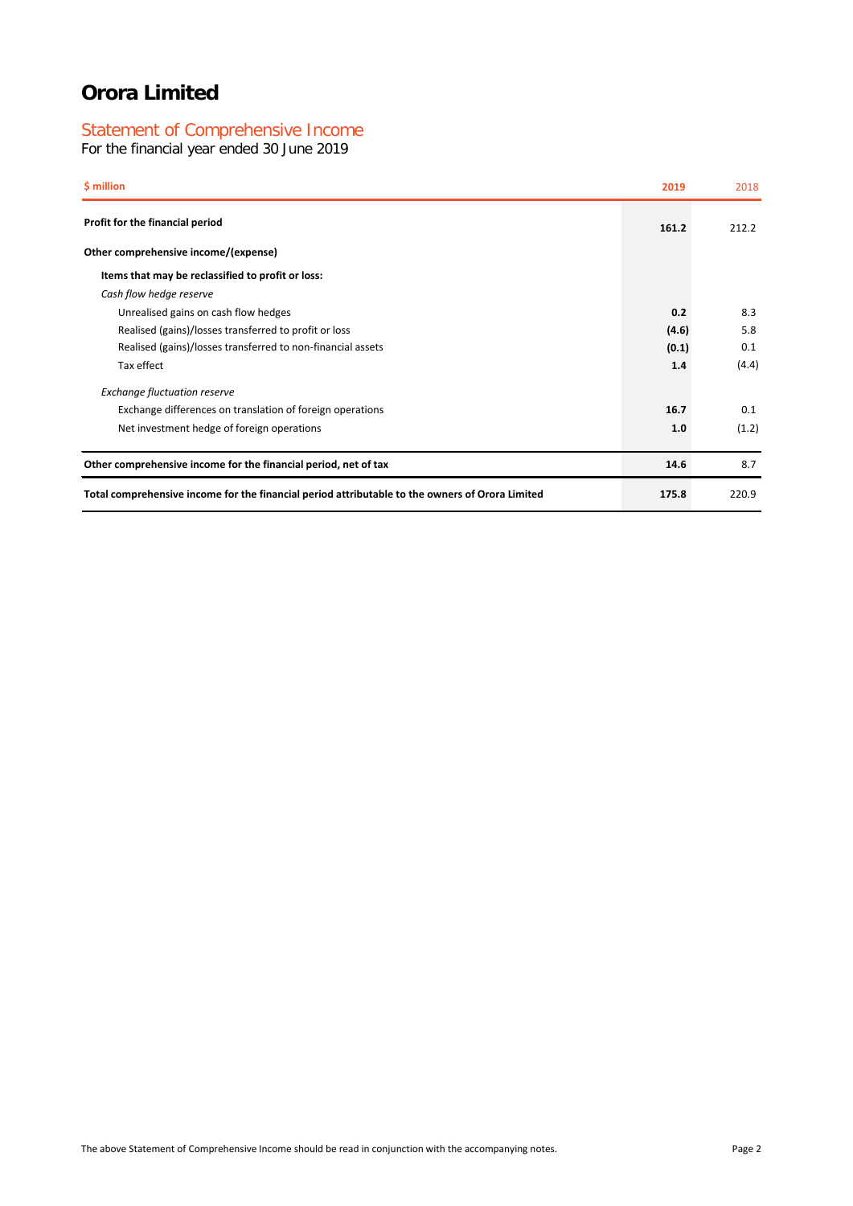# Orora Limited

## Statement of Comprehensive Income

For the financial year ended 30 June 2019

| $ million | 2019 | 2018 |
|---|---|---|
| **Profit for the financial period** | **161.2** | 212.2 |
| **Other comprehensive income/(expense)** | | |
| **Items that may be reclassified to profit or loss:** | | |
| *Cash flow hedge reserve* | | |
| Unrealised gains on cash flow hedges | **0.2** | 8.3 |
| Realised (gains)/losses transferred to profit or loss | **(4.6)** | 5.8 |
| Realised (gains)/losses transferred to non-financial assets | **(0.1)** | 0.1 |
| Tax effect | **1.4** | (4.4) |
| *Exchange fluctuation reserve* | | |
| Exchange differences on translation of foreign operations | **16.7** | 0.1 |
| Net investment hedge of foreign operations | **1.0** | (1.2) |
| **Other comprehensive income for the financial period, net of tax** | **14.6** | 8.7 |
| **Total comprehensive income for the financial period attributable to the owners of Orora Limited** | **175.8** | 220.9 |

The above Statement of Comprehensive Income should be read in conjunction with the accompanying notes.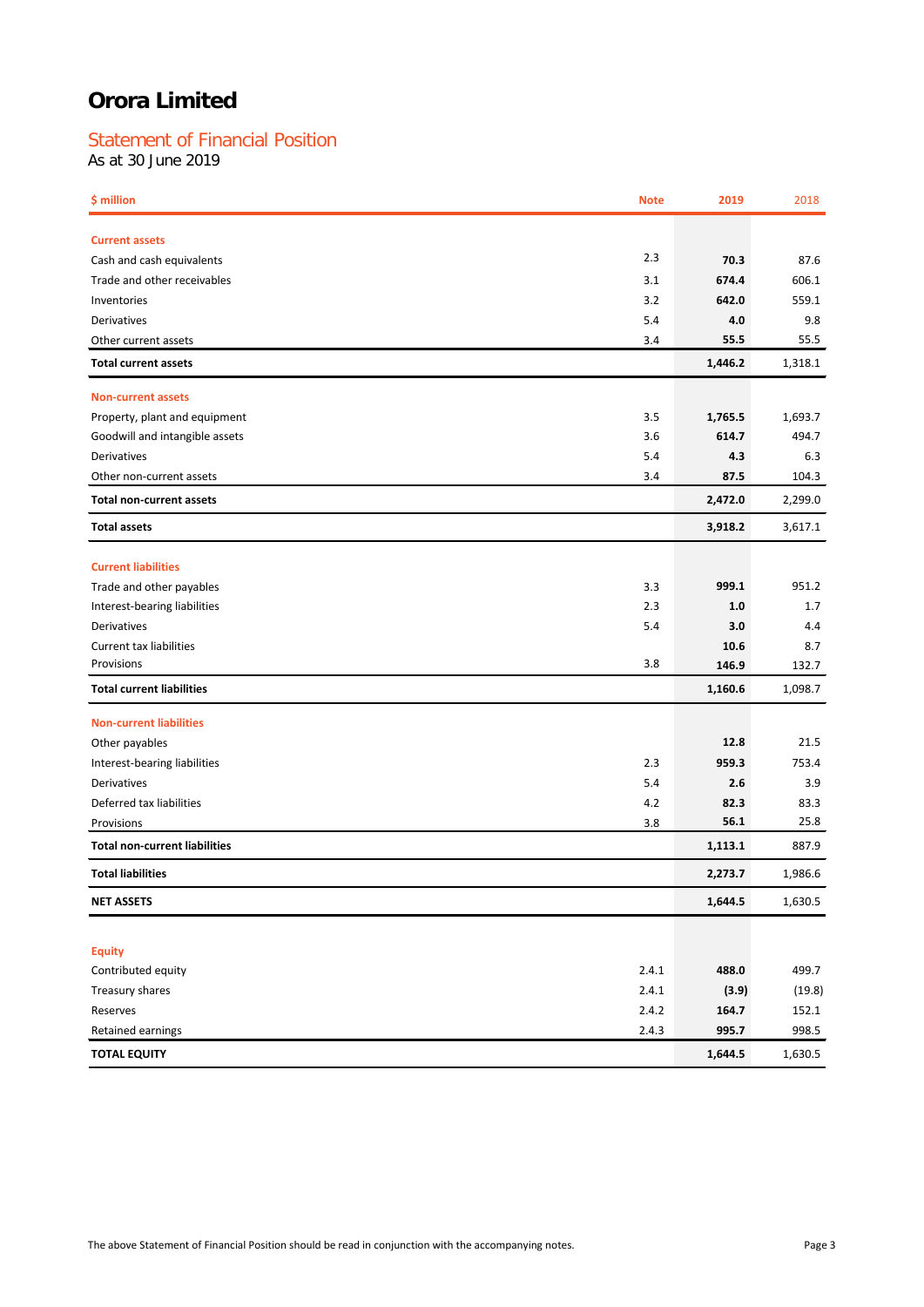# Orora Limited

## Statement of Financial Position

As at 30 June 2019

| $ million | Note | 2019 | 2018 |
|---|---|---|---|
| **Current assets** | | | |
| Cash and cash equivalents | 2.3 | **70.3** | 87.6 |
| Trade and other receivables | 3.1 | **674.4** | 606.1 |
| Inventories | 3.2 | **642.0** | 559.1 |
| Derivatives | 5.4 | **4.0** | 9.8 |
| Other current assets | 3.4 | **55.5** | 55.5 |
| **Total current assets** | | **1,446.2** | 1,318.1 |
| **Non-current assets** | | | |
| Property, plant and equipment | 3.5 | **1,765.5** | 1,693.7 |
| Goodwill and intangible assets | 3.6 | **614.7** | 494.7 |
| Derivatives | 5.4 | **4.3** | 6.3 |
| Other non-current assets | 3.4 | **87.5** | 104.3 |
| **Total non-current assets** | | **2,472.0** | 2,299.0 |
| **Total assets** | | **3,918.2** | 3,617.1 |
| **Current liabilities** | | | |
| Trade and other payables | 3.3 | **999.1** | 951.2 |
| Interest-bearing liabilities | 2.3 | **1.0** | 1.7 |
| Derivatives | 5.4 | **3.0** | 4.4 |
| Current tax liabilities | | **10.6** | 8.7 |
| Provisions | 3.8 | **146.9** | 132.7 |
| **Total current liabilities** | | **1,160.6** | 1,098.7 |
| **Non-current liabilities** | | | |
| Other payables | | **12.8** | 21.5 |
| Interest-bearing liabilities | 2.3 | **959.3** | 753.4 |
| Derivatives | 5.4 | **2.6** | 3.9 |
| Deferred tax liabilities | 4.2 | **82.3** | 83.3 |
| Provisions | 3.8 | **56.1** | 25.8 |
| **Total non-current liabilities** | | **1,113.1** | 887.9 |
| **Total liabilities** | | **2,273.7** | 1,986.6 |
| **NET ASSETS** | | **1,644.5** | 1,630.5 |
| **Equity** | | | |
| Contributed equity | 2.4.1 | **488.0** | 499.7 |
| Treasury shares | 2.4.1 | **(3.9)** | (19.8) |
| Reserves | 2.4.2 | **164.7** | 152.1 |
| Retained earnings | 2.4.3 | **995.7** | 998.5 |
| **TOTAL EQUITY** | | **1,644.5** | 1,630.5 |

The above Statement of Financial Position should be read in conjunction with the accompanying notes.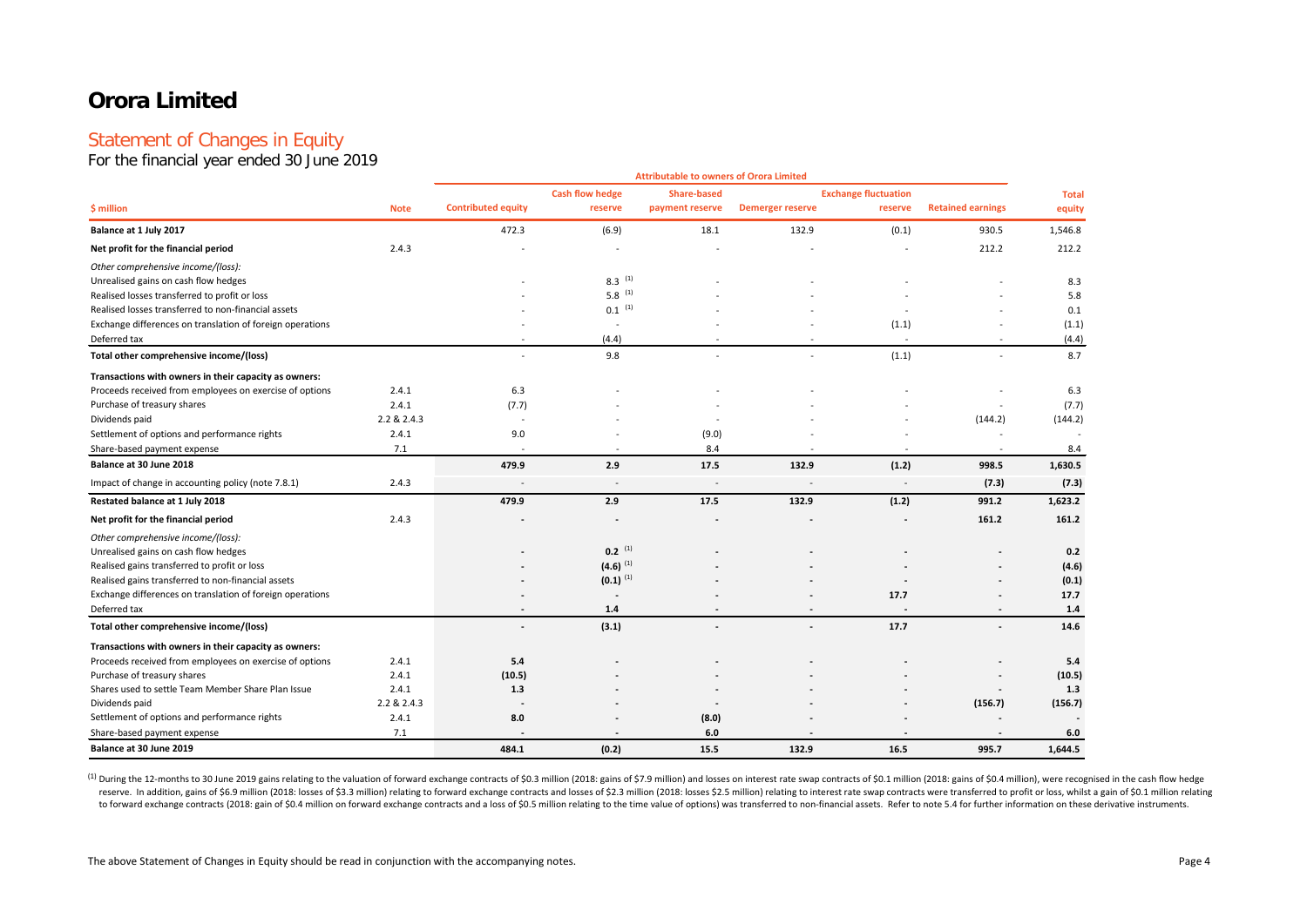# Orora Limited

## Statement of Changes in Equity

For the financial year ended 30 June 2019

| | | Attributable to owners of Orora Limited | | | | | | |
|---|---|---|---|---|---|---|---|---|
| **$ million** | **Note** | **Contributed equity** | **Cash flow hedge reserve** | **Share-based payment reserve** | **Demerger reserve** | **Exchange fluctuation reserve** | **Retained earnings** | **Total equity** |
| **Balance at 1 July 2017** | | 472.3 | (6.9) | 18.1 | 132.9 | (0.1) | 930.5 | 1,546.8 |
| **Net profit for the financial period** | 2.4.3 | - | - | - | - | - | 212.2 | 212.2 |
| *Other comprehensive income/(loss):* | | | | | | | | |
| Unrealised gains on cash flow hedges | | - | 8.3 [(1)] | - | - | - | - | 8.3 |
| Realised losses transferred to profit or loss | | - | 5.8 [(1)] | - | - | - | - | 5.8 |
| Realised losses transferred to non-financial assets | | - | 0.1 [(1)] | - | - | - | - | 0.1 |
| Exchange differences on translation of foreign operations | | - | - | - | - | (1.1) | - | (1.1) |
| Deferred tax | | - | (4.4) | - | - | - | - | (4.4) |
| **Total other comprehensive income/(loss)** | | - | 9.8 | - | - | (1.1) | - | 8.7 |
| **Transactions with owners in their capacity as owners:** | | | | | | | | |
| Proceeds received from employees on exercise of options | 2.4.1 | 6.3 | - | - | - | - | - | 6.3 |
| Purchase of treasury shares | 2.4.1 | (7.7) | - | - | - | - | - | (7.7) |
| Dividends paid | 2.2 & 2.4.3 | - | - | - | - | - | (144.2) | (144.2) |
| Settlement of options and performance rights | 2.4.1 | 9.0 | - | (9.0) | - | - | - | - |
| Share-based payment expense | 7.1 | - | - | 8.4 | - | - | - | 8.4 |
| **Balance at 30 June 2018** | | **479.9** | **2.9** | **17.5** | **132.9** | **(1.2)** | **998.5** | **1,630.5** |
| Impact of change in accounting policy (note 7.8.1) | 2.4.3 | - | - | - | - | - | **(7.3)** | **(7.3)** |
| **Restated balance at 1 July 2018** | | **479.9** | **2.9** | **17.5** | **132.9** | **(1.2)** | **991.2** | **1,623.2** |
| **Net profit for the financial period** | 2.4.3 | - | - | - | - | - | **161.2** | **161.2** |
| *Other comprehensive income/(loss):* | | | | | | | | |
| Unrealised gains on cash flow hedges | | - | **0.2** [(1)] | - | - | - | - | **0.2** |
| Realised gains transferred to profit or loss | | - | **(4.6)** [(1)] | - | - | - | - | **(4.6)** |
| Realised gains transferred to non-financial assets | | - | **(0.1)** [(1)] | - | - | - | - | **(0.1)** |
| Exchange differences on translation of foreign operations | | - | - | - | - | **17.7** | - | **17.7** |
| Deferred tax | | - | **1.4** | - | - | - | - | **1.4** |
| **Total other comprehensive income/(loss)** | | - | **(3.1)** | - | - | **17.7** | - | **14.6** |
| **Transactions with owners in their capacity as owners:** | | | | | | | | |
| Proceeds received from employees on exercise of options | 2.4.1 | **5.4** | - | - | - | - | - | **5.4** |
| Purchase of treasury shares | 2.4.1 | **(10.5)** | - | - | - | - | - | **(10.5)** |
| Shares used to settle Team Member Share Plan Issue | 2.4.1 | **1.3** | - | - | - | - | - | **1.3** |
| Dividends paid | 2.2 & 2.4.3 | - | - | - | - | - | **(156.7)** | **(156.7)** |
| Settlement of options and performance rights | 2.4.1 | **8.0** | - | **(8.0)** | - | - | - | - |
| Share-based payment expense | 7.1 | - | - | **6.0** | - | - | - | **6.0** |
| **Balance at 30 June 2019** | | **484.1** | **(0.2)** | **15.5** | **132.9** | **16.5** | **995.7** | **1,644.5** |

[(1)] During the 12-months to 30 June 2019 gains relating to the valuation of forward exchange contracts of $0.3 million (2018: gains of $7.9 million) and losses on interest rate swap contracts of $0.1 million (2018: gains of $0.4 million), were recognised in the cash flow hedge reserve. In addition, gains of $6.9 million (2018: losses of $3.3 million) relating to forward exchange contracts and losses of $2.3 million (2018: losses $2.5 million) relating to interest rate swap contracts were transferred to profit or loss, whilst a gain of $0.1 million relating to forward exchange contracts (2018: gain of $0.4 million on forward exchange contracts and a loss of $0.5 million relating to the time value of options) was transferred to non-financial assets. Refer to note 5.4 for further information on these derivative instruments.

The above Statement of Changes in Equity should be read in conjunction with the accompanying notes.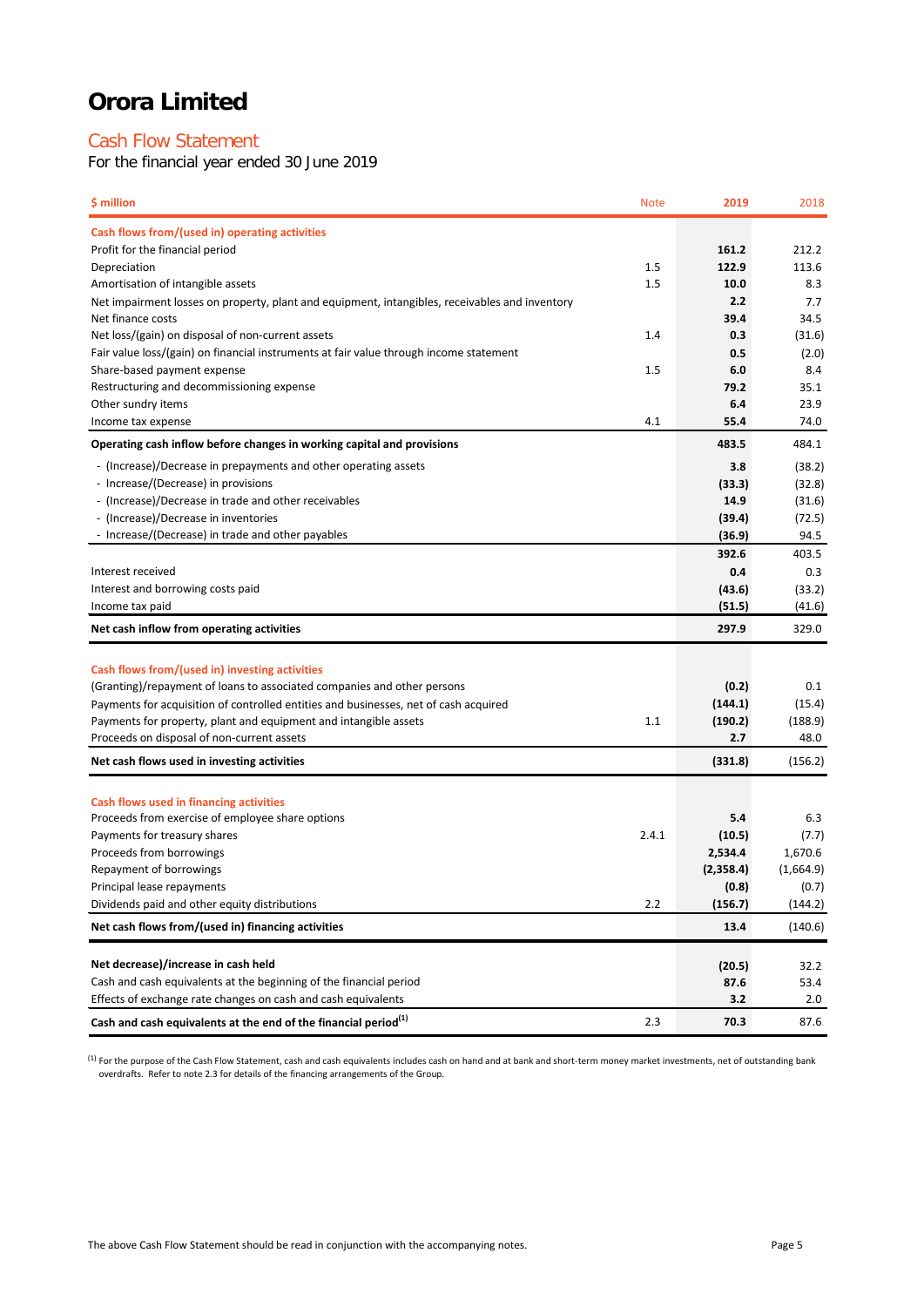# Orora Limited

## Cash Flow Statement

For the financial year ended 30 June 2019

| $ million | Note | 2019 | 2018 |
|---|---|---|---|
| **Cash flows from/(used in) operating activities** | | | |
| Profit for the financial period | | **161.2** | 212.2 |
| Depreciation | 1.5 | **122.9** | 113.6 |
| Amortisation of intangible assets | 1.5 | **10.0** | 8.3 |
| Net impairment losses on property, plant and equipment, intangibles, receivables and inventory | | **2.2** | 7.7 |
| Net finance costs | | **39.4** | 34.5 |
| Net loss/(gain) on disposal of non-current assets | 1.4 | **0.3** | (31.6) |
| Fair value loss/(gain) on financial instruments at fair value through income statement | | **0.5** | (2.0) |
| Share-based payment expense | 1.5 | **6.0** | 8.4 |
| Restructuring and decommissioning expense | | **79.2** | 35.1 |
| Other sundry items | | **6.4** | 23.9 |
| Income tax expense | 4.1 | **55.4** | 74.0 |
| **Operating cash inflow before changes in working capital and provisions** | | **483.5** | 484.1 |
| - (Increase)/Decrease in prepayments and other operating assets | | **3.8** | (38.2) |
| - Increase/(Decrease) in provisions | | **(33.3)** | (32.8) |
| - (Increase)/Decrease in trade and other receivables | | **14.9** | (31.6) |
| - (Increase)/Decrease in inventories | | **(39.4)** | (72.5) |
| - Increase/(Decrease) in trade and other payables | | **(36.9)** | 94.5 |
| | | **392.6** | 403.5 |
| Interest received | | **0.4** | 0.3 |
| Interest and borrowing costs paid | | **(43.6)** | (33.2) |
| Income tax paid | | **(51.5)** | (41.6) |
| **Net cash inflow from operating activities** | | **297.9** | 329.0 |
| **Cash flows from/(used in) investing activities** | | | |
| (Granting)/repayment of loans to associated companies and other persons | | **(0.2)** | 0.1 |
| Payments for acquisition of controlled entities and businesses, net of cash acquired | | **(144.1)** | (15.4) |
| Payments for property, plant and equipment and intangible assets | 1.1 | **(190.2)** | (188.9) |
| Proceeds on disposal of non-current assets | | **2.7** | 48.0 |
| **Net cash flows used in investing activities** | | **(331.8)** | (156.2) |
| **Cash flows used in financing activities** | | | |
| Proceeds from exercise of employee share options | | **5.4** | 6.3 |
| Payments for treasury shares | 2.4.1 | **(10.5)** | (7.7) |
| Proceeds from borrowings | | **2,534.4** | 1,670.6 |
| Repayment of borrowings | | **(2,358.4)** | (1,664.9) |
| Principal lease repayments | | **(0.8)** | (0.7) |
| Dividends paid and other equity distributions | 2.2 | **(156.7)** | (144.2) |
| **Net cash flows from/(used in) financing activities** | | **13.4** | (140.6) |
| **Net decrease)/increase in cash held** | | **(20.5)** | 32.2 |
| Cash and cash equivalents at the beginning of the financial period | | **87.6** | 53.4 |
| Effects of exchange rate changes on cash and cash equivalents | | **3.2** | 2.0 |
| **Cash and cash equivalents at the end of the financial period[(1)]** | 2.3 | **70.3** | 87.6 |

[(1)] For the purpose of the Cash Flow Statement, cash and cash equivalents includes cash on hand and at bank and short-term money market investments, net of outstanding bank overdrafts. Refer to note 2.3 for details of the financing arrangements of the Group.

The above Cash Flow Statement should be read in conjunction with the accompanying notes.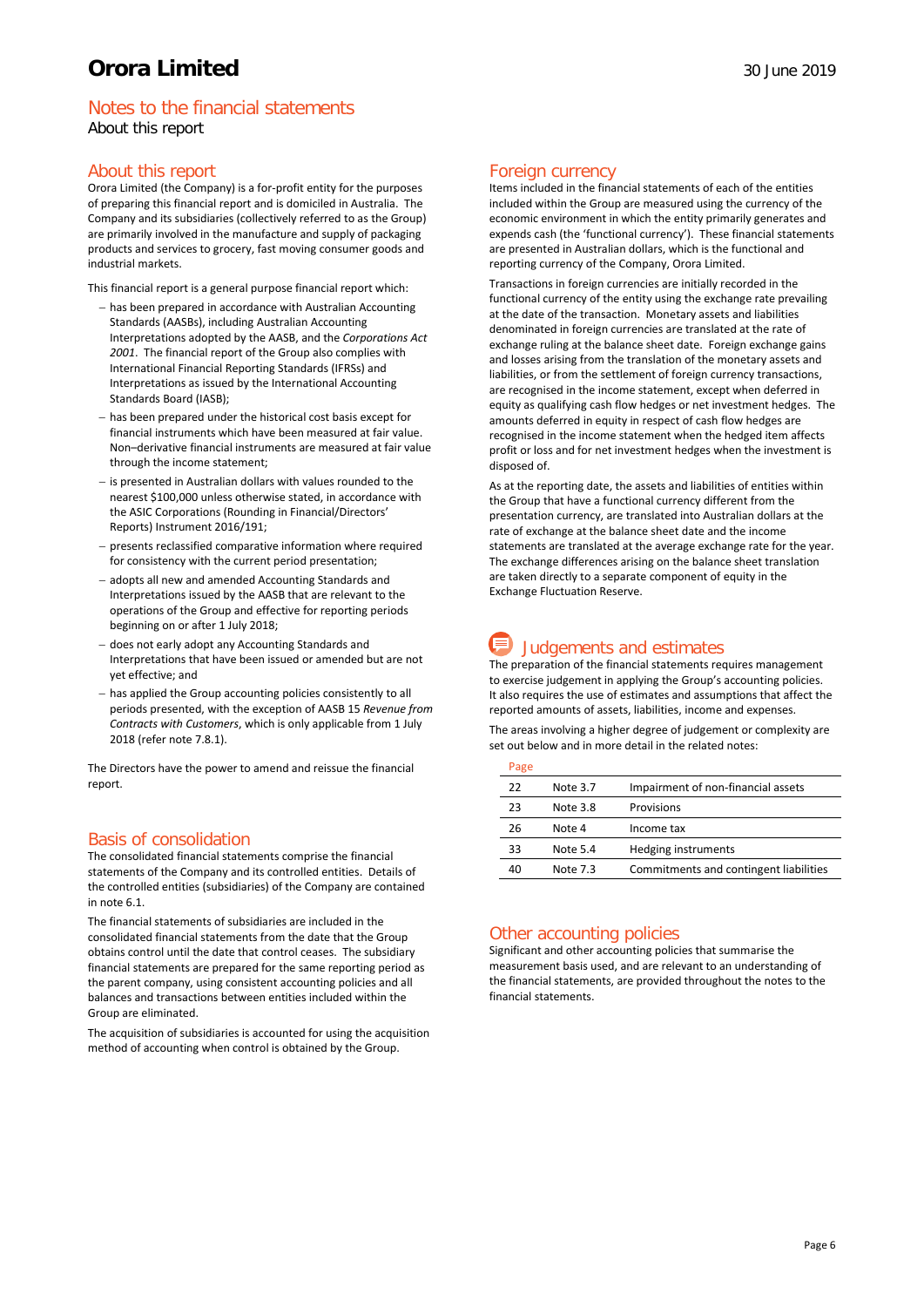# Notes to the financial statements

About this report

## About this report

Orora Limited (the Company) is a for-profit entity for the purposes of preparing this financial report and is domiciled in Australia. The Company and its subsidiaries (collectively referred to as the Group) are primarily involved in the manufacture and supply of packaging products and services to grocery, fast moving consumer goods and industrial markets.

This financial report is a general purpose financial report which:

- has been prepared in accordance with Australian Accounting Standards (AASBs), including Australian Accounting Interpretations adopted by the AASB, and the *Corporations Act 2001*. The financial report of the Group also complies with International Financial Reporting Standards (IFRSs) and Interpretations as issued by the International Accounting Standards Board (IASB);
- has been prepared under the historical cost basis except for financial instruments which have been measured at fair value. Non–derivative financial instruments are measured at fair value through the income statement;
- is presented in Australian dollars with values rounded to the nearest $100,000 unless otherwise stated, in accordance with the ASIC Corporations (Rounding in Financial/Directors' Reports) Instrument 2016/191;
- presents reclassified comparative information where required for consistency with the current period presentation;
- adopts all new and amended Accounting Standards and Interpretations issued by the AASB that are relevant to the operations of the Group and effective for reporting periods beginning on or after 1 July 2018;
- does not early adopt any Accounting Standards and Interpretations that have been issued or amended but are not yet effective; and
- has applied the Group accounting policies consistently to all periods presented, with the exception of AASB 15 *Revenue from Contracts with Customers*, which is only applicable from 1 July 2018 (refer note 7.8.1).

The Directors have the power to amend and reissue the financial report.

## Basis of consolidation

The consolidated financial statements comprise the financial statements of the Company and its controlled entities. Details of the controlled entities (subsidiaries) of the Company are contained in note 6.1.

The financial statements of subsidiaries are included in the consolidated financial statements from the date that the Group obtains control until the date that control ceases. The subsidiary financial statements are prepared for the same reporting period as the parent company, using consistent accounting policies and all balances and transactions between entities included within the Group are eliminated.

The acquisition of subsidiaries is accounted for using the acquisition method of accounting when control is obtained by the Group.

## Foreign currency

Items included in the financial statements of each of the entities included within the Group are measured using the currency of the economic environment in which the entity primarily generates and expends cash (the 'functional currency'). These financial statements are presented in Australian dollars, which is the functional and reporting currency of the Company, Orora Limited.

Transactions in foreign currencies are initially recorded in the functional currency of the entity using the exchange rate prevailing at the date of the transaction. Monetary assets and liabilities denominated in foreign currencies are translated at the rate of exchange ruling at the balance sheet date. Foreign exchange gains and losses arising from the translation of the monetary assets and liabilities, or from the settlement of foreign currency transactions, are recognised in the income statement, except when deferred in equity as qualifying cash flow hedges or net investment hedges. The amounts deferred in equity in respect of cash flow hedges are recognised in the income statement when the hedged item affects profit or loss and for net investment hedges when the investment is disposed of.

As at the reporting date, the assets and liabilities of entities within the Group that have a functional currency different from the presentation currency, are translated into Australian dollars at the rate of exchange at the balance sheet date and the income statements are translated at the average exchange rate for the year. The exchange differences arising on the balance sheet translation are taken directly to a separate component of equity in the Exchange Fluctuation Reserve.

## Judgements and estimates

The preparation of the financial statements requires management to exercise judgement in applying the Group's accounting policies. It also requires the use of estimates and assumptions that affect the reported amounts of assets, liabilities, income and expenses.

The areas involving a higher degree of judgement or complexity are set out below and in more detail in the related notes:

| Page | | |
|---|---|---|
| 22 | Note 3.7 | Impairment of non-financial assets |
| 23 | Note 3.8 | Provisions |
| 26 | Note 4 | Income tax |
| 33 | Note 5.4 | Hedging instruments |
| 40 | Note 7.3 | Commitments and contingent liabilities |

## Other accounting policies

Significant and other accounting policies that summarise the measurement basis used, and are relevant to an understanding of the financial statements, are provided throughout the notes to the financial statements.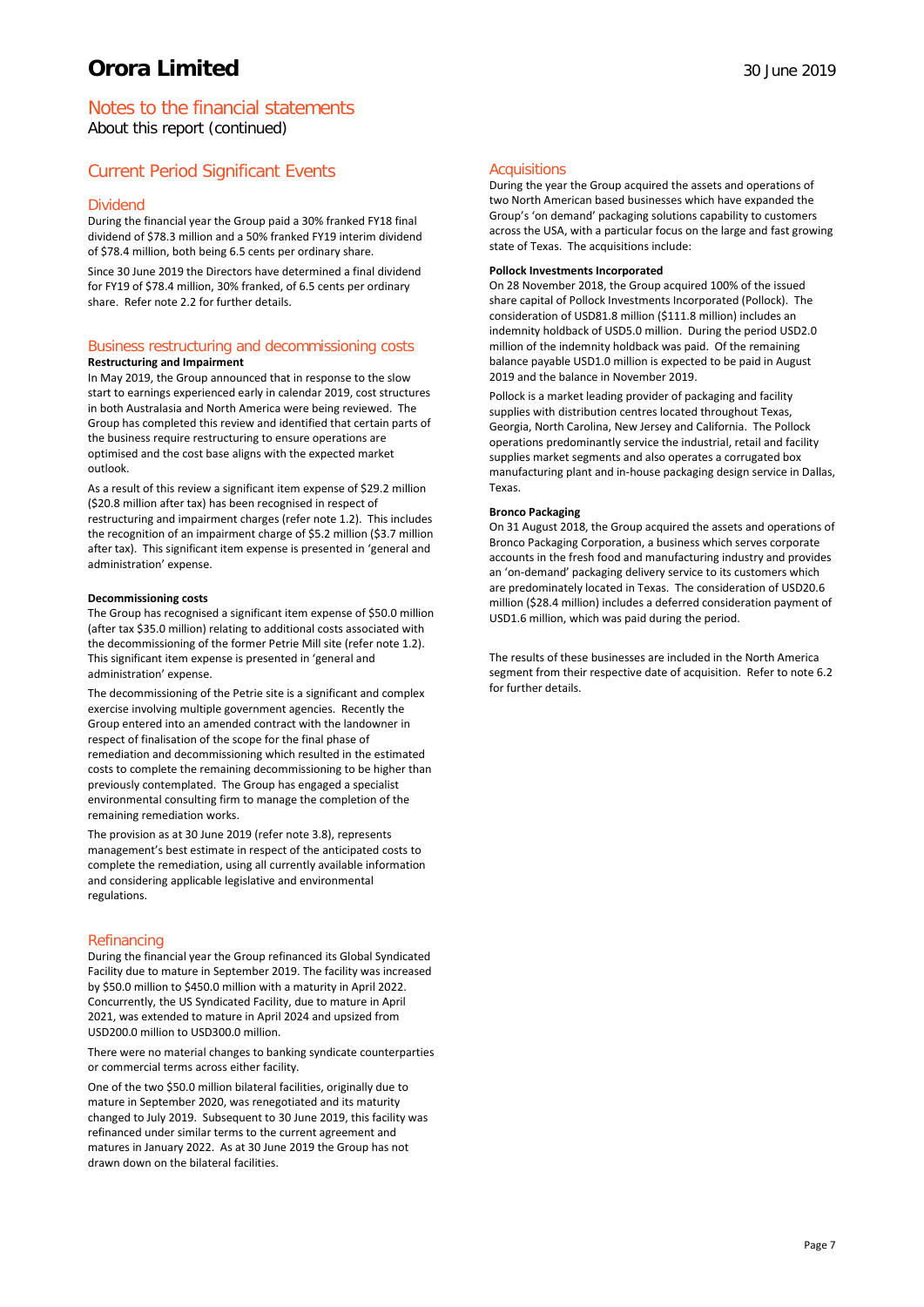# Notes to the financial statements

About this report (continued)

## Current Period Significant Events

### Dividend

During the financial year the Group paid a 30% franked FY18 final dividend of $78.3 million and a 50% franked FY19 interim dividend of $78.4 million, both being 6.5 cents per ordinary share.

Since 30 June 2019 the Directors have determined a final dividend for FY19 of $78.4 million, 30% franked, of 6.5 cents per ordinary share. Refer note 2.2 for further details.

### Business restructuring and decommissioning costs

**Restructuring and Impairment**

In May 2019, the Group announced that in response to the slow start to earnings experienced early in calendar 2019, cost structures in both Australasia and North America were being reviewed. The Group has completed this review and identified that certain parts of the business require restructuring to ensure operations are optimised and the cost base aligns with the expected market outlook.

As a result of this review a significant item expense of $29.2 million ($20.8 million after tax) has been recognised in respect of restructuring and impairment charges (refer note 1.2). This includes the recognition of an impairment charge of $5.2 million ($3.7 million after tax). This significant item expense is presented in 'general and administration' expense.

**Decommissioning costs**

The Group has recognised a significant item expense of $50.0 million (after tax $35.0 million) relating to additional costs associated with the decommissioning of the former Petrie Mill site (refer note 1.2). This significant item expense is presented in 'general and administration' expense.

The decommissioning of the Petrie site is a significant and complex exercise involving multiple government agencies. Recently the Group entered into an amended contract with the landowner in respect of finalisation of the scope for the final phase of remediation and decommissioning which resulted in the estimated costs to complete the remaining decommissioning to be higher than previously contemplated. The Group has engaged a specialist environmental consulting firm to manage the completion of the remaining remediation works.

The provision as at 30 June 2019 (refer note 3.8), represents management's best estimate in respect of the anticipated costs to complete the remediation, using all currently available information and considering applicable legislative and environmental regulations.

### Refinancing

During the financial year the Group refinanced its Global Syndicated Facility due to mature in September 2019. The facility was increased by $50.0 million to $450.0 million with a maturity in April 2022. Concurrently, the US Syndicated Facility, due to mature in April 2021, was extended to mature in April 2024 and upsized from USD200.0 million to USD300.0 million.

There were no material changes to banking syndicate counterparties or commercial terms across either facility.

One of the two $50.0 million bilateral facilities, originally due to mature in September 2020, was renegotiated and its maturity changed to July 2019. Subsequent to 30 June 2019, this facility was refinanced under similar terms to the current agreement and matures in January 2022. As at 30 June 2019 the Group has not drawn down on the bilateral facilities.

### Acquisitions

During the year the Group acquired the assets and operations of two North American based businesses which have expanded the Group's 'on demand' packaging solutions capability to customers across the USA, with a particular focus on the large and fast growing state of Texas. The acquisitions include:

**Pollock Investments Incorporated**

On 28 November 2018, the Group acquired 100% of the issued share capital of Pollock Investments Incorporated (Pollock). The consideration of USD81.8 million ($111.8 million) includes an indemnity holdback of USD5.0 million. During the period USD2.0 million of the indemnity holdback was paid. Of the remaining balance payable USD1.0 million is expected to be paid in August 2019 and the balance in November 2019.

Pollock is a market leading provider of packaging and facility supplies with distribution centres located throughout Texas, Georgia, North Carolina, New Jersey and California. The Pollock operations predominantly service the industrial, retail and facility supplies market segments and also operates a corrugated box manufacturing plant and in-house packaging design service in Dallas, Texas.

**Bronco Packaging**

On 31 August 2018, the Group acquired the assets and operations of Bronco Packaging Corporation, a business which serves corporate accounts in the fresh food and manufacturing industry and provides an 'on-demand' packaging delivery service to its customers which are predominately located in Texas. The consideration of USD20.6 million ($28.4 million) includes a deferred consideration payment of USD1.6 million, which was paid during the period.

The results of these businesses are included in the North America segment from their respective date of acquisition. Refer to note 6.2 for further details.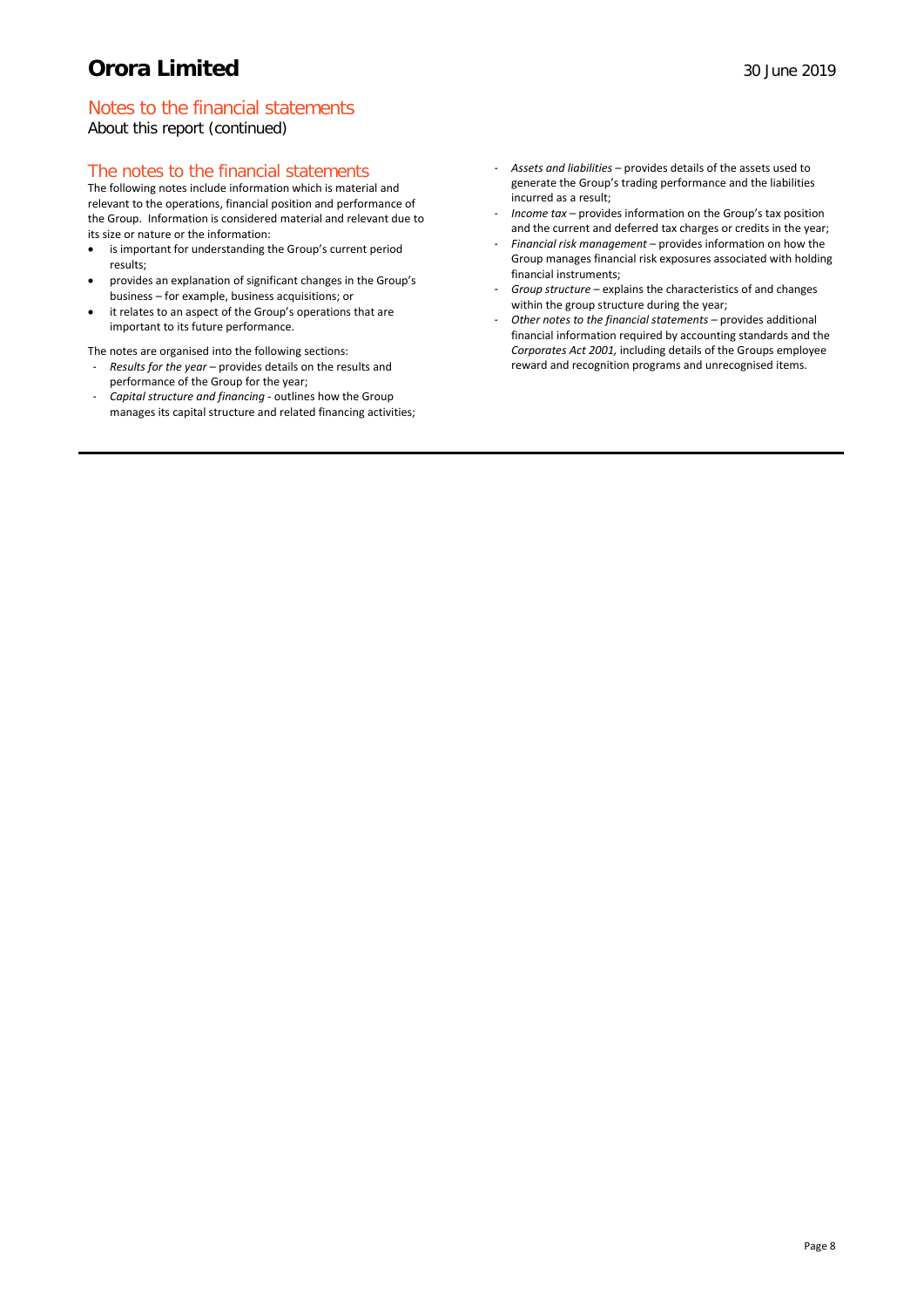# Notes to the financial statements

About this report (continued)

## The notes to the financial statements

The following notes include information which is material and relevant to the operations, financial position and performance of the Group. Information is considered material and relevant due to its size or nature or the information:

- is important for understanding the Group's current period results;
- provides an explanation of significant changes in the Group's business – for example, business acquisitions; or
- it relates to an aspect of the Group's operations that are important to its future performance.

The notes are organised into the following sections:

- *Results for the year* – provides details on the results and performance of the Group for the year;
- *Capital structure and financing* - outlines how the Group manages its capital structure and related financing activities;
- *Assets and liabilities* – provides details of the assets used to generate the Group's trading performance and the liabilities incurred as a result;
- *Income tax* – provides information on the Group's tax position and the current and deferred tax charges or credits in the year;
- *Financial risk management* – provides information on how the Group manages financial risk exposures associated with holding financial instruments;
- *Group structure* – explains the characteristics of and changes within the group structure during the year;
- *Other notes to the financial statements* – provides additional financial information required by accounting standards and the *Corporates Act 2001,* including details of the Groups employee reward and recognition programs and unrecognised items.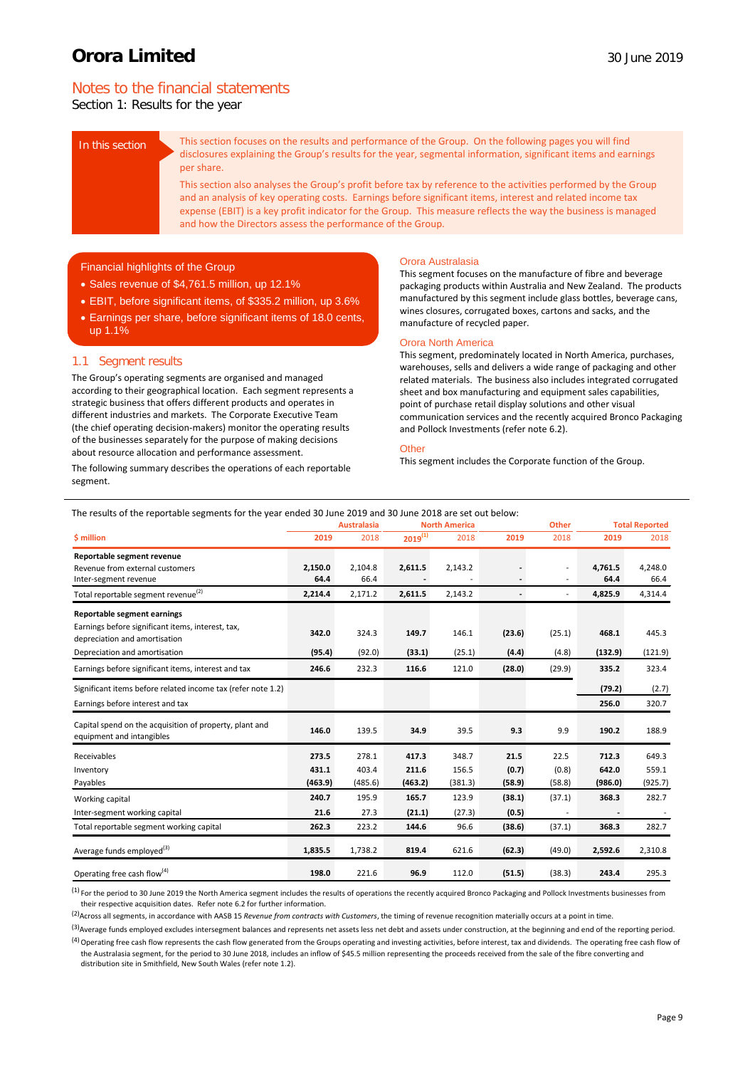# Orora Limited

30 June 2019

## Notes to the financial statements

Section 1: Results for the year

**In this section**

This section focuses on the results and performance of the Group. On the following pages you will find disclosures explaining the Group's results for the year, segmental information, significant items and earnings per share.

This section also analyses the Group's profit before tax by reference to the activities performed by the Group and an analysis of key operating costs. Earnings before significant items, interest and related income tax expense (EBIT) is a key profit indicator for the Group. This measure reflects the way the business is managed and how the Directors assess the performance of the Group.

**Financial highlights of the Group**

- Sales revenue of $4,761.5 million, up 12.1%
- EBIT, before significant items, of $335.2 million, up 3.6%
- Earnings per share, before significant items of 18.0 cents, up 1.1%

### 1.1 Segment results

The Group's operating segments are organised and managed according to their geographical location. Each segment represents a strategic business that offers different products and operates in different industries and markets. The Corporate Executive Team (the chief operating decision-makers) monitor the operating results of the businesses separately for the purpose of making decisions about resource allocation and performance assessment.

The following summary describes the operations of each reportable segment.

**Orora Australasia**

This segment focuses on the manufacture of fibre and beverage packaging products within Australia and New Zealand. The products manufactured by this segment include glass bottles, beverage cans, wines closures, corrugated boxes, cartons and sacks, and the manufacture of recycled paper.

**Orora North America**

This segment, predominately located in North America, purchases, warehouses, sells and delivers a wide range of packaging and other related materials. The business also includes integrated corrugated sheet and box manufacturing and equipment sales capabilities, point of purchase retail display solutions and other visual communication services and the recently acquired Bronco Packaging and Pollock Investments (refer note 6.2).

**Other**

This segment includes the Corporate function of the Group.

The results of the reportable segments for the year ended 30 June 2019 and 30 June 2018 are set out below:

| $ million | Australasia | | North America | | Other | | Total Reported | |
|---|---|---|---|---|---|---|---|---|
| | 2019 | 2018 | 2019[1] | 2018 | 2019 | 2018 | 2019 | 2018 |
| **Reportable segment revenue** | | | | | | | | |
| Revenue from external customers | 2,150.0 | 2,104.8 | 2,611.5 | 2,143.2 | - | - | 4,761.5 | 4,248.0 |
| Inter-segment revenue | 64.4 | 66.4 | - | - | - | - | 64.4 | 66.4 |
| Total reportable segment revenue[2] | 2,214.4 | 2,171.2 | 2,611.5 | 2,143.2 | - | - | 4,825.9 | 4,314.4 |
| **Reportable segment earnings** | | | | | | | | |
| Earnings before significant items, interest, tax, depreciation and amortisation | 342.0 | 324.3 | 149.7 | 146.1 | (23.6) | (25.1) | 468.1 | 445.3 |
| Depreciation and amortisation | (95.4) | (92.0) | (33.1) | (25.1) | (4.4) | (4.8) | (132.9) | (121.9) |
| Earnings before significant items, interest and tax | 246.6 | 232.3 | 116.6 | 121.0 | (28.0) | (29.9) | 335.2 | 323.4 |
| Significant items before related income tax (refer note 1.2) | | | | | | | (79.2) | (2.7) |
| Earnings before interest and tax | | | | | | | 256.0 | 320.7 |
| Capital spend on the acquisition of property, plant and equipment and intangibles | 146.0 | 139.5 | 34.9 | 39.5 | 9.3 | 9.9 | 190.2 | 188.9 |
| Receivables | 273.5 | 278.1 | 417.3 | 348.7 | 21.5 | 22.5 | 712.3 | 649.3 |
| Inventory | 431.1 | 403.4 | 211.6 | 156.5 | (0.7) | (0.8) | 642.0 | 559.1 |
| Payables | (463.9) | (485.6) | (463.2) | (381.3) | (58.9) | (58.8) | (986.0) | (925.7) |
| Working capital | 240.7 | 195.9 | 165.7 | 123.9 | (38.1) | (37.1) | 368.3 | 282.7 |
| Inter-segment working capital | 21.6 | 27.3 | (21.1) | (27.3) | (0.5) | - | - | - |
| Total reportable segment working capital | 262.3 | 223.2 | 144.6 | 96.6 | (38.6) | (37.1) | 368.3 | 282.7 |
| Average funds employed[3] | 1,835.5 | 1,738.2 | 819.4 | 621.6 | (62.3) | (49.0) | 2,592.6 | 2,310.8 |
| Operating free cash flow[4] | 198.0 | 221.6 | 96.9 | 112.0 | (51.5) | (38.3) | 243.4 | 295.3 |

[1] For the period to 30 June 2019 the North America segment includes the results of operations the recently acquired Bronco Packaging and Pollock Investments businesses from their respective acquisition dates. Refer note 6.2 for further information.

[2] Across all segments, in accordance with AASB 15 *Revenue from contracts with Customers*, the timing of revenue recognition materially occurs at a point in time.

[3] Average funds employed excludes intersegment balances and represents net assets less net debt and assets under construction, at the beginning and end of the reporting period.

[4] Operating free cash flow represents the cash flow generated from the Groups operating and investing activities, before interest, tax and dividends. The operating free cash flow of the Australasia segment, for the period to 30 June 2018, includes an inflow of $45.5 million representing the proceeds received from the sale of the fibre converting and distribution site in Smithfield, New South Wales (refer note 1.2).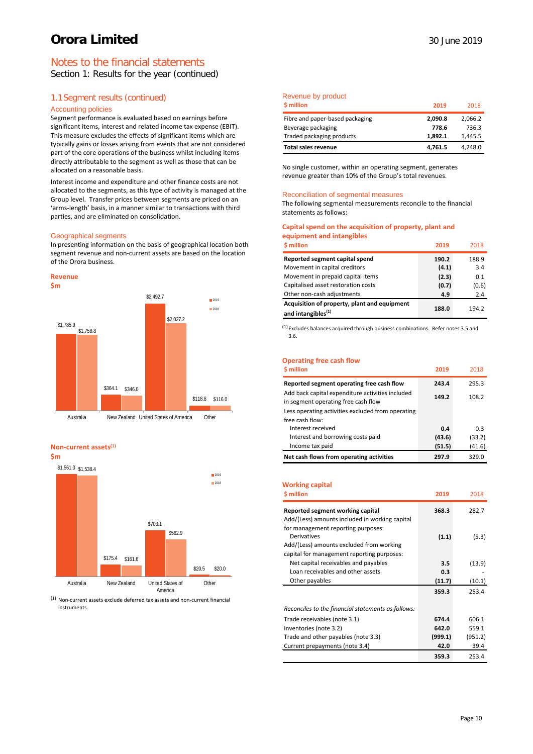# Notes to the financial statements

Section 1: Results for the year (continued)

## 1.1 Segment results (continued)

### Accounting policies

Segment performance is evaluated based on earnings before significant items, interest and related income tax expense (EBIT). This measure excludes the effects of significant items which are typically gains or losses arising from events that are not considered part of the core operations of the business whilst including items directly attributable to the segment as well as those that can be allocated on a reasonable basis.

Interest income and expenditure and other finance costs are not allocated to the segments, as this type of activity is managed at the Group level. Transfer prices between segments are priced on an 'arms-length' basis, in a manner similar to transactions with third parties, and are eliminated on consolidation.

### Geographical segments

In presenting information on the basis of geographical location both segment revenue and non-current assets are based on the location of the Orora business.

**Revenue**
**$m**

| | 2019 | 2018 |
|---|---|---|
| Australia | $1,785.9 | $1,758.8 |
| New Zealand | $364.1 | $346.0 |
| United States of America | $2,492.7 | $2,027.2 |
| Other | $118.8 | $116.0 |

**Non-current assets[(1)]**
**$m**

| | 2019 | 2018 |
|---|---|---|
| Australia | $1,561.0 | $1,538.4 |
| New Zealand | $175.4 | $161.6 |
| United States of America | $703.1 | $562.9 |
| Other | $20.5 | $20.0 |

(1) Non-current assets exclude deferred tax assets and non-current financial instruments.

### Revenue by product

| $ million | 2019 | 2018 |
|---|---|---|
| Fibre and paper-based packaging | **2,090.8** | 2,066.2 |
| Beverage packaging | **778.6** | 736.3 |
| Traded packaging products | **1,892.1** | 1,445.5 |
| **Total sales revenue** | **4,761.5** | 4,248.0 |

No single customer, within an operating segment, generates revenue greater than 10% of the Group's total revenues.

### Reconciliation of segmental measures

The following segmental measurements reconcile to the financial statements as follows:

**Capital spend on the acquisition of property, plant and equipment and intangibles**

| $ million | 2019 | 2018 |
|---|---|---|
| **Reported segment capital spend** | **190.2** | 188.9 |
| Movement in capital creditors | **(4.1)** | 3.4 |
| Movement in prepaid capital items | **(2.3)** | 0.1 |
| Capitalised asset restoration costs | **(0.7)** | (0.6) |
| Other non-cash adjustments | **4.9** | 2.4 |
| **Acquisition of property, plant and equipment and intangibles[(1)]** | **188.0** | 194.2 |

(1) Excludes balances acquired through business combinations. Refer notes 3.5 and 3.6.

**Operating free cash flow**

| $ million | 2019 | 2018 |
|---|---|---|
| **Reported segment operating free cash flow** | **243.4** | 295.3 |
| Add back capital expenditure activities included in segment operating free cash flow | **149.2** | 108.2 |
| Less operating activities excluded from operating free cash flow: | | |
| Interest received | **0.4** | 0.3 |
| Interest and borrowing costs paid | **(43.6)** | (33.2) |
| Income tax paid | **(51.5)** | (41.6) |
| **Net cash flows from operating activities** | **297.9** | 329.0 |

**Working capital**

| $ million | 2019 | 2018 |
|---|---|---|
| **Reported segment working capital** | **368.3** | 282.7 |
| Add/(Less) amounts included in working capital for management reporting purposes: | | |
| Derivatives | **(1.1)** | (5.3) |
| Add/(Less) amounts excluded from working capital for management reporting purposes: | | |
| Net capital receivables and payables | **3.5** | (13.9) |
| Loan receivables and other assets | **0.3** | - |
| Other payables | **(11.7)** | (10.1) |
| | **359.3** | 253.4 |
| *Reconciles to the financial statements as follows:* | | |
| Trade receivables (note 3.1) | **674.4** | 606.1 |
| Inventories (note 3.2) | **642.0** | 559.1 |
| Trade and other payables (note 3.3) | **(999.1)** | (951.2) |
| Current prepayments (note 3.4) | **42.0** | 39.4 |
| | **359.3** | 253.4 |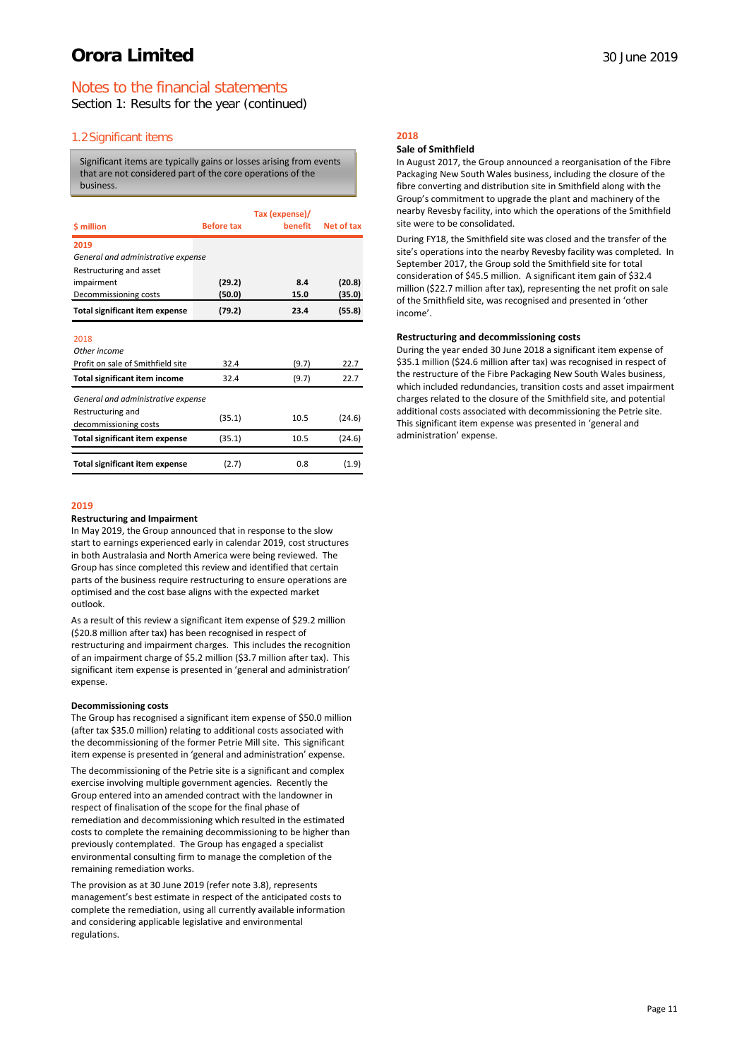# Notes to the financial statements

Section 1: Results for the year (continued)

## 1.2 Significant items

Significant items are typically gains or losses arising from events that are not considered part of the core operations of the business.

| $ million | Before tax | Tax (expense)/ benefit | Net of tax |
|---|---|---|---|
| **2019** | | | |
| *General and administrative expense* | | | |
| Restructuring and asset impairment | **(29.2)** | **8.4** | **(20.8)** |
| Decommissioning costs | **(50.0)** | **15.0** | **(35.0)** |
| **Total significant item expense** | **(79.2)** | **23.4** | **(55.8)** |
| 2018 | | | |
| *Other income* | | | |
| Profit on sale of Smithfield site | 32.4 | (9.7) | 22.7 |
| **Total significant item income** | 32.4 | (9.7) | 22.7 |
| *General and administrative expense* | | | |
| Restructuring and decommissioning costs | (35.1) | 10.5 | (24.6) |
| **Total significant item expense** | (35.1) | 10.5 | (24.6) |
| **Total significant item expense** | (2.7) | 0.8 | (1.9) |

### 2019

**Restructuring and Impairment**

In May 2019, the Group announced that in response to the slow start to earnings experienced early in calendar 2019, cost structures in both Australasia and North America were being reviewed. The Group has since completed this review and identified that certain parts of the business require restructuring to ensure operations are optimised and the cost base aligns with the expected market outlook.

As a result of this review a significant item expense of $29.2 million ($20.8 million after tax) has been recognised in respect of restructuring and impairment charges. This includes the recognition of an impairment charge of $5.2 million ($3.7 million after tax). This significant item expense is presented in 'general and administration' expense.

**Decommissioning costs**

The Group has recognised a significant item expense of $50.0 million (after tax $35.0 million) relating to additional costs associated with the decommissioning of the former Petrie Mill site. This significant item expense is presented in 'general and administration' expense.

The decommissioning of the Petrie site is a significant and complex exercise involving multiple government agencies. Recently the Group entered into an amended contract with the landowner in respect of finalisation of the scope for the final phase of remediation and decommissioning which resulted in the estimated costs to complete the remaining decommissioning to be higher than previously contemplated. The Group has engaged a specialist environmental consulting firm to manage the completion of the remaining remediation works.

The provision as at 30 June 2019 (refer note 3.8), represents management's best estimate in respect of the anticipated costs to complete the remediation, using all currently available information and considering applicable legislative and environmental regulations.

### 2018

**Sale of Smithfield**

In August 2017, the Group announced a reorganisation of the Fibre Packaging New South Wales business, including the closure of the fibre converting and distribution site in Smithfield along with the Group's commitment to upgrade the plant and machinery of the nearby Revesby facility, into which the operations of the Smithfield site were to be consolidated.

During FY18, the Smithfield site was closed and the transfer of the site's operations into the nearby Revesby facility was completed. In September 2017, the Group sold the Smithfield site for total consideration of $45.5 million. A significant item gain of $32.4 million ($22.7 million after tax), representing the net profit on sale of the Smithfield site, was recognised and presented in 'other income'.

**Restructuring and decommissioning costs**

During the year ended 30 June 2018 a significant item expense of $35.1 million ($24.6 million after tax) was recognised in respect of the restructure of the Fibre Packaging New South Wales business, which included redundancies, transition costs and asset impairment charges related to the closure of the Smithfield site, and potential additional costs associated with decommissioning the Petrie site. This significant item expense was presented in 'general and administration' expense.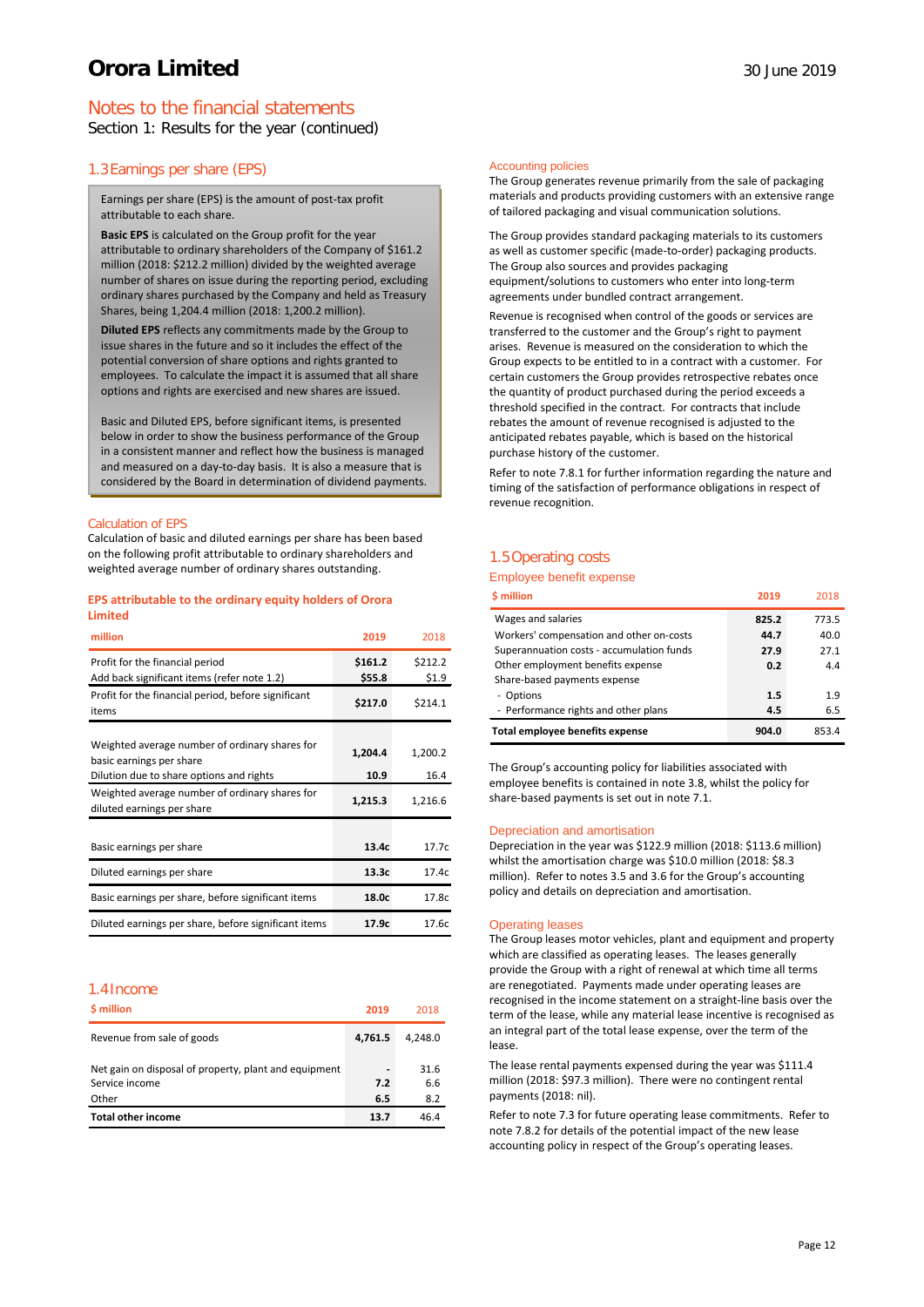# Notes to the financial statements

Section 1: Results for the year (continued)

## 1.3 Earnings per share (EPS)

Earnings per share (EPS) is the amount of post-tax profit attributable to each share.

**Basic EPS** is calculated on the Group profit for the year attributable to ordinary shareholders of the Company of $161.2 million (2018: $212.2 million) divided by the weighted average number of shares on issue during the reporting period, excluding ordinary shares purchased by the Company and held as Treasury Shares, being 1,204.4 million (2018: 1,200.2 million).

**Diluted EPS** reflects any commitments made by the Group to issue shares in the future and so it includes the effect of the potential conversion of share options and rights granted to employees. To calculate the impact it is assumed that all share options and rights are exercised and new shares are issued.

Basic and Diluted EPS, before significant items, is presented below in order to show the business performance of the Group in a consistent manner and reflect how the business is managed and measured on a day-to-day basis. It is also a measure that is considered by the Board in determination of dividend payments.

### Calculation of EPS

Calculation of basic and diluted earnings per share has been based on the following profit attributable to ordinary shareholders and weighted average number of ordinary shares outstanding.

**EPS attributable to the ordinary equity holders of Orora Limited**

| million | 2019 | 2018 |
|---|---|---|
| Profit for the financial period | $161.2 | $212.2 |
| Add back significant items (refer note 1.2) | $55.8 | $1.9 |
| Profit for the financial period, before significant items | $217.0 | $214.1 |
| Weighted average number of ordinary shares for basic earnings per share | 1,204.4 | 1,200.2 |
| Dilution due to share options and rights | 10.9 | 16.4 |
| Weighted average number of ordinary shares for diluted earnings per share | 1,215.3 | 1,216.6 |
| Basic earnings per share | 13.4c | 17.7c |
| Diluted earnings per share | 13.3c | 17.4c |
| Basic earnings per share, before significant items | 18.0c | 17.8c |
| Diluted earnings per share, before significant items | 17.9c | 17.6c |

## 1.4 Income

| $ million | 2019 | 2018 |
|---|---|---|
| Revenue from sale of goods | 4,761.5 | 4,248.0 |
| Net gain on disposal of property, plant and equipment | - | 31.6 |
| Service income | 7.2 | 6.6 |
| Other | 6.5 | 8.2 |
| **Total other income** | **13.7** | **46.4** |

### Accounting policies

The Group generates revenue primarily from the sale of packaging materials and products providing customers with an extensive range of tailored packaging and visual communication solutions.

The Group provides standard packaging materials to its customers as well as customer specific (made-to-order) packaging products. The Group also sources and provides packaging equipment/solutions to customers who enter into long-term agreements under bundled contract arrangement.

Revenue is recognised when control of the goods or services are transferred to the customer and the Group's right to payment arises. Revenue is measured on the consideration to which the Group expects to be entitled to in a contract with a customer. For certain customers the Group provides retrospective rebates once the quantity of product purchased during the period exceeds a threshold specified in the contract. For contracts that include rebates the amount of revenue recognised is adjusted to the anticipated rebates payable, which is based on the historical purchase history of the customer.

Refer to note 7.8.1 for further information regarding the nature and timing of the satisfaction of performance obligations in respect of revenue recognition.

## 1.5 Operating costs

### Employee benefit expense

| $ million | 2019 | 2018 |
|---|---|---|
| Wages and salaries | 825.2 | 773.5 |
| Workers' compensation and other on-costs | 44.7 | 40.0 |
| Superannuation costs - accumulation funds | 27.9 | 27.1 |
| Other employment benefits expense | 0.2 | 4.4 |
| Share-based payments expense | | |
| - Options | 1.5 | 1.9 |
| - Performance rights and other plans | 4.5 | 6.5 |
| **Total employee benefits expense** | **904.0** | **853.4** |

The Group's accounting policy for liabilities associated with employee benefits is contained in note 3.8, whilst the policy for share-based payments is set out in note 7.1.

### Depreciation and amortisation

Depreciation in the year was $122.9 million (2018: $113.6 million) whilst the amortisation charge was $10.0 million (2018: $8.3 million). Refer to notes 3.5 and 3.6 for the Group's accounting policy and details on depreciation and amortisation.

### Operating leases

The Group leases motor vehicles, plant and equipment and property which are classified as operating leases. The leases generally provide the Group with a right of renewal at which time all terms are renegotiated. Payments made under operating leases are recognised in the income statement on a straight-line basis over the term of the lease, while any material lease incentive is recognised as an integral part of the total lease expense, over the term of the lease.

The lease rental payments expensed during the year was $111.4 million (2018: $97.3 million). There were no contingent rental payments (2018: nil).

Refer to note 7.3 for future operating lease commitments. Refer to note 7.8.2 for details of the potential impact of the new lease accounting policy in respect of the Group's operating leases.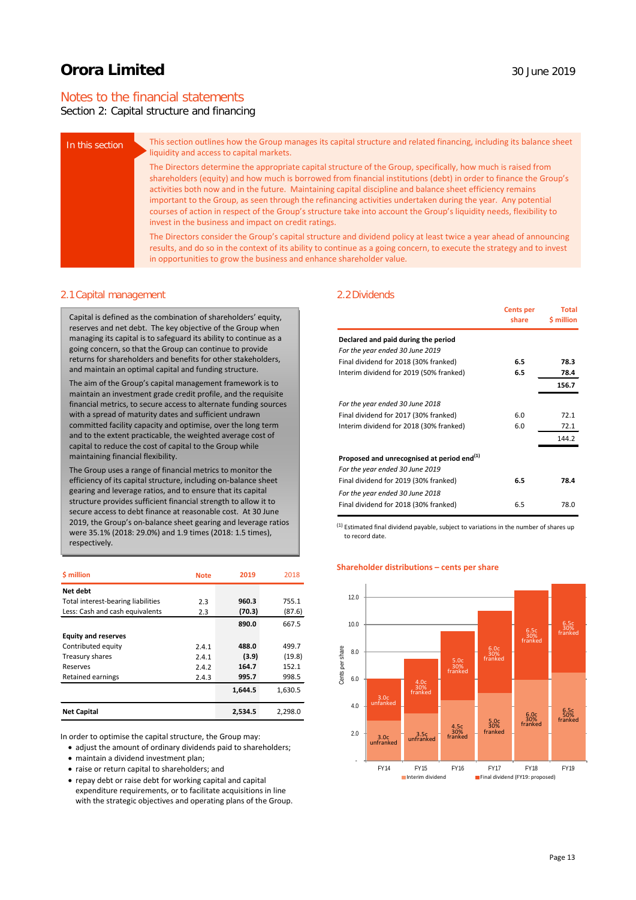# Orora Limited

30 June 2019

## Notes to the financial statements

Section 2: Capital structure and financing

**In this section**

This section outlines how the Group manages its capital structure and related financing, including its balance sheet liquidity and access to capital markets.

The Directors determine the appropriate capital structure of the Group, specifically, how much is raised from shareholders (equity) and how much is borrowed from financial institutions (debt) in order to finance the Group's activities both now and in the future. Maintaining capital discipline and balance sheet efficiency remains important to the Group, as seen through the refinancing activities undertaken during the year. Any potential courses of action in respect of the Group's structure take into account the Group's liquidity needs, flexibility to invest in the business and impact on credit ratings.

The Directors consider the Group's capital structure and dividend policy at least twice a year ahead of announcing results, and do so in the context of its ability to continue as a going concern, to execute the strategy and to invest in opportunities to grow the business and enhance shareholder value.

### 2.1 Capital management

Capital is defined as the combination of shareholders' equity, reserves and net debt. The key objective of the Group when managing its capital is to safeguard its ability to continue as a going concern, so that the Group can continue to provide returns for shareholders and benefits for other stakeholders, and maintain an optimal capital and funding structure.

The aim of the Group's capital management framework is to maintain an investment grade credit profile, and the requisite financial metrics, to secure access to alternate funding sources with a spread of maturity dates and sufficient undrawn committed facility capacity and optimise, over the long term and to the extent practicable, the weighted average cost of capital to reduce the cost of capital to the Group while maintaining financial flexibility.

The Group uses a range of financial metrics to monitor the efficiency of its capital structure, including on-balance sheet gearing and leverage ratios, and to ensure that its capital structure provides sufficient financial strength to allow it to secure access to debt finance at reasonable cost. At 30 June 2019, the Group's on-balance sheet gearing and leverage ratios were 35.1% (2018: 29.0%) and 1.9 times (2018: 1.5 times), respectively.

| $ million | Note | 2019 | 2018 |
|---|---|---|---|
| **Net debt** | | | |
| Total interest-bearing liabilities | 2.3 | 960.3 | 755.1 |
| Less: Cash and cash equivalents | 2.3 | (70.3) | (87.6) |
| | | 890.0 | 667.5 |
| **Equity and reserves** | | | |
| Contributed equity | 2.4.1 | 488.0 | 499.7 |
| Treasury shares | 2.4.1 | (3.9) | (19.8) |
| Reserves | 2.4.2 | 164.7 | 152.1 |
| Retained earnings | 2.4.3 | 995.7 | 998.5 |
| | | 1,644.5 | 1,630.5 |
| **Net Capital** | | 2,534.5 | 2,298.0 |

In order to optimise the capital structure, the Group may:

- adjust the amount of ordinary dividends paid to shareholders;
- maintain a dividend investment plan;
- raise or return capital to shareholders; and
- repay debt or raise debt for working capital and capital expenditure requirements, or to facilitate acquisitions in line with the strategic objectives and operating plans of the Group.

### 2.2 Dividends

| | Cents per share | Total $ million |
|---|---|---|
| **Declared and paid during the period** | | |
| *For the year ended 30 June 2019* | | |
| Final dividend for 2018 (30% franked) | 6.5 | 78.3 |
| Interim dividend for 2019 (50% franked) | 6.5 | 78.4 |
| | | 156.7 |
| *For the year ended 30 June 2018* | | |
| Final dividend for 2017 (30% franked) | 6.0 | 72.1 |
| Interim dividend for 2018 (30% franked) | 6.0 | 72.1 |
| | | 144.2 |
| **Proposed and unrecognised at period end**[1] | | |
| *For the year ended 30 June 2019* | | |
| Final dividend for 2019 (30% franked) | 6.5 | 78.4 |
| *For the year ended 30 June 2018* | | |
| Final dividend for 2018 (30% franked) | 6.5 | 78.0 |

[1] Estimated final dividend payable, subject to variations in the number of shares up to record date.

**Shareholder distributions – cents per share**

| | Interim dividend | Final dividend (FY19: proposed) |
|---|---|---|
| FY14 | 3.0c unfranked | 3.0c unfranked |
| FY15 | 3.5c unfranked | 4.0c 30% franked |
| FY16 | 4.5c 30% franked | 5.0c 30% franked |
| FY17 | 5.0c 30% franked | 6.0c 30% franked |
| FY18 | 6.0c 30% franked | 6.5c 30% franked |
| FY19 | 6.5c 50% franked | 6.5c 30% franked |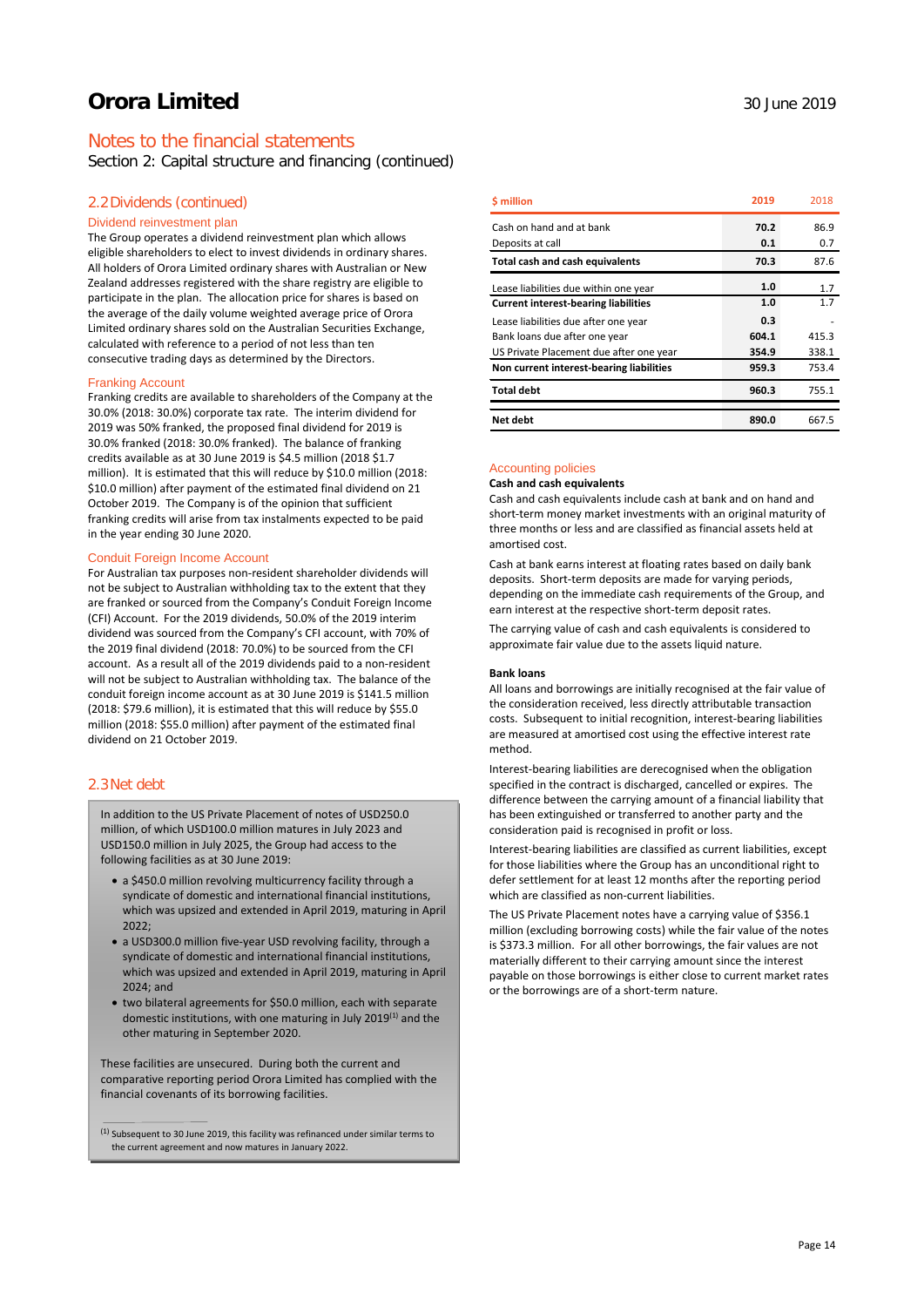# Orora Limited

30 June 2019

## Notes to the financial statements

Section 2: Capital structure and financing (continued)

### 2.2 Dividends (continued)

#### Dividend reinvestment plan

The Group operates a dividend reinvestment plan which allows eligible shareholders to elect to invest dividends in ordinary shares. All holders of Orora Limited ordinary shares with Australian or New Zealand addresses registered with the share registry are eligible to participate in the plan. The allocation price for shares is based on the average of the daily volume weighted average price of Orora Limited ordinary shares sold on the Australian Securities Exchange, calculated with reference to a period of not less than ten consecutive trading days as determined by the Directors.

#### Franking Account

Franking credits are available to shareholders of the Company at the 30.0% (2018: 30.0%) corporate tax rate. The interim dividend for 2019 was 50% franked, the proposed final dividend for 2019 is 30.0% franked (2018: 30.0% franked). The balance of franking credits available as at 30 June 2019 is $4.5 million (2018 $1.7 million). It is estimated that this will reduce by $10.0 million (2018: $10.0 million) after payment of the estimated final dividend on 21 October 2019. The Company is of the opinion that sufficient franking credits will arise from tax instalments expected to be paid in the year ending 30 June 2020.

#### Conduit Foreign Income Account

For Australian tax purposes non-resident shareholder dividends will not be subject to Australian withholding tax to the extent that they are franked or sourced from the Company's Conduit Foreign Income (CFI) Account. For the 2019 dividends, 50.0% of the 2019 interim dividend was sourced from the Company's CFI account, with 70% of the 2019 final dividend (2018: 70.0%) to be sourced from the CFI account. As a result all of the 2019 dividends paid to a non-resident will not be subject to Australian withholding tax. The balance of the conduit foreign income account as at 30 June 2019 is $141.5 million (2018: $79.6 million), it is estimated that this will reduce by $55.0 million (2018: $55.0 million) after payment of the estimated final dividend on 21 October 2019.

### 2.3 Net debt

In addition to the US Private Placement of notes of USD250.0 million, of which USD100.0 million matures in July 2023 and USD150.0 million in July 2025, the Group had access to the following facilities as at 30 June 2019:

- a $450.0 million revolving multicurrency facility through a syndicate of domestic and international financial institutions, which was upsized and extended in April 2019, maturing in April 2022;
- a USD300.0 million five-year USD revolving facility, through a syndicate of domestic and international financial institutions, which was upsized and extended in April 2019, maturing in April 2024; and
- two bilateral agreements for $50.0 million, each with separate domestic institutions, with one maturing in July 2019[1] and the other maturing in September 2020.

These facilities are unsecured. During both the current and comparative reporting period Orora Limited has complied with the financial covenants of its borrowing facilities.

[1] Subsequent to 30 June 2019, this facility was refinanced under similar terms to the current agreement and now matures in January 2022.

| $ million | 2019 | 2018 |
|---|---|---|
| Cash on hand and at bank | **70.2** | 86.9 |
| Deposits at call | **0.1** | 0.7 |
| **Total cash and cash equivalents** | **70.3** | 87.6 |
| Lease liabilities due within one year | **1.0** | 1.7 |
| **Current interest-bearing liabilities** | **1.0** | 1.7 |
| Lease liabilities due after one year | **0.3** | - |
| Bank loans due after one year | **604.1** | 415.3 |
| US Private Placement due after one year | **354.9** | 338.1 |
| **Non current interest-bearing liabilities** | **959.3** | 753.4 |
| **Total debt** | **960.3** | 755.1 |
| **Net debt** | **890.0** | 667.5 |

#### Accounting policies

**Cash and cash equivalents**

Cash and cash equivalents include cash at bank and on hand and short-term money market investments with an original maturity of three months or less and are classified as financial assets held at amortised cost.

Cash at bank earns interest at floating rates based on daily bank deposits. Short-term deposits are made for varying periods, depending on the immediate cash requirements of the Group, and earn interest at the respective short-term deposit rates.

The carrying value of cash and cash equivalents is considered to approximate fair value due to the assets liquid nature.

**Bank loans**

All loans and borrowings are initially recognised at the fair value of the consideration received, less directly attributable transaction costs. Subsequent to initial recognition, interest-bearing liabilities are measured at amortised cost using the effective interest rate method.

Interest-bearing liabilities are derecognised when the obligation specified in the contract is discharged, cancelled or expires. The difference between the carrying amount of a financial liability that has been extinguished or transferred to another party and the consideration paid is recognised in profit or loss.

Interest-bearing liabilities are classified as current liabilities, except for those liabilities where the Group has an unconditional right to defer settlement for at least 12 months after the reporting period which are classified as non-current liabilities.

The US Private Placement notes have a carrying value of $356.1 million (excluding borrowing costs) while the fair value of the notes is $373.3 million. For all other borrowings, the fair values are not materially different to their carrying amount since the interest payable on those borrowings is either close to current market rates or the borrowings are of a short-term nature.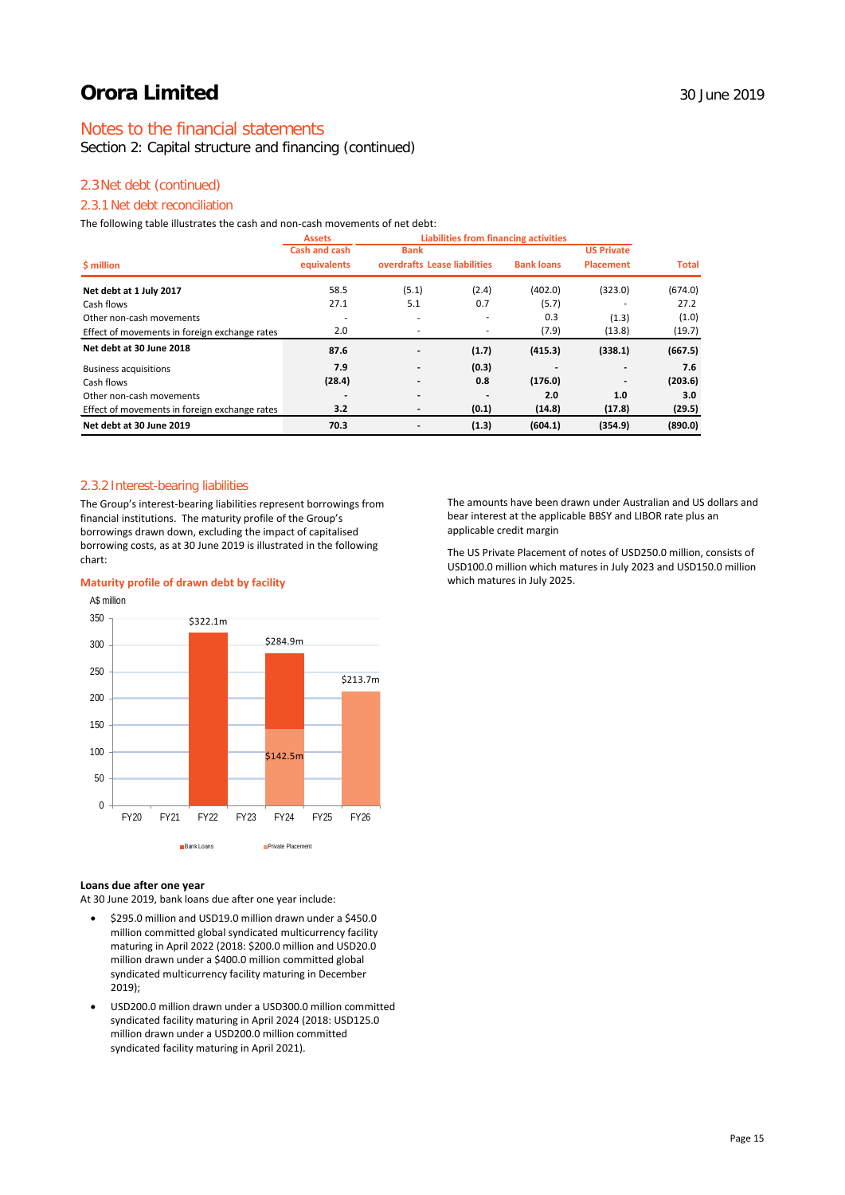## Notes to the financial statements

Section 2: Capital structure and financing (continued)

### 2.3 Net debt (continued)

#### 2.3.1 Net debt reconciliation

The following table illustrates the cash and non-cash movements of net debt:

| | Assets | Liabilities from financing activities | | | | |
|---|---|---|---|---|---|---|
| $ million | Cash and cash equivalents | Bank overdrafts | Lease liabilities | Bank loans | US Private Placement | Total |
| **Net debt at 1 July 2017** | 58.5 | (5.1) | (2.4) | (402.0) | (323.0) | (674.0) |
| Cash flows | 27.1 | 5.1 | 0.7 | (5.7) | - | 27.2 |
| Other non-cash movements | - | - | - | 0.3 | (1.3) | (1.0) |
| Effect of movements in foreign exchange rates | 2.0 | - | - | (7.9) | (13.8) | (19.7) |
| **Net debt at 30 June 2018** | **87.6** | **-** | **(1.7)** | **(415.3)** | **(338.1)** | **(667.5)** |
| Business acquisitions | **7.9** | **-** | **(0.3)** | **-** | **-** | **7.6** |
| Cash flows | **(28.4)** | **-** | **0.8** | **(176.0)** | **-** | **(203.6)** |
| Other non-cash movements | **-** | **-** | **-** | **2.0** | **1.0** | **3.0** |
| Effect of movements in foreign exchange rates | **3.2** | **-** | **(0.1)** | **(14.8)** | **(17.8)** | **(29.5)** |
| **Net debt at 30 June 2019** | **70.3** | **-** | **(1.3)** | **(604.1)** | **(354.9)** | **(890.0)** |

#### 2.3.2 Interest-bearing liabilities

The Group's interest-bearing liabilities represent borrowings from financial institutions. The maturity profile of the Group's borrowings drawn down, excluding the impact of capitalised borrowing costs, as at 30 June 2019 is illustrated in the following chart:

**Maturity profile of drawn debt by facility**

A$ million

| | FY20 | FY21 | FY22 | FY23 | FY24 | FY25 | FY26 |
|---|---|---|---|---|---|---|---|
| Bank Loans | | | $322.1m | | $284.9m (total) | | |
| Private Placement | | | | | $142.5m | | $213.7m |

The amounts have been drawn under Australian and US dollars and bear interest at the applicable BBSY and LIBOR rate plus an applicable credit margin

The US Private Placement of notes of USD250.0 million, consists of USD100.0 million which matures in July 2023 and USD150.0 million which matures in July 2025.

**Loans due after one year**

At 30 June 2019, bank loans due after one year include:

- $295.0 million and USD19.0 million drawn under a $450.0 million committed global syndicated multicurrency facility maturing in April 2022 (2018: $200.0 million and USD20.0 million drawn under a $400.0 million committed global syndicated multicurrency facility maturing in December 2019);
- USD200.0 million drawn under a USD300.0 million committed syndicated facility maturing in April 2024 (2018: USD125.0 million drawn under a USD200.0 million committed syndicated facility maturing in April 2021).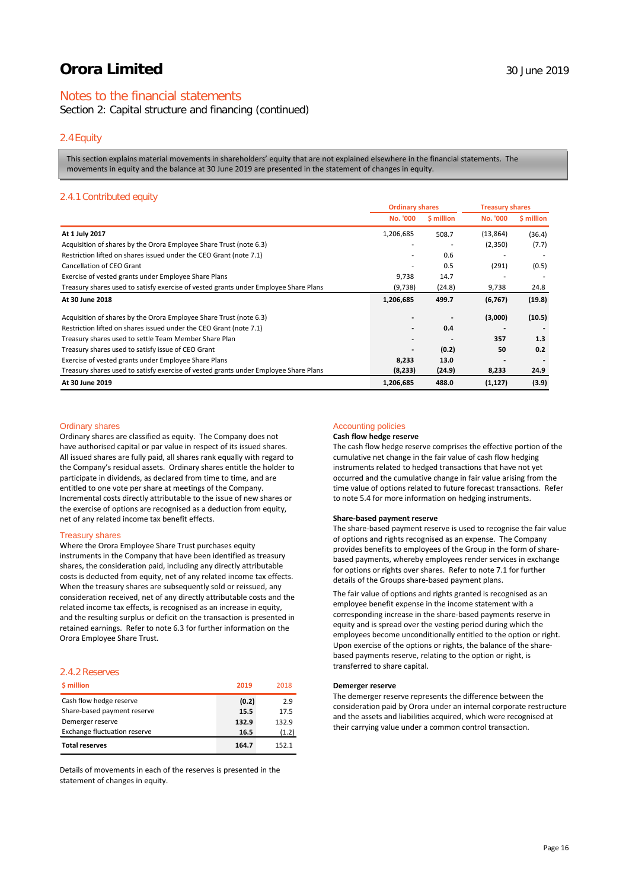# Orora Limited

30 June 2019

## Notes to the financial statements

Section 2: Capital structure and financing (continued)

## 2.4 Equity

This section explains material movements in shareholders' equity that are not explained elsewhere in the financial statements. The movements in equity and the balance at 30 June 2019 are presented in the statement of changes in equity.

### 2.4.1 Contributed equity

| | Ordinary shares | | Treasury shares | |
|---|---|---|---|---|
| | No. '000 | $ million | No. '000 | $ million |
| **At 1 July 2017** | 1,206,685 | 508.7 | (13,864) | (36.4) |
| Acquisition of shares by the Orora Employee Share Trust (note 6.3) | - | - | (2,350) | (7.7) |
| Restriction lifted on shares issued under the CEO Grant (note 7.1) | - | 0.6 | - | - |
| Cancellation of CEO Grant | - | 0.5 | (291) | (0.5) |
| Exercise of vested grants under Employee Share Plans | 9,738 | 14.7 | - | - |
| Treasury shares used to satisfy exercise of vested grants under Employee Share Plans | (9,738) | (24.8) | 9,738 | 24.8 |
| **At 30 June 2018** | **1,206,685** | **499.7** | **(6,767)** | **(19.8)** |
| Acquisition of shares by the Orora Employee Share Trust (note 6.3) | **-** | **-** | **(3,000)** | **(10.5)** |
| Restriction lifted on shares issued under the CEO Grant (note 7.1) | **-** | **0.4** | **-** | **-** |
| Treasury shares used to settle Team Member Share Plan | **-** | **-** | **357** | **1.3** |
| Treasury shares used to satisfy issue of CEO Grant | **-** | **(0.2)** | **50** | **0.2** |
| Exercise of vested grants under Employee Share Plans | **8,233** | **13.0** | **-** | **-** |
| Treasury shares used to satisfy exercise of vested grants under Employee Share Plans | **(8,233)** | **(24.9)** | **8,233** | **24.9** |
| **At 30 June 2019** | **1,206,685** | **488.0** | **(1,127)** | **(3.9)** |

#### Ordinary shares

Ordinary shares are classified as equity. The Company does not have authorised capital or par value in respect of its issued shares. All issued shares are fully paid, all shares rank equally with regard to the Company's residual assets. Ordinary shares entitle the holder to participate in dividends, as declared from time to time, and are entitled to one vote per share at meetings of the Company. Incremental costs directly attributable to the issue of new shares or the exercise of options are recognised as a deduction from equity, net of any related income tax benefit effects.

#### Treasury shares

Where the Orora Employee Share Trust purchases equity instruments in the Company that have been identified as treasury shares, the consideration paid, including any directly attributable costs is deducted from equity, net of any related income tax effects. When the treasury shares are subsequently sold or reissued, any consideration received, net of any directly attributable costs and the related income tax effects, is recognised as an increase in equity, and the resulting surplus or deficit on the transaction is presented in retained earnings. Refer to note 6.3 for further information on the Orora Employee Share Trust.

### 2.4.2 Reserves

| $ million | 2019 | 2018 |
|---|---|---|
| Cash flow hedge reserve | **(0.2)** | 2.9 |
| Share-based payment reserve | **15.5** | 17.5 |
| Demerger reserve | **132.9** | 132.9 |
| Exchange fluctuation reserve | **16.5** | (1.2) |
| **Total reserves** | **164.7** | 152.1 |

Details of movements in each of the reserves is presented in the statement of changes in equity.

#### Accounting policies

**Cash flow hedge reserve**

The cash flow hedge reserve comprises the effective portion of the cumulative net change in the fair value of cash flow hedging instruments related to hedged transactions that have not yet occurred and the cumulative change in fair value arising from the time value of options related to future forecast transactions. Refer to note 5.4 for more information on hedging instruments.

**Share-based payment reserve**

The share-based payment reserve is used to recognise the fair value of options and rights recognised as an expense. The Company provides benefits to employees of the Group in the form of share-based payments, whereby employees render services in exchange for options or rights over shares. Refer to note 7.1 for further details of the Groups share-based payment plans.

The fair value of options and rights granted is recognised as an employee benefit expense in the income statement with a corresponding increase in the share-based payments reserve in equity and is spread over the vesting period during which the employees become unconditionally entitled to the option or right. Upon exercise of the options or rights, the balance of the share-based payments reserve, relating to the option or right, is transferred to share capital.

**Demerger reserve**

The demerger reserve represents the difference between the consideration paid by Orora under an internal corporate restructure and the assets and liabilities acquired, which were recognised at their carrying value under a common control transaction.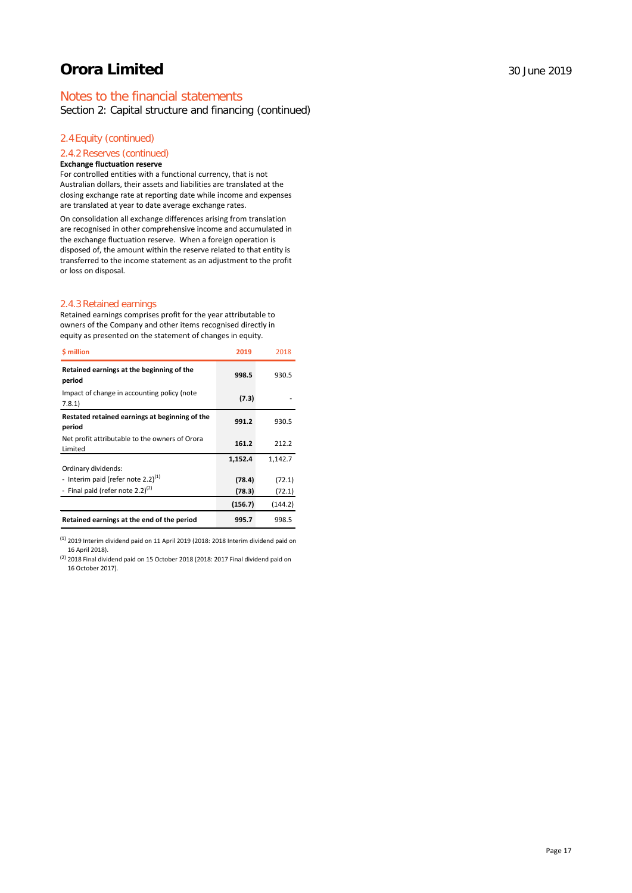# Orora Limited

30 June 2019

## Notes to the financial statements

Section 2: Capital structure and financing (continued)

### 2.4 Equity (continued)

#### 2.4.2 Reserves (continued)

**Exchange fluctuation reserve**

For controlled entities with a functional currency, that is not Australian dollars, their assets and liabilities are translated at the closing exchange rate at reporting date while income and expenses are translated at year to date average exchange rates.

On consolidation all exchange differences arising from translation are recognised in other comprehensive income and accumulated in the exchange fluctuation reserve. When a foreign operation is disposed of, the amount within the reserve related to that entity is transferred to the income statement as an adjustment to the profit or loss on disposal.

#### 2.4.3 Retained earnings

Retained earnings comprises profit for the year attributable to owners of the Company and other items recognised directly in equity as presented on the statement of changes in equity.

| $ million | 2019 | 2018 |
|---|---|---|
| **Retained earnings at the beginning of the period** | **998.5** | 930.5 |
| Impact of change in accounting policy (note 7.8.1) | **(7.3)** | - |
| **Restated retained earnings at beginning of the period** | **991.2** | 930.5 |
| Net profit attributable to the owners of Orora Limited | **161.2** | 212.2 |
| | **1,152.4** | 1,142.7 |
| Ordinary dividends: | | |
| - Interim paid (refer note 2.2)[1] | **(78.4)** | (72.1) |
| - Final paid (refer note 2.2)[2] | **(78.3)** | (72.1) |
| | **(156.7)** | (144.2) |
| **Retained earnings at the end of the period** | **995.7** | 998.5 |

[1] 2019 Interim dividend paid on 11 April 2019 (2018: 2018 Interim dividend paid on 16 April 2018).

[2] 2018 Final dividend paid on 15 October 2018 (2018: 2017 Final dividend paid on 16 October 2017).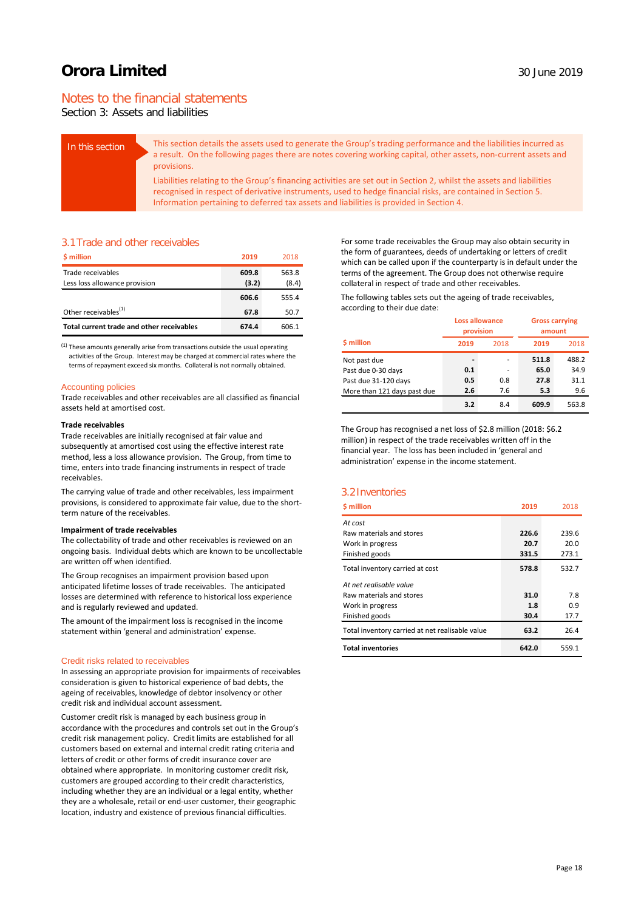# Orora Limited

30 June 2019

## Notes to the financial statements

Section 3: Assets and liabilities

**In this section**

This section details the assets used to generate the Group's trading performance and the liabilities incurred as a result. On the following pages there are notes covering working capital, other assets, non-current assets and provisions.

Liabilities relating to the Group's financing activities are set out in Section 2, whilst the assets and liabilities recognised in respect of derivative instruments, used to hedge financial risks, are contained in Section 5. Information pertaining to deferred tax assets and liabilities is provided in Section 4.

### 3.1 Trade and other receivables

| $ million | 2019 | 2018 |
|---|---|---|
| Trade receivables | **609.8** | 563.8 |
| Less loss allowance provision | **(3.2)** | (8.4) |
| | **606.6** | 555.4 |
| Other receivables[1] | **67.8** | 50.7 |
| **Total current trade and other receivables** | **674.4** | 606.1 |

[1] These amounts generally arise from transactions outside the usual operating activities of the Group. Interest may be charged at commercial rates where the terms of repayment exceed six months. Collateral is not normally obtained.

#### Accounting policies

Trade receivables and other receivables are all classified as financial assets held at amortised cost.

**Trade receivables**

Trade receivables are initially recognised at fair value and subsequently at amortised cost using the effective interest rate method, less a loss allowance provision. The Group, from time to time, enters into trade financing instruments in respect of trade receivables.

The carrying value of trade and other receivables, less impairment provisions, is considered to approximate fair value, due to the short-term nature of the receivables.

**Impairment of trade receivables**

The collectability of trade and other receivables is reviewed on an ongoing basis. Individual debts which are known to be uncollectable are written off when identified.

The Group recognises an impairment provision based upon anticipated lifetime losses of trade receivables. The anticipated losses are determined with reference to historical loss experience and is regularly reviewed and updated.

The amount of the impairment loss is recognised in the income statement within 'general and administration' expense.

#### Credit risks related to receivables

In assessing an appropriate provision for impairments of receivables consideration is given to historical experience of bad debts, the ageing of receivables, knowledge of debtor insolvency or other credit risk and individual account assessment.

Customer credit risk is managed by each business group in accordance with the procedures and controls set out in the Group's credit risk management policy. Credit limits are established for all customers based on external and internal credit rating criteria and letters of credit or other forms of credit insurance cover are obtained where appropriate. In monitoring customer credit risk, customers are grouped according to their credit characteristics, including whether they are an individual or a legal entity, whether they are a wholesale, retail or end-user customer, their geographic location, industry and existence of previous financial difficulties.

For some trade receivables the Group may also obtain security in the form of guarantees, deeds of undertaking or letters of credit which can be called upon if the counterparty is in default under the terms of the agreement. The Group does not otherwise require collateral in respect of trade and other receivables.

The following tables sets out the ageing of trade receivables, according to their due date:

| | Loss allowance provision | | Gross carrying amount | |
|---|---|---|---|---|
| $ million | 2019 | 2018 | 2019 | 2018 |
| Not past due | **-** | - | **511.8** | 488.2 |
| Past due 0-30 days | **0.1** | - | **65.0** | 34.9 |
| Past due 31-120 days | **0.5** | 0.8 | **27.8** | 31.1 |
| More than 121 days past due | **2.6** | 7.6 | **5.3** | 9.6 |
| | **3.2** | 8.4 | **609.9** | 563.8 |

The Group has recognised a net loss of $2.8 million (2018: $6.2 million) in respect of the trade receivables written off in the financial year. The loss has been included in 'general and administration' expense in the income statement.

### 3.2 Inventories

| $ million | 2019 | 2018 |
|---|---|---|
| *At cost* | | |
| Raw materials and stores | **226.6** | 239.6 |
| Work in progress | **20.7** | 20.0 |
| Finished goods | **331.5** | 273.1 |
| Total inventory carried at cost | **578.8** | 532.7 |
| *At net realisable value* | | |
| Raw materials and stores | **31.0** | 7.8 |
| Work in progress | **1.8** | 0.9 |
| Finished goods | **30.4** | 17.7 |
| Total inventory carried at net realisable value | **63.2** | 26.4 |
| **Total inventories** | **642.0** | 559.1 |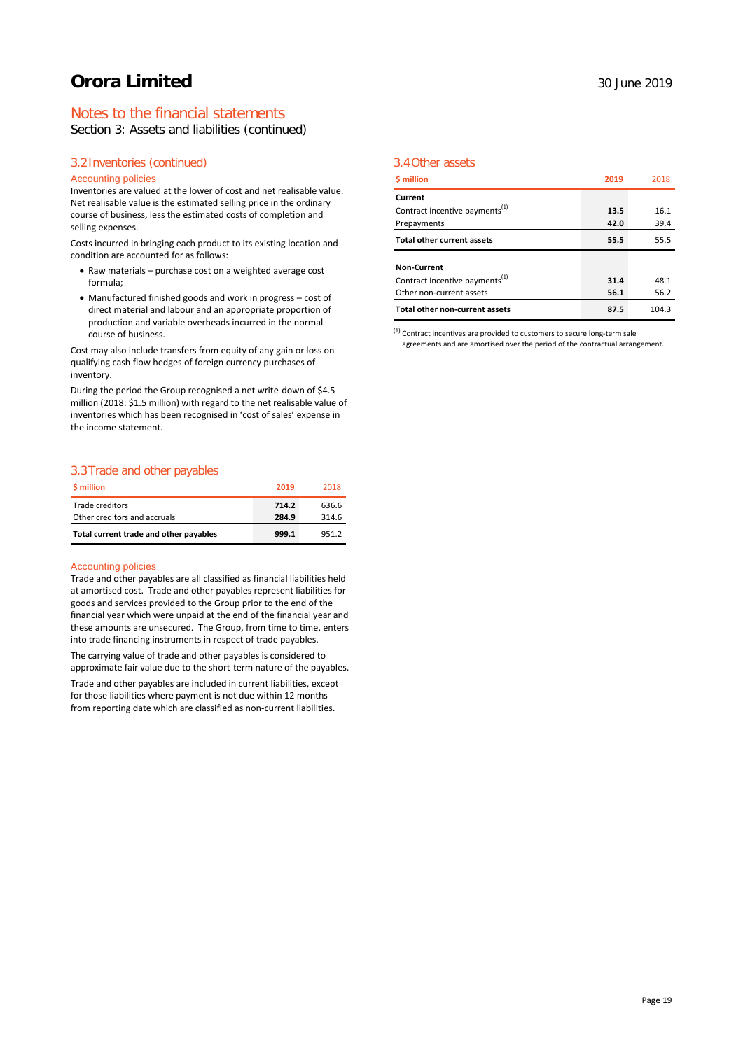# Orora Limited

30 June 2019

## Notes to the financial statements

Section 3: Assets and liabilities (continued)

### 3.2 Inventories (continued)

#### Accounting policies

Inventories are valued at the lower of cost and net realisable value. Net realisable value is the estimated selling price in the ordinary course of business, less the estimated costs of completion and selling expenses.

Costs incurred in bringing each product to its existing location and condition are accounted for as follows:

- Raw materials – purchase cost on a weighted average cost formula;
- Manufactured finished goods and work in progress – cost of direct material and labour and an appropriate proportion of production and variable overheads incurred in the normal course of business.

Cost may also include transfers from equity of any gain or loss on qualifying cash flow hedges of foreign currency purchases of inventory.

During the period the Group recognised a net write-down of $4.5 million (2018: $1.5 million) with regard to the net realisable value of inventories which has been recognised in 'cost of sales' expense in the income statement.

### 3.3 Trade and other payables

| $ million | 2019 | 2018 |
|---|---|---|
| Trade creditors | 714.2 | 636.6 |
| Other creditors and accruals | 284.9 | 314.6 |
| **Total current trade and other payables** | **999.1** | 951.2 |

#### Accounting policies

Trade and other payables are all classified as financial liabilities held at amortised cost. Trade and other payables represent liabilities for goods and services provided to the Group prior to the end of the financial year which were unpaid at the end of the financial year and these amounts are unsecured. The Group, from time to time, enters into trade financing instruments in respect of trade payables.

The carrying value of trade and other payables is considered to approximate fair value due to the short-term nature of the payables.

Trade and other payables are included in current liabilities, except for those liabilities where payment is not due within 12 months from reporting date which are classified as non-current liabilities.

### 3.4 Other assets

| $ million | 2019 | 2018 |
|---|---|---|
| **Current** | | |
| Contract incentive payments[1] | 13.5 | 16.1 |
| Prepayments | 42.0 | 39.4 |
| **Total other current assets** | **55.5** | 55.5 |
| | | |
| **Non-Current** | | |
| Contract incentive payments[1] | 31.4 | 48.1 |
| Other non-current assets | 56.1 | 56.2 |
| **Total other non-current assets** | **87.5** | 104.3 |

[1] Contract incentives are provided to customers to secure long-term sale agreements and are amortised over the period of the contractual arrangement.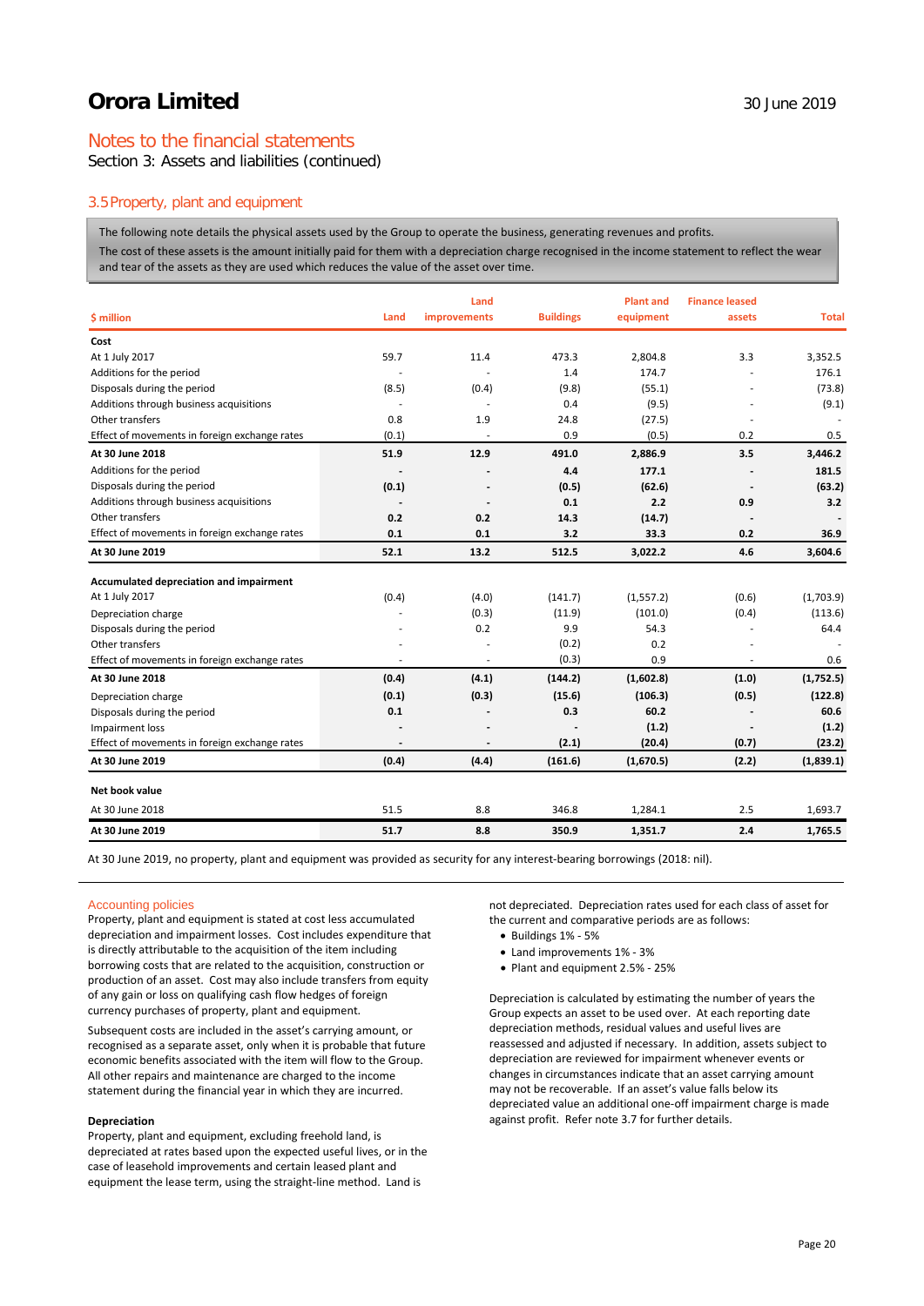# Orora Limited

30 June 2019

## Notes to the financial statements

Section 3: Assets and liabilities (continued)

### 3.5 Property, plant and equipment

The following note details the physical assets used by the Group to operate the business, generating revenues and profits.

The cost of these assets is the amount initially paid for them with a depreciation charge recognised in the income statement to reflect the wear and tear of the assets as they are used which reduces the value of the asset over time.

| $ million | Land | Land improvements | Buildings | Plant and equipment | Finance leased assets | Total |
|---|---|---|---|---|---|---|
| **Cost** | | | | | | |
| At 1 July 2017 | 59.7 | 11.4 | 473.3 | 2,804.8 | 3.3 | 3,352.5 |
| Additions for the period | - | - | 1.4 | 174.7 | - | 176.1 |
| Disposals during the period | (8.5) | (0.4) | (9.8) | (55.1) | - | (73.8) |
| Additions through business acquisitions | - | - | 0.4 | (9.5) | - | (9.1) |
| Other transfers | 0.8 | 1.9 | 24.8 | (27.5) | - | - |
| Effect of movements in foreign exchange rates | (0.1) | - | 0.9 | (0.5) | 0.2 | 0.5 |
| **At 30 June 2018** | **51.9** | **12.9** | **491.0** | **2,886.9** | **3.5** | **3,446.2** |
| Additions for the period | **-** | **-** | **4.4** | **177.1** | **-** | **181.5** |
| Disposals during the period | **(0.1)** | **-** | **(0.5)** | **(62.6)** | **-** | **(63.2)** |
| Additions through business acquisitions | **-** | **-** | **0.1** | **2.2** | **0.9** | **3.2** |
| Other transfers | **0.2** | **0.2** | **14.3** | **(14.7)** | **-** | **-** |
| Effect of movements in foreign exchange rates | **0.1** | **0.1** | **3.2** | **33.3** | **0.2** | **36.9** |
| **At 30 June 2019** | **52.1** | **13.2** | **512.5** | **3,022.2** | **4.6** | **3,604.6** |
| | | | | | | |
| **Accumulated depreciation and impairment** | | | | | | |
| At 1 July 2017 | (0.4) | (4.0) | (141.7) | (1,557.2) | (0.6) | (1,703.9) |
| Depreciation charge | - | (0.3) | (11.9) | (101.0) | (0.4) | (113.6) |
| Disposals during the period | - | 0.2 | 9.9 | 54.3 | - | 64.4 |
| Other transfers | - | - | (0.2) | 0.2 | - | - |
| Effect of movements in foreign exchange rates | - | - | (0.3) | 0.9 | - | 0.6 |
| **At 30 June 2018** | **(0.4)** | **(4.1)** | **(144.2)** | **(1,602.8)** | **(1.0)** | **(1,752.5)** |
| Depreciation charge | **(0.1)** | **(0.3)** | **(15.6)** | **(106.3)** | **(0.5)** | **(122.8)** |
| Disposals during the period | **0.1** | **-** | **0.3** | **60.2** | **-** | **60.6** |
| Impairment loss | **-** | **-** | **-** | **(1.2)** | **-** | **(1.2)** |
| Effect of movements in foreign exchange rates | **-** | **-** | **(2.1)** | **(20.4)** | **(0.7)** | **(23.2)** |
| **At 30 June 2019** | **(0.4)** | **(4.4)** | **(161.6)** | **(1,670.5)** | **(2.2)** | **(1,839.1)** |
| | | | | | | |
| **Net book value** | | | | | | |
| At 30 June 2018 | 51.5 | 8.8 | 346.8 | 1,284.1 | 2.5 | 1,693.7 |
| **At 30 June 2019** | **51.7** | **8.8** | **350.9** | **1,351.7** | **2.4** | **1,765.5** |

At 30 June 2019, no property, plant and equipment was provided as security for any interest-bearing borrowings (2018: nil).

#### Accounting policies

Property, plant and equipment is stated at cost less accumulated depreciation and impairment losses. Cost includes expenditure that is directly attributable to the acquisition of the item including borrowing costs that are related to the acquisition, construction or production of an asset. Cost may also include transfers from equity of any gain or loss on qualifying cash flow hedges of foreign currency purchases of property, plant and equipment.

Subsequent costs are included in the asset's carrying amount, or recognised as a separate asset, only when it is probable that future economic benefits associated with the item will flow to the Group. All other repairs and maintenance are charged to the income statement during the financial year in which they are incurred.

**Depreciation**

Property, plant and equipment, excluding freehold land, is depreciated at rates based upon the expected useful lives, or in the case of leasehold improvements and certain leased plant and equipment the lease term, using the straight-line method. Land is not depreciated. Depreciation rates used for each class of asset for the current and comparative periods are as follows:

- Buildings 1% - 5%
- Land improvements 1% - 3%
- Plant and equipment 2.5% - 25%

Depreciation is calculated by estimating the number of years the Group expects an asset to be used over. At each reporting date depreciation methods, residual values and useful lives are reassessed and adjusted if necessary. In addition, assets subject to depreciation are reviewed for impairment whenever events or changes in circumstances indicate that an asset carrying amount may not be recoverable. If an asset's value falls below its depreciated value an additional one-off impairment charge is made against profit. Refer note 3.7 for further details.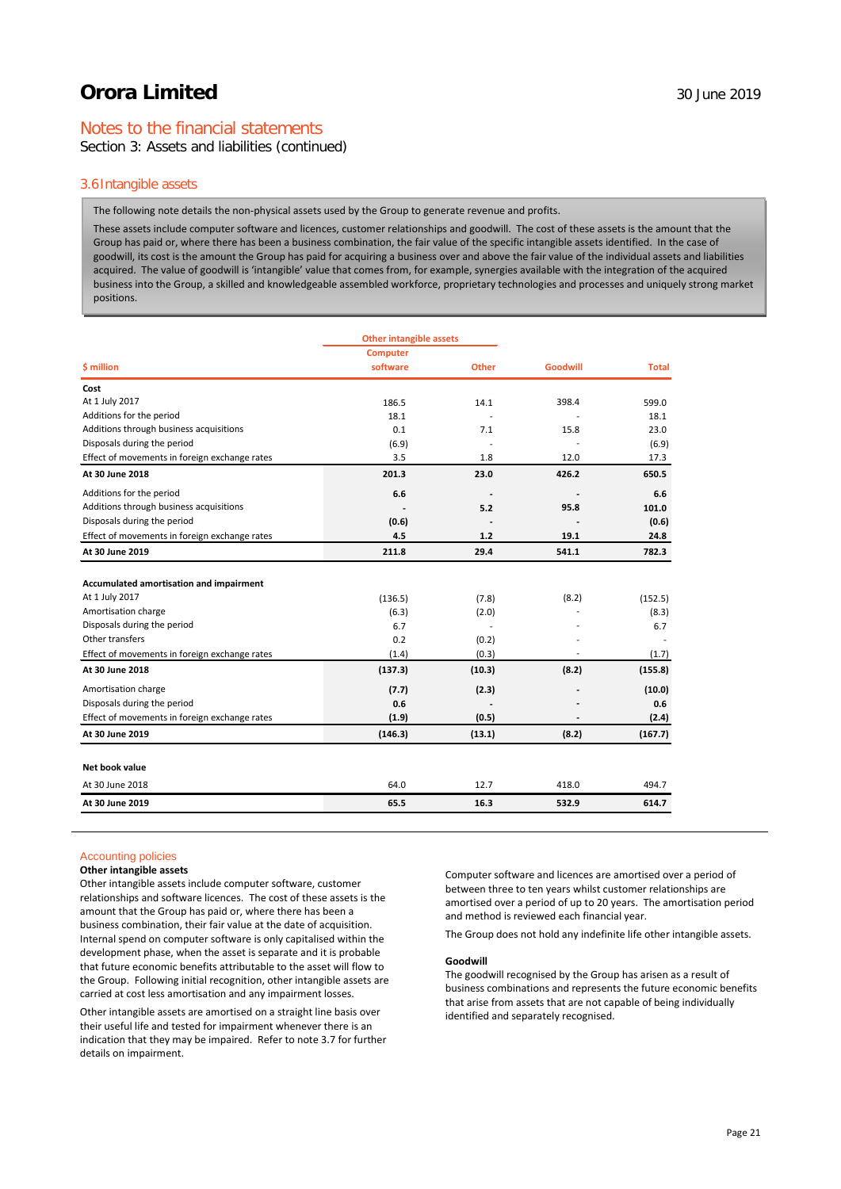# Orora Limited

30 June 2019

## Notes to the financial statements

Section 3: Assets and liabilities (continued)

### 3.6 Intangible assets

The following note details the non-physical assets used by the Group to generate revenue and profits.

These assets include computer software and licences, customer relationships and goodwill. The cost of these assets is the amount that the Group has paid or, where there has been a business combination, the fair value of the specific intangible assets identified. In the case of goodwill, its cost is the amount the Group has paid for acquiring a business over and above the fair value of the individual assets and liabilities acquired. The value of goodwill is 'intangible' value that comes from, for example, synergies available with the integration of the acquired business into the Group, a skilled and knowledgeable assembled workforce, proprietary technologies and processes and uniquely strong market positions.

| $ million | Other intangible assets: Computer software | Other intangible assets: Other | Goodwill | Total |
|---|---|---|---|---|
| **Cost** | | | | |
| At 1 July 2017 | 186.5 | 14.1 | 398.4 | 599.0 |
| Additions for the period | 18.1 | - | - | 18.1 |
| Additions through business acquisitions | 0.1 | 7.1 | 15.8 | 23.0 |
| Disposals during the period | (6.9) | - | - | (6.9) |
| Effect of movements in foreign exchange rates | 3.5 | 1.8 | 12.0 | 17.3 |
| **At 30 June 2018** | **201.3** | **23.0** | **426.2** | **650.5** |
| Additions for the period | **6.6** | **-** | **-** | **6.6** |
| Additions through business acquisitions | **-** | **5.2** | **95.8** | **101.0** |
| Disposals during the period | **(0.6)** | **-** | **-** | **(0.6)** |
| Effect of movements in foreign exchange rates | **4.5** | **1.2** | **19.1** | **24.8** |
| **At 30 June 2019** | **211.8** | **29.4** | **541.1** | **782.3** |
| **Accumulated amortisation and impairment** | | | | |
| At 1 July 2017 | (136.5) | (7.8) | (8.2) | (152.5) |
| Amortisation charge | (6.3) | (2.0) | - | (8.3) |
| Disposals during the period | 6.7 | - | - | 6.7 |
| Other transfers | 0.2 | (0.2) | - | - |
| Effect of movements in foreign exchange rates | (1.4) | (0.3) | - | (1.7) |
| **At 30 June 2018** | **(137.3)** | **(10.3)** | **(8.2)** | **(155.8)** |
| Amortisation charge | **(7.7)** | **(2.3)** | **-** | **(10.0)** |
| Disposals during the period | **0.6** | **-** | **-** | **0.6** |
| Effect of movements in foreign exchange rates | **(1.9)** | **(0.5)** | **-** | **(2.4)** |
| **At 30 June 2019** | **(146.3)** | **(13.1)** | **(8.2)** | **(167.7)** |
| **Net book value** | | | | |
| At 30 June 2018 | 64.0 | 12.7 | 418.0 | 494.7 |
| **At 30 June 2019** | **65.5** | **16.3** | **532.9** | **614.7** |

### Accounting policies

**Other intangible assets**

Other intangible assets include computer software, customer relationships and software licences. The cost of these assets is the amount that the Group has paid or, where there has been a business combination, their fair value at the date of acquisition. Internal spend on computer software is only capitalised within the development phase, when the asset is separate and it is probable that future economic benefits attributable to the asset will flow to the Group. Following initial recognition, other intangible assets are carried at cost less amortisation and any impairment losses.

Other intangible assets are amortised on a straight line basis over their useful life and tested for impairment whenever there is an indication that they may be impaired. Refer to note 3.7 for further details on impairment.

Computer software and licences are amortised over a period of between three to ten years whilst customer relationships are amortised over a period of up to 20 years. The amortisation period and method is reviewed each financial year.

The Group does not hold any indefinite life other intangible assets.

**Goodwill**

The goodwill recognised by the Group has arisen as a result of business combinations and represents the future economic benefits that arise from assets that are not capable of being individually identified and separately recognised.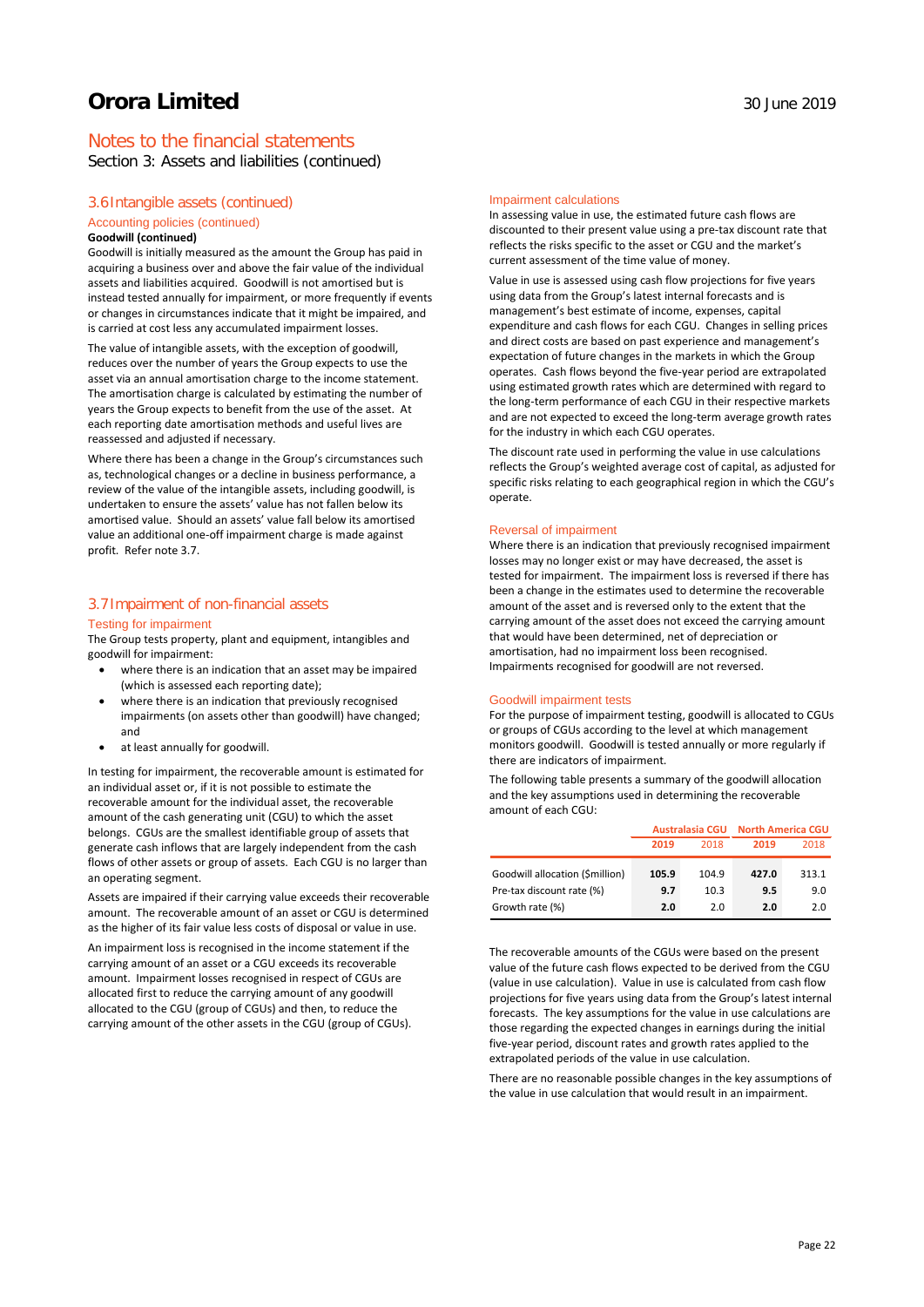## Notes to the financial statements

Section 3: Assets and liabilities (continued)

### 3.6 Intangible assets (continued)

#### Accounting policies (continued)

**Goodwill (continued)**

Goodwill is initially measured as the amount the Group has paid in acquiring a business over and above the fair value of the individual assets and liabilities acquired. Goodwill is not amortised but is instead tested annually for impairment, or more frequently if events or changes in circumstances indicate that it might be impaired, and is carried at cost less any accumulated impairment losses.

The value of intangible assets, with the exception of goodwill, reduces over the number of years the Group expects to use the asset via an annual amortisation charge to the income statement. The amortisation charge is calculated by estimating the number of years the Group expects to benefit from the use of the asset. At each reporting date amortisation methods and useful lives are reassessed and adjusted if necessary.

Where there has been a change in the Group's circumstances such as, technological changes or a decline in business performance, a review of the value of the intangible assets, including goodwill, is undertaken to ensure the assets' value has not fallen below its amortised value. Should an assets' value fall below its amortised value an additional one-off impairment charge is made against profit. Refer note 3.7.

### 3.7 Impairment of non-financial assets

#### Testing for impairment

The Group tests property, plant and equipment, intangibles and goodwill for impairment:

- where there is an indication that an asset may be impaired (which is assessed each reporting date);
- where there is an indication that previously recognised impairments (on assets other than goodwill) have changed; and
- at least annually for goodwill.

In testing for impairment, the recoverable amount is estimated for an individual asset or, if it is not possible to estimate the recoverable amount for the individual asset, the recoverable amount of the cash generating unit (CGU) to which the asset belongs. CGUs are the smallest identifiable group of assets that generate cash inflows that are largely independent from the cash flows of other assets or group of assets. Each CGU is no larger than an operating segment.

Assets are impaired if their carrying value exceeds their recoverable amount. The recoverable amount of an asset or CGU is determined as the higher of its fair value less costs of disposal or value in use.

An impairment loss is recognised in the income statement if the carrying amount of an asset or a CGU exceeds its recoverable amount. Impairment losses recognised in respect of CGUs are allocated first to reduce the carrying amount of any goodwill allocated to the CGU (group of CGUs) and then, to reduce the carrying amount of the other assets in the CGU (group of CGUs).

#### Impairment calculations

In assessing value in use, the estimated future cash flows are discounted to their present value using a pre-tax discount rate that reflects the risks specific to the asset or CGU and the market's current assessment of the time value of money.

Value in use is assessed using cash flow projections for five years using data from the Group's latest internal forecasts and is management's best estimate of income, expenses, capital expenditure and cash flows for each CGU. Changes in selling prices and direct costs are based on past experience and management's expectation of future changes in the markets in which the Group operates. Cash flows beyond the five-year period are extrapolated using estimated growth rates which are determined with regard to the long-term performance of each CGU in their respective markets and are not expected to exceed the long-term average growth rates for the industry in which each CGU operates.

The discount rate used in performing the value in use calculations reflects the Group's weighted average cost of capital, as adjusted for specific risks relating to each geographical region in which the CGU's operate.

#### Reversal of impairment

Where there is an indication that previously recognised impairment losses may no longer exist or may have decreased, the asset is tested for impairment. The impairment loss is reversed if there has been a change in the estimates used to determine the recoverable amount of the asset and is reversed only to the extent that the carrying amount of the asset does not exceed the carrying amount that would have been determined, net of depreciation or amortisation, had no impairment loss been recognised. Impairments recognised for goodwill are not reversed.

#### Goodwill impairment tests

For the purpose of impairment testing, goodwill is allocated to CGUs or groups of CGUs according to the level at which management monitors goodwill. Goodwill is tested annually or more regularly if there are indicators of impairment.

The following table presents a summary of the goodwill allocation and the key assumptions used in determining the recoverable amount of each CGU:

| | Australasia CGU | | North America CGU | |
|---|---|---|---|---|
| | 2019 | 2018 | 2019 | 2018 |
| Goodwill allocation ($million) | **105.9** | 104.9 | **427.0** | 313.1 |
| Pre-tax discount rate (%) | **9.7** | 10.3 | **9.5** | 9.0 |
| Growth rate (%) | **2.0** | 2.0 | **2.0** | 2.0 |

The recoverable amounts of the CGUs were based on the present value of the future cash flows expected to be derived from the CGU (value in use calculation). Value in use is calculated from cash flow projections for five years using data from the Group's latest internal forecasts. The key assumptions for the value in use calculations are those regarding the expected changes in earnings during the initial five-year period, discount rates and growth rates applied to the extrapolated periods of the value in use calculation.

There are no reasonable possible changes in the key assumptions of the value in use calculation that would result in an impairment.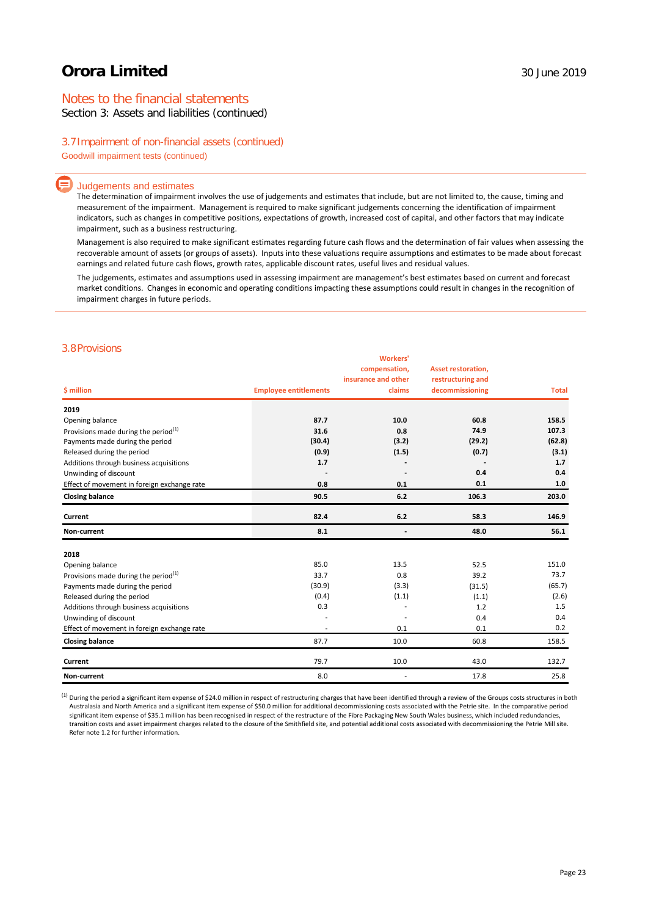# Orora Limited

30 June 2019

## Notes to the financial statements

Section 3: Assets and liabilities (continued)

### 3.7 Impairment of non-financial assets (continued)

Goodwill impairment tests (continued)

#### Judgements and estimates

The determination of impairment involves the use of judgements and estimates that include, but are not limited to, the cause, timing and measurement of the impairment. Management is required to make significant judgements concerning the identification of impairment indicators, such as changes in competitive positions, expectations of growth, increased cost of capital, and other factors that may indicate impairment, such as a business restructuring.

Management is also required to make significant estimates regarding future cash flows and the determination of fair values when assessing the recoverable amount of assets (or groups of assets). Inputs into these valuations require assumptions and estimates to be made about forecast earnings and related future cash flows, growth rates, applicable discount rates, useful lives and residual values.

The judgements, estimates and assumptions used in assessing impairment are management's best estimates based on current and forecast market conditions. Changes in economic and operating conditions impacting these assumptions could result in changes in the recognition of impairment charges in future periods.

### 3.8 Provisions

| $ million | Employee entitlements | Workers' compensation, insurance and other claims | Asset restoration, restructuring and decommissioning | Total |
|---|---|---|---|---|
| **2019** | | | | |
| Opening balance | **87.7** | **10.0** | **60.8** | **158.5** |
| Provisions made during the period[1] | **31.6** | **0.8** | **74.9** | **107.3** |
| Payments made during the period | **(30.4)** | **(3.2)** | **(29.2)** | **(62.8)** |
| Released during the period | **(0.9)** | **(1.5)** | **(0.7)** | **(3.1)** |
| Additions through business acquisitions | **1.7** | **-** | **-** | **1.7** |
| Unwinding of discount | **-** | **-** | **0.4** | **0.4** |
| Effect of movement in foreign exchange rate | **0.8** | **0.1** | **0.1** | **1.0** |
| **Closing balance** | **90.5** | **6.2** | **106.3** | **203.0** |
| **Current** | **82.4** | **6.2** | **58.3** | **146.9** |
| **Non-current** | **8.1** | **-** | **48.0** | **56.1** |
| **2018** | | | | |
| Opening balance | 85.0 | 13.5 | 52.5 | 151.0 |
| Provisions made during the period[1] | 33.7 | 0.8 | 39.2 | 73.7 |
| Payments made during the period | (30.9) | (3.3) | (31.5) | (65.7) |
| Released during the period | (0.4) | (1.1) | (1.1) | (2.6) |
| Additions through business acquisitions | 0.3 | - | 1.2 | 1.5 |
| Unwinding of discount | - | - | 0.4 | 0.4 |
| Effect of movement in foreign exchange rate | - | 0.1 | 0.1 | 0.2 |
| **Closing balance** | 87.7 | 10.0 | 60.8 | 158.5 |
| **Current** | 79.7 | 10.0 | 43.0 | 132.7 |
| **Non-current** | 8.0 | - | 17.8 | 25.8 |

[1] During the period a significant item expense of $24.0 million in respect of restructuring charges that have been identified through a review of the Groups costs structures in both Australasia and North America and a significant item expense of $50.0 million for additional decommissioning costs associated with the Petrie site. In the comparative period significant item expense of $35.1 million has been recognised in respect of the restructure of the Fibre Packaging New South Wales business, which included redundancies, transition costs and asset impairment charges related to the closure of the Smithfield site, and potential additional costs associated with decommissioning the Petrie Mill site. Refer note 1.2 for further information.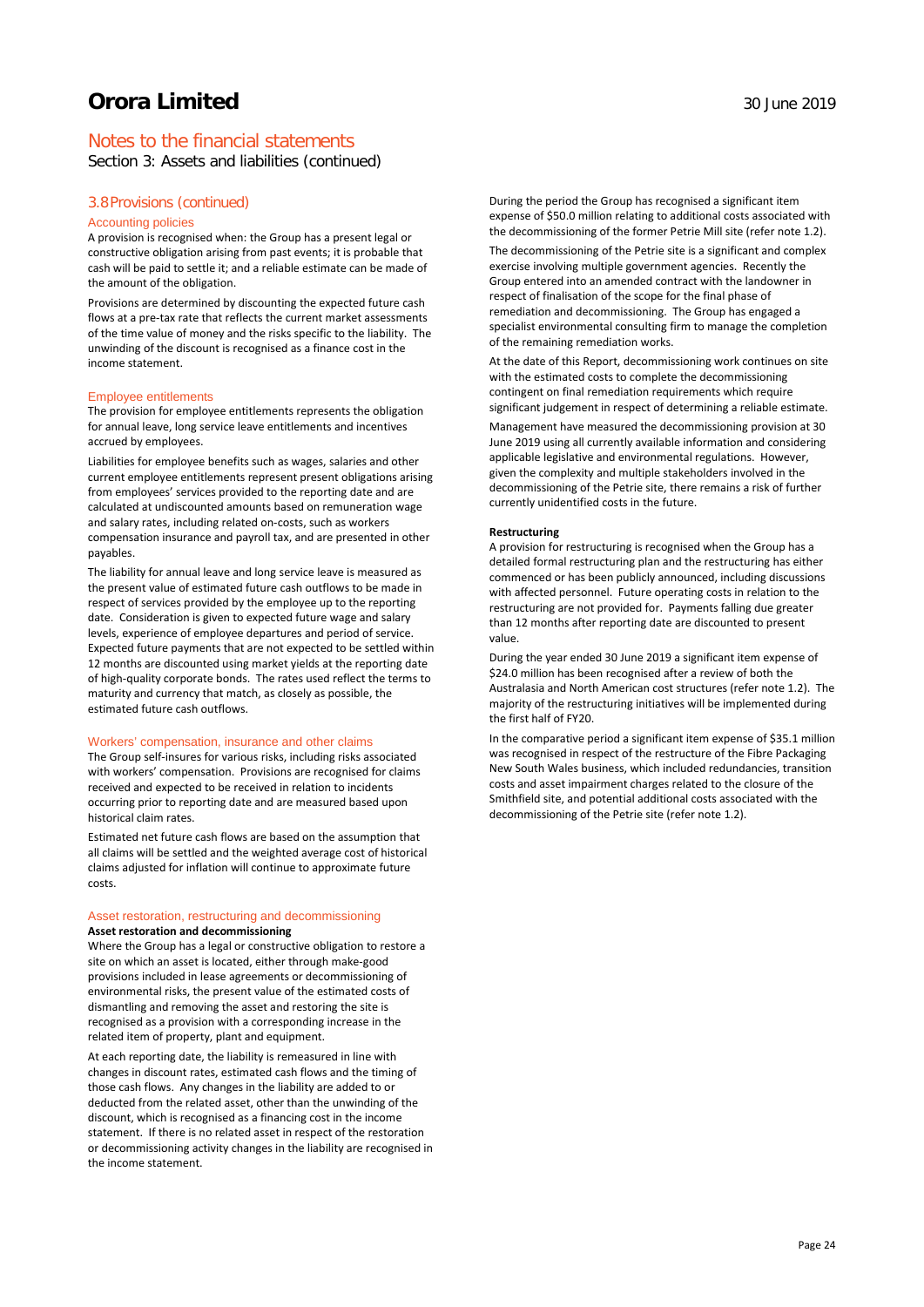# Orora Limited

## Notes to the financial statements

Section 3: Assets and liabilities (continued)

### 3.8 Provisions (continued)

#### Accounting policies

A provision is recognised when: the Group has a present legal or constructive obligation arising from past events; it is probable that cash will be paid to settle it; and a reliable estimate can be made of the amount of the obligation.

Provisions are determined by discounting the expected future cash flows at a pre-tax rate that reflects the current market assessments of the time value of money and the risks specific to the liability. The unwinding of the discount is recognised as a finance cost in the income statement.

#### Employee entitlements

The provision for employee entitlements represents the obligation for annual leave, long service leave entitlements and incentives accrued by employees.

Liabilities for employee benefits such as wages, salaries and other current employee entitlements represent present obligations arising from employees' services provided to the reporting date and are calculated at undiscounted amounts based on remuneration wage and salary rates, including related on-costs, such as workers compensation insurance and payroll tax, and are presented in other payables.

The liability for annual leave and long service leave is measured as the present value of estimated future cash outflows to be made in respect of services provided by the employee up to the reporting date. Consideration is given to expected future wage and salary levels, experience of employee departures and period of service. Expected future payments that are not expected to be settled within 12 months are discounted using market yields at the reporting date of high-quality corporate bonds. The rates used reflect the terms to maturity and currency that match, as closely as possible, the estimated future cash outflows.

#### Workers' compensation, insurance and other claims

The Group self-insures for various risks, including risks associated with workers' compensation. Provisions are recognised for claims received and expected to be received in relation to incidents occurring prior to reporting date and are measured based upon historical claim rates.

Estimated net future cash flows are based on the assumption that all claims will be settled and the weighted average cost of historical claims adjusted for inflation will continue to approximate future costs.

#### Asset restoration, restructuring and decommissioning

**Asset restoration and decommissioning**

Where the Group has a legal or constructive obligation to restore a site on which an asset is located, either through make-good provisions included in lease agreements or decommissioning of environmental risks, the present value of the estimated costs of dismantling and removing the asset and restoring the site is recognised as a provision with a corresponding increase in the related item of property, plant and equipment.

At each reporting date, the liability is remeasured in line with changes in discount rates, estimated cash flows and the timing of those cash flows. Any changes in the liability are added to or deducted from the related asset, other than the unwinding of the discount, which is recognised as a financing cost in the income statement. If there is no related asset in respect of the restoration or decommissioning activity changes in the liability are recognised in the income statement.

During the period the Group has recognised a significant item expense of $50.0 million relating to additional costs associated with the decommissioning of the former Petrie Mill site (refer note 1.2).

The decommissioning of the Petrie site is a significant and complex exercise involving multiple government agencies. Recently the Group entered into an amended contract with the landowner in respect of finalisation of the scope for the final phase of remediation and decommissioning. The Group has engaged a specialist environmental consulting firm to manage the completion of the remaining remediation works.

At the date of this Report, decommissioning work continues on site with the estimated costs to complete the decommissioning contingent on final remediation requirements which require significant judgement in respect of determining a reliable estimate.

Management have measured the decommissioning provision at 30 June 2019 using all currently available information and considering applicable legislative and environmental regulations. However, given the complexity and multiple stakeholders involved in the decommissioning of the Petrie site, there remains a risk of further currently unidentified costs in the future.

**Restructuring**

A provision for restructuring is recognised when the Group has a detailed formal restructuring plan and the restructuring has either commenced or has been publicly announced, including discussions with affected personnel. Future operating costs in relation to the restructuring are not provided for. Payments falling due greater than 12 months after reporting date are discounted to present value.

During the year ended 30 June 2019 a significant item expense of $24.0 million has been recognised after a review of both the Australasia and North American cost structures (refer note 1.2). The majority of the restructuring initiatives will be implemented during the first half of FY20.

In the comparative period a significant item expense of $35.1 million was recognised in respect of the restructure of the Fibre Packaging New South Wales business, which included redundancies, transition costs and asset impairment charges related to the closure of the Smithfield site, and potential additional costs associated with the decommissioning of the Petrie site (refer note 1.2).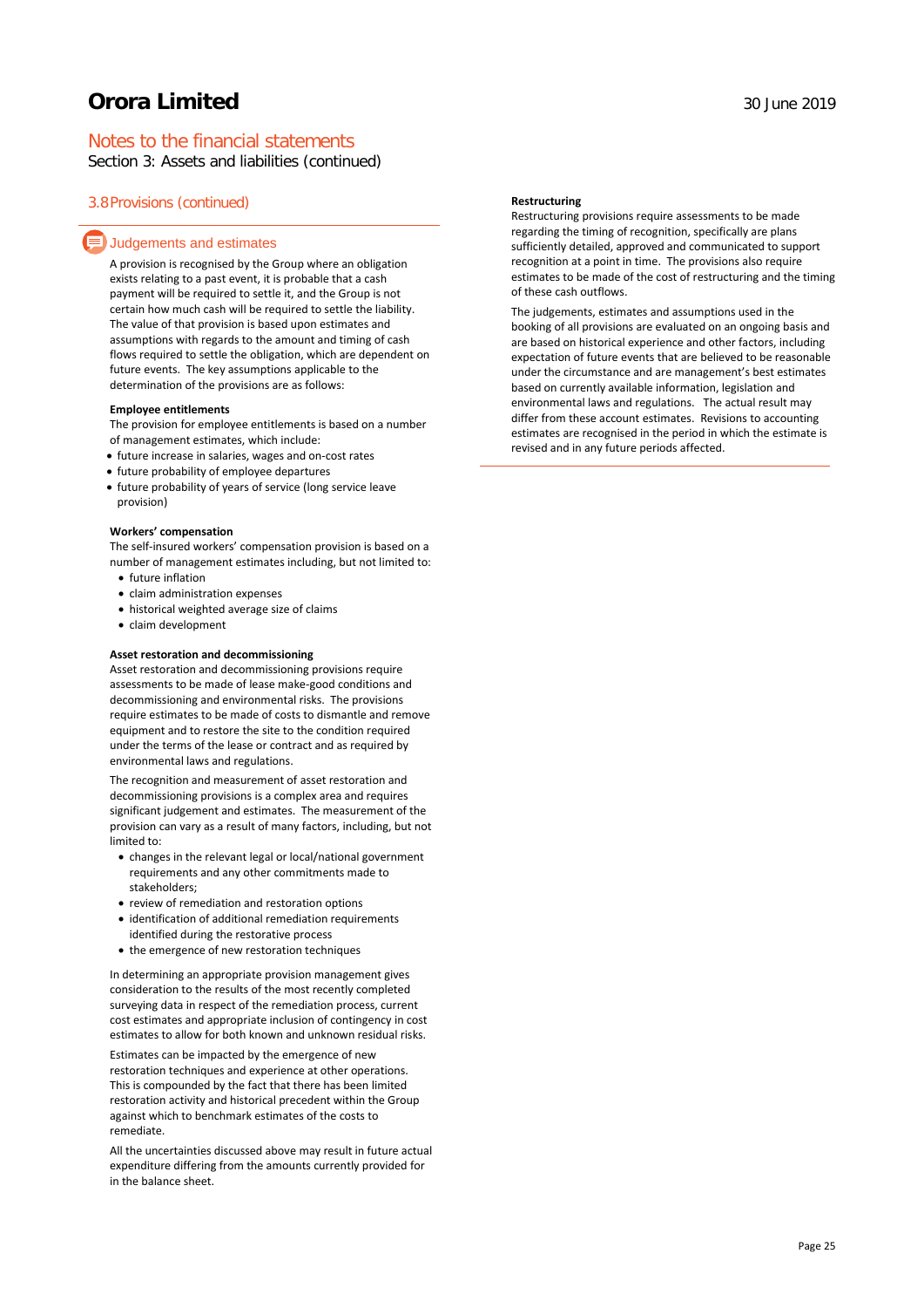# Notes to the financial statements

Section 3: Assets and liabilities (continued)

## 3.8 Provisions (continued)

### Judgements and estimates

A provision is recognised by the Group where an obligation exists relating to a past event, it is probable that a cash payment will be required to settle it, and the Group is not certain how much cash will be required to settle the liability. The value of that provision is based upon estimates and assumptions with regards to the amount and timing of cash flows required to settle the obligation, which are dependent on future events. The key assumptions applicable to the determination of the provisions are as follows:

**Employee entitlements**

The provision for employee entitlements is based on a number of management estimates, which include:

- future increase in salaries, wages and on-cost rates
- future probability of employee departures
- future probability of years of service (long service leave provision)

**Workers' compensation**

The self-insured workers' compensation provision is based on a number of management estimates including, but not limited to:

- future inflation
- claim administration expenses
- historical weighted average size of claims
- claim development

**Asset restoration and decommissioning**

Asset restoration and decommissioning provisions require assessments to be made of lease make-good conditions and decommissioning and environmental risks. The provisions require estimates to be made of costs to dismantle and remove equipment and to restore the site to the condition required under the terms of the lease or contract and as required by environmental laws and regulations.

The recognition and measurement of asset restoration and decommissioning provisions is a complex area and requires significant judgement and estimates. The measurement of the provision can vary as a result of many factors, including, but not limited to:

- changes in the relevant legal or local/national government requirements and any other commitments made to stakeholders;
- review of remediation and restoration options
- identification of additional remediation requirements identified during the restorative process
- the emergence of new restoration techniques

In determining an appropriate provision management gives consideration to the results of the most recently completed surveying data in respect of the remediation process, current cost estimates and appropriate inclusion of contingency in cost estimates to allow for both known and unknown residual risks.

Estimates can be impacted by the emergence of new restoration techniques and experience at other operations. This is compounded by the fact that there has been limited restoration activity and historical precedent within the Group against which to benchmark estimates of the costs to remediate.

All the uncertainties discussed above may result in future actual expenditure differing from the amounts currently provided for in the balance sheet.

**Restructuring**

Restructuring provisions require assessments to be made regarding the timing of recognition, specifically are plans sufficiently detailed, approved and communicated to support recognition at a point in time. The provisions also require estimates to be made of the cost of restructuring and the timing of these cash outflows.

The judgements, estimates and assumptions used in the booking of all provisions are evaluated on an ongoing basis and are based on historical experience and other factors, including expectation of future events that are believed to be reasonable under the circumstance and are management's best estimates based on currently available information, legislation and environmental laws and regulations. The actual result may differ from these account estimates. Revisions to accounting estimates are recognised in the period in which the estimate is revised and in any future periods affected.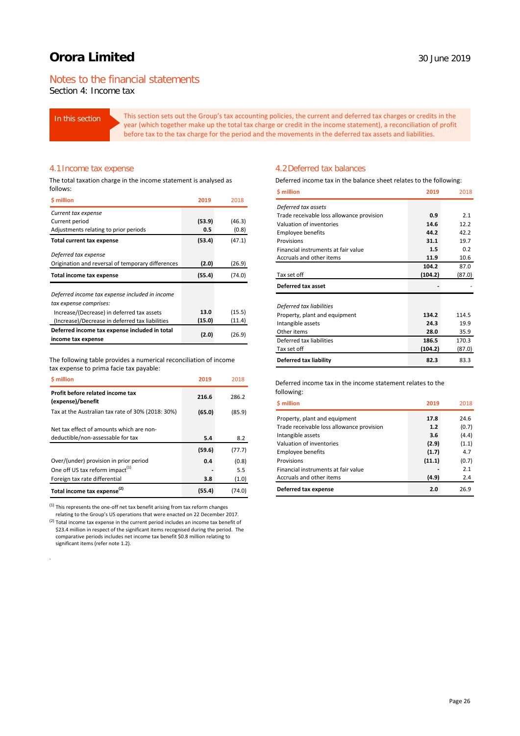# Orora Limited

30 June 2019

## Notes to the financial statements

Section 4: Income tax

**In this section**

This section sets out the Group's tax accounting policies, the current and deferred tax charges or credits in the year (which together make up the total tax charge or credit in the income statement), a reconciliation of profit before tax to the tax charge for the period and the movements in the deferred tax assets and liabilities.

### 4.1 Income tax expense

The total taxation charge in the income statement is analysed as follows:

| $ million | 2019 | 2018 |
|---|---|---|
| *Current tax expense* | | |
| Current period | **(53.9)** | (46.3) |
| Adjustments relating to prior periods | **0.5** | (0.8) |
| **Total current tax expense** | **(53.4)** | (47.1) |
| *Deferred tax expense* | | |
| Origination and reversal of temporary differences | **(2.0)** | (26.9) |
| **Total income tax expense** | **(55.4)** | (74.0) |
| *Deferred income tax expense included in income tax expense comprises:* | | |
| Increase/(Decrease) in deferred tax assets | **13.0** | (15.5) |
| (Increase)/Decrease in deferred tax liabilities | **(15.0)** | (11.4) |
| **Deferred income tax expense included in total income tax expense** | **(2.0)** | (26.9) |

The following table provides a numerical reconciliation of income tax expense to prima facie tax payable:

| $ million | 2019 | 2018 |
|---|---|---|
| **Profit before related income tax (expense)/benefit** | **216.6** | 286.2 |
| Tax at the Australian tax rate of 30% (2018: 30%) | **(65.0)** | (85.9) |
| Net tax effect of amounts which are non-deductible/non-assessable for tax | **5.4** | 8.2 |
| | **(59.6)** | (77.7) |
| Over/(under) provision in prior period | **0.4** | (0.8) |
| One off US tax reform impact[1] | **-** | 5.5 |
| Foreign tax rate differential | **3.8** | (1.0) |
| **Total income tax expense[2]** | **(55.4)** | (74.0) |

[1] This represents the one-off net tax benefit arising from tax reform changes relating to the Group's US operations that were enacted on 22 December 2017.

[2] Total income tax expense in the current period includes an income tax benefit of $23.4 million in respect of the significant items recognised during the period. The comparative periods includes net income tax benefit $0.8 million relating to significant items (refer note 1.2).

### 4.2 Deferred tax balances

Deferred income tax in the balance sheet relates to the following:

| $ million | 2019 | 2018 |
|---|---|---|
| *Deferred tax assets* | | |
| Trade receivable loss allowance provision | **0.9** | 2.1 |
| Valuation of inventories | **14.6** | 12.2 |
| Employee benefits | **44.2** | 42.2 |
| Provisions | **31.1** | 19.7 |
| Financial instruments at fair value | **1.5** | 0.2 |
| Accruals and other items | **11.9** | 10.6 |
| | **104.2** | 87.0 |
| Tax set off | **(104.2)** | (87.0) |
| **Deferred tax asset** | **-** | - |
| *Deferred tax liabilities* | | |
| Property, plant and equipment | **134.2** | 114.5 |
| Intangible assets | **24.3** | 19.9 |
| Other items | **28.0** | 35.9 |
| Deferred tax liabilities | **186.5** | 170.3 |
| Tax set off | **(104.2)** | (87.0) |
| **Deferred tax liability** | **82.3** | 83.3 |

Deferred income tax in the income statement relates to the following:

| $ million | 2019 | 2018 |
|---|---|---|
| Property, plant and equipment | **17.8** | 24.6 |
| Trade receivable loss allowance provision | **1.2** | (0.7) |
| Intangible assets | **3.6** | (4.4) |
| Valuation of inventories | **(2.9)** | (1.1) |
| Employee benefits | **(1.7)** | 4.7 |
| Provisions | **(11.1)** | (0.7) |
| Financial instruments at fair value | **-** | 2.1 |
| Accruals and other items | **(4.9)** | 2.4 |
| **Deferred tax expense** | **2.0** | 26.9 |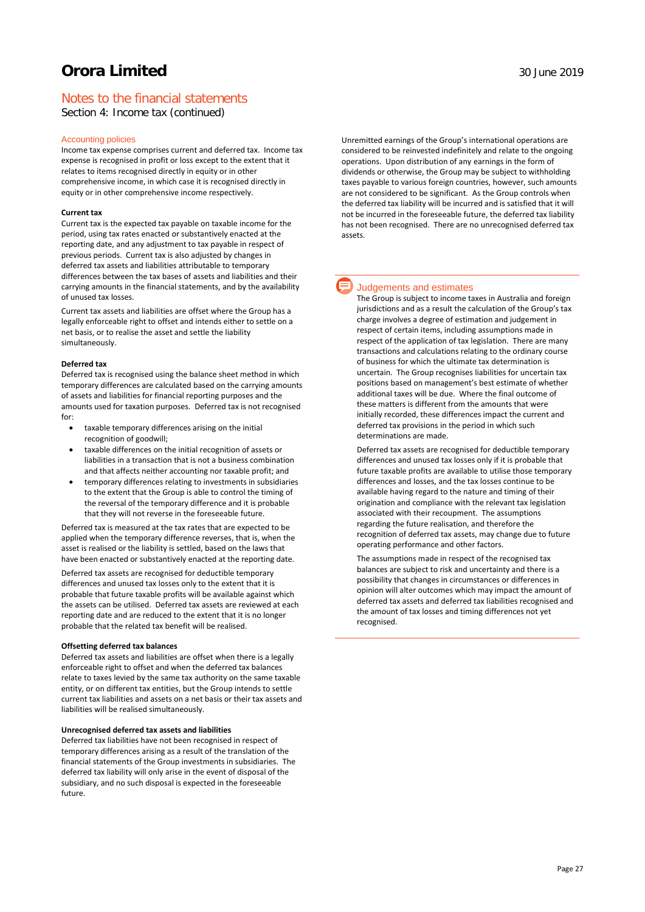# Orora Limited

30 June 2019

## Notes to the financial statements

Section 4: Income tax (continued)

### Accounting policies

Income tax expense comprises current and deferred tax. Income tax expense is recognised in profit or loss except to the extent that it relates to items recognised directly in equity or in other comprehensive income, in which case it is recognised directly in equity or in other comprehensive income respectively.

**Current tax**

Current tax is the expected tax payable on taxable income for the period, using tax rates enacted or substantively enacted at the reporting date, and any adjustment to tax payable in respect of previous periods. Current tax is also adjusted by changes in deferred tax assets and liabilities attributable to temporary differences between the tax bases of assets and liabilities and their carrying amounts in the financial statements, and by the availability of unused tax losses.

Current tax assets and liabilities are offset where the Group has a legally enforceable right to offset and intends either to settle on a net basis, or to realise the asset and settle the liability simultaneously.

**Deferred tax**

Deferred tax is recognised using the balance sheet method in which temporary differences are calculated based on the carrying amounts of assets and liabilities for financial reporting purposes and the amounts used for taxation purposes. Deferred tax is not recognised for:

- taxable temporary differences arising on the initial recognition of goodwill;
- taxable differences on the initial recognition of assets or liabilities in a transaction that is not a business combination and that affects neither accounting nor taxable profit; and
- temporary differences relating to investments in subsidiaries to the extent that the Group is able to control the timing of the reversal of the temporary difference and it is probable that they will not reverse in the foreseeable future.

Deferred tax is measured at the tax rates that are expected to be applied when the temporary difference reverses, that is, when the asset is realised or the liability is settled, based on the laws that have been enacted or substantively enacted at the reporting date.

Deferred tax assets are recognised for deductible temporary differences and unused tax losses only to the extent that it is probable that future taxable profits will be available against which the assets can be utilised. Deferred tax assets are reviewed at each reporting date and are reduced to the extent that it is no longer probable that the related tax benefit will be realised.

**Offsetting deferred tax balances**

Deferred tax assets and liabilities are offset when there is a legally enforceable right to offset and when the deferred tax balances relate to taxes levied by the same tax authority on the same taxable entity, or on different tax entities, but the Group intends to settle current tax liabilities and assets on a net basis or their tax assets and liabilities will be realised simultaneously.

**Unrecognised deferred tax assets and liabilities**

Deferred tax liabilities have not been recognised in respect of temporary differences arising as a result of the translation of the financial statements of the Group investments in subsidiaries. The deferred tax liability will only arise in the event of disposal of the subsidiary, and no such disposal is expected in the foreseeable future.

Unremitted earnings of the Group's international operations are considered to be reinvested indefinitely and relate to the ongoing operations. Upon distribution of any earnings in the form of dividends or otherwise, the Group may be subject to withholding taxes payable to various foreign countries, however, such amounts are not considered to be significant. As the Group controls when the deferred tax liability will be incurred and is satisfied that it will not be incurred in the foreseeable future, the deferred tax liability has not been recognised. There are no unrecognised deferred tax assets.

### Judgements and estimates

The Group is subject to income taxes in Australia and foreign jurisdictions and as a result the calculation of the Group's tax charge involves a degree of estimation and judgement in respect of certain items, including assumptions made in respect of the application of tax legislation. There are many transactions and calculations relating to the ordinary course of business for which the ultimate tax determination is uncertain. The Group recognises liabilities for uncertain tax positions based on management's best estimate of whether additional taxes will be due. Where the final outcome of these matters is different from the amounts that were initially recorded, these differences impact the current and deferred tax provisions in the period in which such determinations are made.

Deferred tax assets are recognised for deductible temporary differences and unused tax losses only if it is probable that future taxable profits are available to utilise those temporary differences and losses, and the tax losses continue to be available having regard to the nature and timing of their origination and compliance with the relevant tax legislation associated with their recoupment. The assumptions regarding the future realisation, and therefore the recognition of deferred tax assets, may change due to future operating performance and other factors.

The assumptions made in respect of the recognised tax balances are subject to risk and uncertainty and there is a possibility that changes in circumstances or differences in opinion will alter outcomes which may impact the amount of deferred tax assets and deferred tax liabilities recognised and the amount of tax losses and timing differences not yet recognised.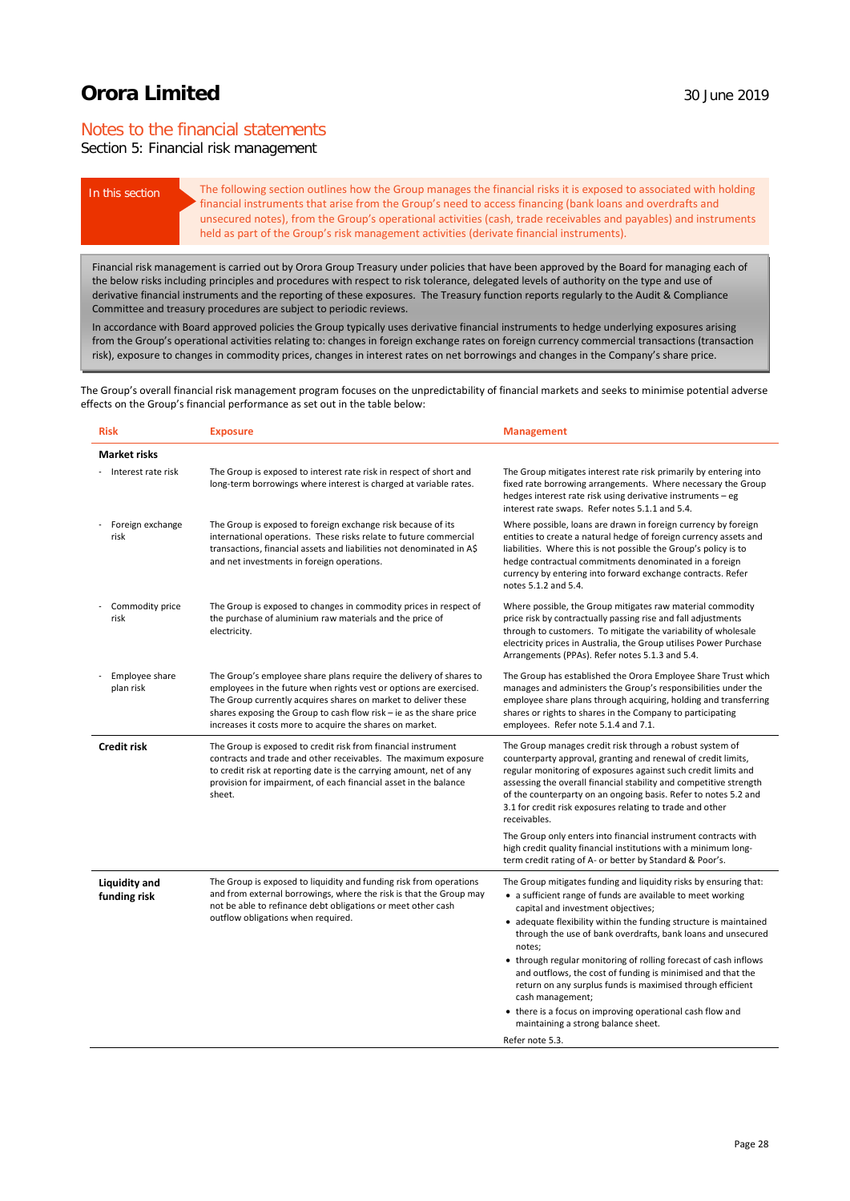# Notes to the financial statements

Section 5: Financial risk management

**In this section**

The following section outlines how the Group manages the financial risks it is exposed to associated with holding financial instruments that arise from the Group's need to access financing (bank loans and overdrafts and unsecured notes), from the Group's operational activities (cash, trade receivables and payables) and instruments held as part of the Group's risk management activities (derivate financial instruments).

Financial risk management is carried out by Orora Group Treasury under policies that have been approved by the Board for managing each of the below risks including principles and procedures with respect to risk tolerance, delegated levels of authority on the type and use of derivative financial instruments and the reporting of these exposures. The Treasury function reports regularly to the Audit & Compliance Committee and treasury procedures are subject to periodic reviews.

In accordance with Board approved policies the Group typically uses derivative financial instruments to hedge underlying exposures arising from the Group's operational activities relating to: changes in foreign exchange rates on foreign currency commercial transactions (transaction risk), exposure to changes in commodity prices, changes in interest rates on net borrowings and changes in the Company's share price.

The Group's overall financial risk management program focuses on the unpredictability of financial markets and seeks to minimise potential adverse effects on the Group's financial performance as set out in the table below:

| Risk | Exposure | Management |
|---|---|---|
| **Market risks** | | |
| - Interest rate risk | The Group is exposed to interest rate risk in respect of short and long-term borrowings where interest is charged at variable rates. | The Group mitigates interest rate risk primarily by entering into fixed rate borrowing arrangements. Where necessary the Group hedges interest rate risk using derivative instruments – eg interest rate swaps. Refer notes 5.1.1 and 5.4. |
| - Foreign exchange risk | The Group is exposed to foreign exchange risk because of its international operations. These risks relate to future commercial transactions, financial assets and liabilities not denominated in A$ and net investments in foreign operations. | Where possible, loans are drawn in foreign currency by foreign entities to create a natural hedge of foreign currency assets and liabilities. Where this is not possible the Group's policy is to hedge contractual commitments denominated in a foreign currency by entering into forward exchange contracts. Refer notes 5.1.2 and 5.4. |
| - Commodity price risk | The Group is exposed to changes in commodity prices in respect of the purchase of aluminium raw materials and the price of electricity. | Where possible, the Group mitigates raw material commodity price risk by contractually passing rise and fall adjustments through to customers. To mitigate the variability of wholesale electricity prices in Australia, the Group utilises Power Purchase Arrangements (PPAs). Refer notes 5.1.3 and 5.4. |
| - Employee share plan risk | The Group's employee share plans require the delivery of shares to employees in the future when rights vest or options are exercised. The Group currently acquires shares on market to deliver these shares exposing the Group to cash flow risk – ie as the share price increases it costs more to acquire the shares on market. | The Group has established the Orora Employee Share Trust which manages and administers the Group's responsibilities under the employee share plans through acquiring, holding and transferring shares or rights to shares in the Company to participating employees. Refer note 5.1.4 and 7.1. |
| **Credit risk** | The Group is exposed to credit risk from financial instrument contracts and trade and other receivables. The maximum exposure to credit risk at reporting date is the carrying amount, net of any provision for impairment, of each financial asset in the balance sheet. | The Group manages credit risk through a robust system of counterparty approval, granting and renewal of credit limits, regular monitoring of exposures against such credit limits and assessing the overall financial stability and competitive strength of the counterparty on an ongoing basis. Refer to notes 5.2 and 3.1 for credit risk exposures relating to trade and other receivables.<br><br>The Group only enters into financial instrument contracts with high credit quality financial institutions with a minimum long-term credit rating of A- or better by Standard & Poor's. |
| **Liquidity and funding risk** | The Group is exposed to liquidity and funding risk from operations and from external borrowings, where the risk is that the Group may not be able to refinance debt obligations or meet other cash outflow obligations when required. | The Group mitigates funding and liquidity risks by ensuring that:<br>• a sufficient range of funds are available to meet working capital and investment objectives;<br>• adequate flexibility within the funding structure is maintained through the use of bank overdrafts, bank loans and unsecured notes;<br>• through regular monitoring of rolling forecast of cash inflows and outflows, the cost of funding is minimised and that the return on any surplus funds is maximised through efficient cash management;<br>• there is a focus on improving operational cash flow and maintaining a strong balance sheet.<br><br>Refer note 5.3. |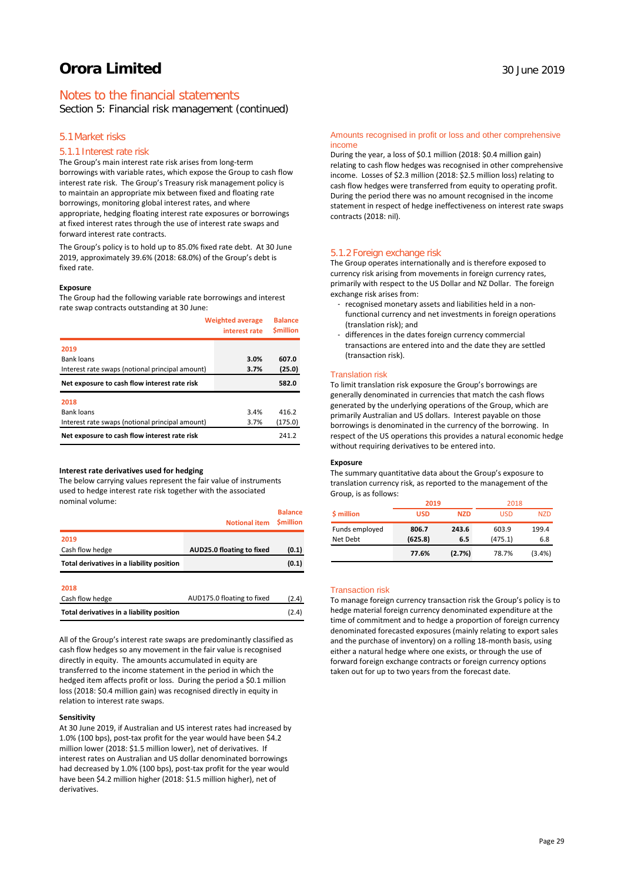# Orora Limited

## Notes to the financial statements

Section 5: Financial risk management (continued)

### 5.1 Market risks

#### 5.1.1 Interest rate risk

The Group's main interest rate risk arises from long-term borrowings with variable rates, which expose the Group to cash flow interest rate risk. The Group's Treasury risk management policy is to maintain an appropriate mix between fixed and floating rate borrowings, monitoring global interest rates, and where appropriate, hedging floating interest rate exposures or borrowings at fixed interest rates through the use of interest rate swaps and forward interest rate contracts.

The Group's policy is to hold up to 85.0% fixed rate debt. At 30 June 2019, approximately 39.6% (2018: 68.0%) of the Group's debt is fixed rate.

**Exposure**

The Group had the following variable rate borrowings and interest rate swap contracts outstanding at 30 June:

| | Weighted average interest rate | Balance $million |
|---|---|---|
| **2019** | | |
| Bank loans | **3.0%** | **607.0** |
| Interest rate swaps (notional principal amount) | **3.7%** | **(25.0)** |
| **Net exposure to cash flow interest rate risk** | | **582.0** |
| **2018** | | |
| Bank loans | 3.4% | 416.2 |
| Interest rate swaps (notional principal amount) | 3.7% | (175.0) |
| **Net exposure to cash flow interest rate risk** | | 241.2 |

**Interest rate derivatives used for hedging**

The below carrying values represent the fair value of instruments used to hedge interest rate risk together with the associated nominal volume:

| | Notional item | Balance $million |
|---|---|---|
| **2019** | | |
| Cash flow hedge | **AUD25.0 floating to fixed** | **(0.1)** |
| **Total derivatives in a liability position** | | **(0.1)** |
| **2018** | | |
| Cash flow hedge | AUD175.0 floating to fixed | (2.4) |
| **Total derivatives in a liability position** | | (2.4) |

All of the Group's interest rate swaps are predominantly classified as cash flow hedges so any movement in the fair value is recognised directly in equity. The amounts accumulated in equity are transferred to the income statement in the period in which the hedged item affects profit or loss. During the period a $0.1 million loss (2018: $0.4 million gain) was recognised directly in equity in relation to interest rate swaps.

**Sensitivity**

At 30 June 2019, if Australian and US interest rates had increased by 1.0% (100 bps), post-tax profit for the year would have been $4.2 million lower (2018: $1.5 million lower), net of derivatives. If interest rates on Australian and US dollar denominated borrowings had decreased by 1.0% (100 bps), post-tax profit for the year would have been $4.2 million higher (2018: $1.5 million higher), net of derivatives.

**Amounts recognised in profit or loss and other comprehensive income**

During the year, a loss of $0.1 million (2018: $0.4 million gain) relating to cash flow hedges was recognised in other comprehensive income. Losses of $2.3 million (2018: $2.5 million loss) relating to cash flow hedges were transferred from equity to operating profit. During the period there was no amount recognised in the income statement in respect of hedge ineffectiveness on interest rate swaps contracts (2018: nil).

#### 5.1.2 Foreign exchange risk

The Group operates internationally and is therefore exposed to currency risk arising from movements in foreign currency rates, primarily with respect to the US Dollar and NZ Dollar. The foreign exchange risk arises from:

- recognised monetary assets and liabilities held in a non-functional currency and net investments in foreign operations (translation risk); and
- differences in the dates foreign currency commercial transactions are entered into and the date they are settled (transaction risk).

**Translation risk**

To limit translation risk exposure the Group's borrowings are generally denominated in currencies that match the cash flows generated by the underlying operations of the Group, which are primarily Australian and US dollars. Interest payable on those borrowings is denominated in the currency of the borrowing. In respect of the US operations this provides a natural economic hedge without requiring derivatives to be entered into.

**Exposure**

The summary quantitative data about the Group's exposure to translation currency risk, as reported to the management of the Group, is as follows:

| | 2019 | | 2018 | |
|---|---|---|---|---|
| $ million | USD | NZD | USD | NZD |
| Funds employed | **806.7** | **243.6** | 603.9 | 199.4 |
| Net Debt | **(625.8)** | **6.5** | (475.1) | 6.8 |
| | **77.6%** | **(2.7%)** | 78.7% | (3.4%) |

**Transaction risk**

To manage foreign currency transaction risk the Group's policy is to hedge material foreign currency denominated expenditure at the time of commitment and to hedge a proportion of foreign currency denominated forecasted exposures (mainly relating to export sales and the purchase of inventory) on a rolling 18-month basis, using either a natural hedge where one exists, or through the use of forward foreign exchange contracts or foreign currency options taken out for up to two years from the forecast date.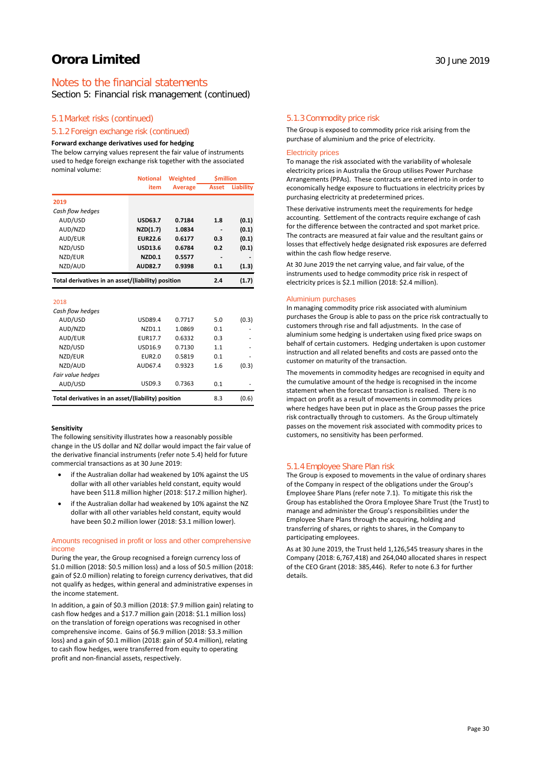# Orora Limited

30 June 2019

## Notes to the financial statements

Section 5: Financial risk management (continued)

### 5.1 Market risks (continued)

### 5.1.2 Foreign exchange risk (continued)

**Forward exchange derivatives used for hedging**

The below carrying values represent the fair value of instruments used to hedge foreign exchange risk together with the associated nominal volume:

| | Notional item | Weighted Average | $million Asset | $million Liability |
|---|---|---|---|---|
| **2019** | | | | |
| *Cash flow hedges* | | | | |
| AUD/USD | **USD63.7** | **0.7184** | **1.8** | **(0.1)** |
| AUD/NZD | **NZD(1.7)** | **1.0834** | **-** | **(0.1)** |
| AUD/EUR | **EUR22.6** | **0.6177** | **0.3** | **(0.1)** |
| NZD/USD | **USD13.6** | **0.6784** | **0.2** | **(0.1)** |
| NZD/EUR | **NZD0.1** | **0.5577** | **-** | **-** |
| NZD/AUD | **AUD82.7** | **0.9398** | **0.1** | **(1.3)** |
| **Total derivatives in an asset/(liability) position** | | | **2.4** | **(1.7)** |
| 2018 | | | | |
| *Cash flow hedges* | | | | |
| AUD/USD | USD89.4 | 0.7717 | 5.0 | (0.3) |
| AUD/NZD | NZD1.1 | 1.0869 | 0.1 | - |
| AUD/EUR | EUR17.7 | 0.6332 | 0.3 | - |
| NZD/USD | USD16.9 | 0.7130 | 1.1 | - |
| NZD/EUR | EUR2.0 | 0.5819 | 0.1 | - |
| NZD/AUD | AUD67.4 | 0.9323 | 1.6 | (0.3) |
| *Fair value hedges* | | | | |
| AUD/USD | USD9.3 | 0.7363 | 0.1 | - |
| **Total derivatives in an asset/(liability) position** | | | 8.3 | (0.6) |

**Sensitivity**

The following sensitivity illustrates how a reasonably possible change in the US dollar and NZ dollar would impact the fair value of the derivative financial instruments (refer note 5.4) held for future commercial transactions as at 30 June 2019:

- if the Australian dollar had weakened by 10% against the US dollar with all other variables held constant, equity would have been $11.8 million higher (2018: $17.2 million higher).
- if the Australian dollar had weakened by 10% against the NZ dollar with all other variables held constant, equity would have been $0.2 million lower (2018: $3.1 million lower).

#### Amounts recognised in profit or loss and other comprehensive income

During the year, the Group recognised a foreign currency loss of $1.0 million (2018: $0.5 million loss) and a loss of $0.5 million (2018: gain of $2.0 million) relating to foreign currency derivatives, that did not qualify as hedges, within general and administrative expenses in the income statement.

In addition, a gain of $0.3 million (2018: $7.9 million gain) relating to cash flow hedges and a $17.7 million gain (2018: $1.1 million loss) on the translation of foreign operations was recognised in other comprehensive income. Gains of $6.9 million (2018: $3.3 million loss) and a gain of $0.1 million (2018: gain of $0.4 million), relating to cash flow hedges, were transferred from equity to operating profit and non-financial assets, respectively.

### 5.1.3 Commodity price risk

The Group is exposed to commodity price risk arising from the purchase of aluminium and the price of electricity.

#### Electricity prices

To manage the risk associated with the variability of wholesale electricity prices in Australia the Group utilises Power Purchase Arrangements (PPAs). These contracts are entered into in order to economically hedge exposure to fluctuations in electricity prices by purchasing electricity at predetermined prices.

These derivative instruments meet the requirements for hedge accounting. Settlement of the contracts require exchange of cash for the difference between the contracted and spot market price. The contracts are measured at fair value and the resultant gains or losses that effectively hedge designated risk exposures are deferred within the cash flow hedge reserve.

At 30 June 2019 the net carrying value, and fair value, of the instruments used to hedge commodity price risk in respect of electricity prices is $2.1 million (2018: $2.4 million).

#### Aluminium purchases

In managing commodity price risk associated with aluminium purchases the Group is able to pass on the price risk contractually to customers through rise and fall adjustments. In the case of aluminium some hedging is undertaken using fixed price swaps on behalf of certain customers. Hedging undertaken is upon customer instruction and all related benefits and costs are passed onto the customer on maturity of the transaction.

The movements in commodity hedges are recognised in equity and the cumulative amount of the hedge is recognised in the income statement when the forecast transaction is realised. There is no impact on profit as a result of movements in commodity prices where hedges have been put in place as the Group passes the price risk contractually through to customers. As the Group ultimately passes on the movement risk associated with commodity prices to customers, no sensitivity has been performed.

### 5.1.4 Employee Share Plan risk

The Group is exposed to movements in the value of ordinary shares of the Company in respect of the obligations under the Group's Employee Share Plans (refer note 7.1). To mitigate this risk the Group has established the Orora Employee Share Trust (the Trust) to manage and administer the Group's responsibilities under the Employee Share Plans through the acquiring, holding and transferring of shares, or rights to shares, in the Company to participating employees.

As at 30 June 2019, the Trust held 1,126,545 treasury shares in the Company (2018: 6,767,418) and 264,040 allocated shares in respect of the CEO Grant (2018: 385,446). Refer to note 6.3 for further details.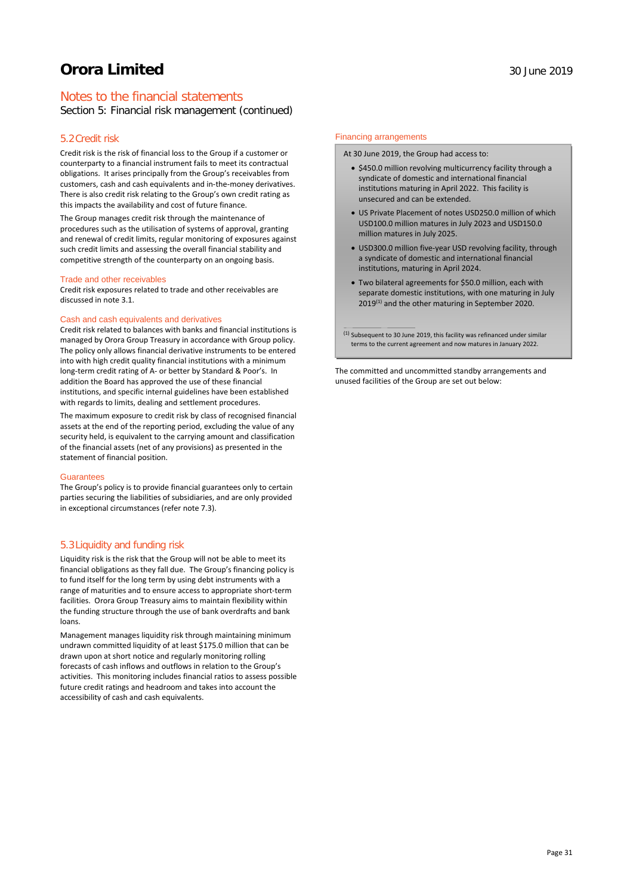## Notes to the financial statements

Section 5: Financial risk management (continued)

### 5.2 Credit risk

Credit risk is the risk of financial loss to the Group if a customer or counterparty to a financial instrument fails to meet its contractual obligations. It arises principally from the Group's receivables from customers, cash and cash equivalents and in-the-money derivatives. There is also credit risk relating to the Group's own credit rating as this impacts the availability and cost of future finance.

The Group manages credit risk through the maintenance of procedures such as the utilisation of systems of approval, granting and renewal of credit limits, regular monitoring of exposures against such credit limits and assessing the overall financial stability and competitive strength of the counterparty on an ongoing basis.

#### Trade and other receivables

Credit risk exposures related to trade and other receivables are discussed in note 3.1.

#### Cash and cash equivalents and derivatives

Credit risk related to balances with banks and financial institutions is managed by Orora Group Treasury in accordance with Group policy. The policy only allows financial derivative instruments to be entered into with high credit quality financial institutions with a minimum long-term credit rating of A- or better by Standard & Poor's. In addition the Board has approved the use of these financial institutions, and specific internal guidelines have been established with regards to limits, dealing and settlement procedures.

The maximum exposure to credit risk by class of recognised financial assets at the end of the reporting period, excluding the value of any security held, is equivalent to the carrying amount and classification of the financial assets (net of any provisions) as presented in the statement of financial position.

#### Guarantees

The Group's policy is to provide financial guarantees only to certain parties securing the liabilities of subsidiaries, and are only provided in exceptional circumstances (refer note 7.3).

### 5.3 Liquidity and funding risk

Liquidity risk is the risk that the Group will not be able to meet its financial obligations as they fall due. The Group's financing policy is to fund itself for the long term by using debt instruments with a range of maturities and to ensure access to appropriate short-term facilities. Orora Group Treasury aims to maintain flexibility within the funding structure through the use of bank overdrafts and bank loans.

Management manages liquidity risk through maintaining minimum undrawn committed liquidity of at least $175.0 million that can be drawn upon at short notice and regularly monitoring rolling forecasts of cash inflows and outflows in relation to the Group's activities. This monitoring includes financial ratios to assess possible future credit ratings and headroom and takes into account the accessibility of cash and cash equivalents.

#### Financing arrangements

At 30 June 2019, the Group had access to:

- $450.0 million revolving multicurrency facility through a syndicate of domestic and international financial institutions maturing in April 2022. This facility is unsecured and can be extended.
- US Private Placement of notes USD250.0 million of which USD100.0 million matures in July 2023 and USD150.0 million matures in July 2025.
- USD300.0 million five-year USD revolving facility, through a syndicate of domestic and international financial institutions, maturing in April 2024.
- Two bilateral agreements for $50.0 million, each with separate domestic institutions, with one maturing in July 2019[1] and the other maturing in September 2020.

[1] Subsequent to 30 June 2019, this facility was refinanced under similar terms to the current agreement and now matures in January 2022.

The committed and uncommitted standby arrangements and unused facilities of the Group are set out below: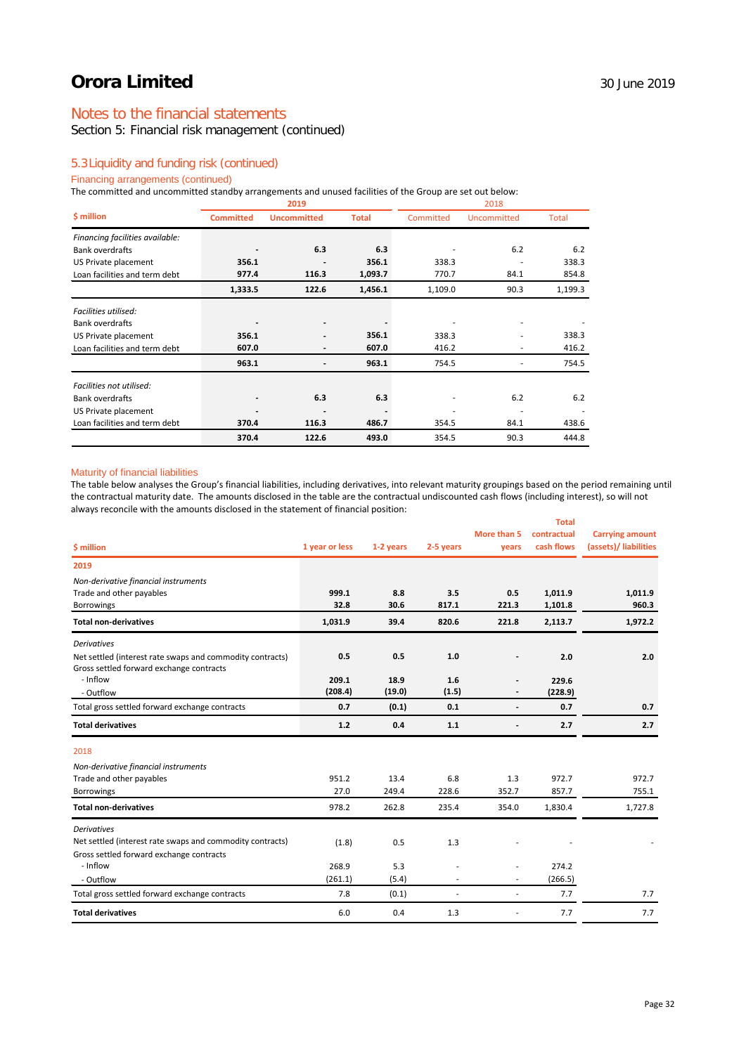# Orora Limited

30 June 2019

## Notes to the financial statements

Section 5: Financial risk management (continued)

### 5.3 Liquidity and funding risk (continued)

#### Financing arrangements (continued)

The committed and uncommitted standby arrangements and unused facilities of the Group are set out below:

| $ million | 2019 Committed | 2019 Uncommitted | 2019 Total | 2018 Committed | 2018 Uncommitted | 2018 Total |
|---|---|---|---|---|---|---|
| *Financing facilities available:* | | | | | | |
| Bank overdrafts | - | 6.3 | 6.3 | - | 6.2 | 6.2 |
| US Private placement | 356.1 | - | 356.1 | 338.3 | - | 338.3 |
| Loan facilities and term debt | 977.4 | 116.3 | 1,093.7 | 770.7 | 84.1 | 854.8 |
| | 1,333.5 | 122.6 | 1,456.1 | 1,109.0 | 90.3 | 1,199.3 |
| *Facilities utilised:* | | | | | | |
| Bank overdrafts | - | - | - | - | - | - |
| US Private placement | 356.1 | - | 356.1 | 338.3 | - | 338.3 |
| Loan facilities and term debt | 607.0 | - | 607.0 | 416.2 | - | 416.2 |
| | 963.1 | - | 963.1 | 754.5 | - | 754.5 |
| *Facilities not utilised:* | | | | | | |
| Bank overdrafts | - | 6.3 | 6.3 | - | 6.2 | 6.2 |
| US Private placement | - | - | - | - | - | - |
| Loan facilities and term debt | 370.4 | 116.3 | 486.7 | 354.5 | 84.1 | 438.6 |
| | 370.4 | 122.6 | 493.0 | 354.5 | 90.3 | 444.8 |

#### Maturity of financial liabilities

The table below analyses the Group's financial liabilities, including derivatives, into relevant maturity groupings based on the period remaining until the contractual maturity date. The amounts disclosed in the table are the contractual undiscounted cash flows (including interest), so will not always reconcile with the amounts disclosed in the statement of financial position:

| $ million | 1 year or less | 1-2 years | 2-5 years | More than 5 years | Total contractual cash flows | Carrying amount (assets)/ liabilities |
|---|---|---|---|---|---|---|
| **2019** | | | | | | |
| *Non-derivative financial instruments* | | | | | | |
| Trade and other payables | 999.1 | 8.8 | 3.5 | 0.5 | 1,011.9 | 1,011.9 |
| Borrowings | 32.8 | 30.6 | 817.1 | 221.3 | 1,101.8 | 960.3 |
| **Total non-derivatives** | 1,031.9 | 39.4 | 820.6 | 221.8 | 2,113.7 | 1,972.2 |
| *Derivatives* | | | | | | |
| Net settled (interest rate swaps and commodity contracts) | 0.5 | 0.5 | 1.0 | - | 2.0 | 2.0 |
| Gross settled forward exchange contracts | | | | | | |
| - Inflow | 209.1 | 18.9 | 1.6 | - | 229.6 | |
| - Outflow | (208.4) | (19.0) | (1.5) | - | (228.9) | |
| Total gross settled forward exchange contracts | 0.7 | (0.1) | 0.1 | - | 0.7 | 0.7 |
| **Total derivatives** | 1.2 | 0.4 | 1.1 | - | 2.7 | 2.7 |
| 2018 | | | | | | |
| *Non-derivative financial instruments* | | | | | | |
| Trade and other payables | 951.2 | 13.4 | 6.8 | 1.3 | 972.7 | 972.7 |
| Borrowings | 27.0 | 249.4 | 228.6 | 352.7 | 857.7 | 755.1 |
| **Total non-derivatives** | 978.2 | 262.8 | 235.4 | 354.0 | 1,830.4 | 1,727.8 |
| *Derivatives* | | | | | | |
| Net settled (interest rate swaps and commodity contracts) | (1.8) | 0.5 | 1.3 | - | - | - |
| Gross settled forward exchange contracts | | | | | | |
| - Inflow | 268.9 | 5.3 | - | - | 274.2 | |
| - Outflow | (261.1) | (5.4) | - | - | (266.5) | |
| Total gross settled forward exchange contracts | 7.8 | (0.1) | - | - | 7.7 | 7.7 |
| **Total derivatives** | 6.0 | 0.4 | 1.3 | - | 7.7 | 7.7 |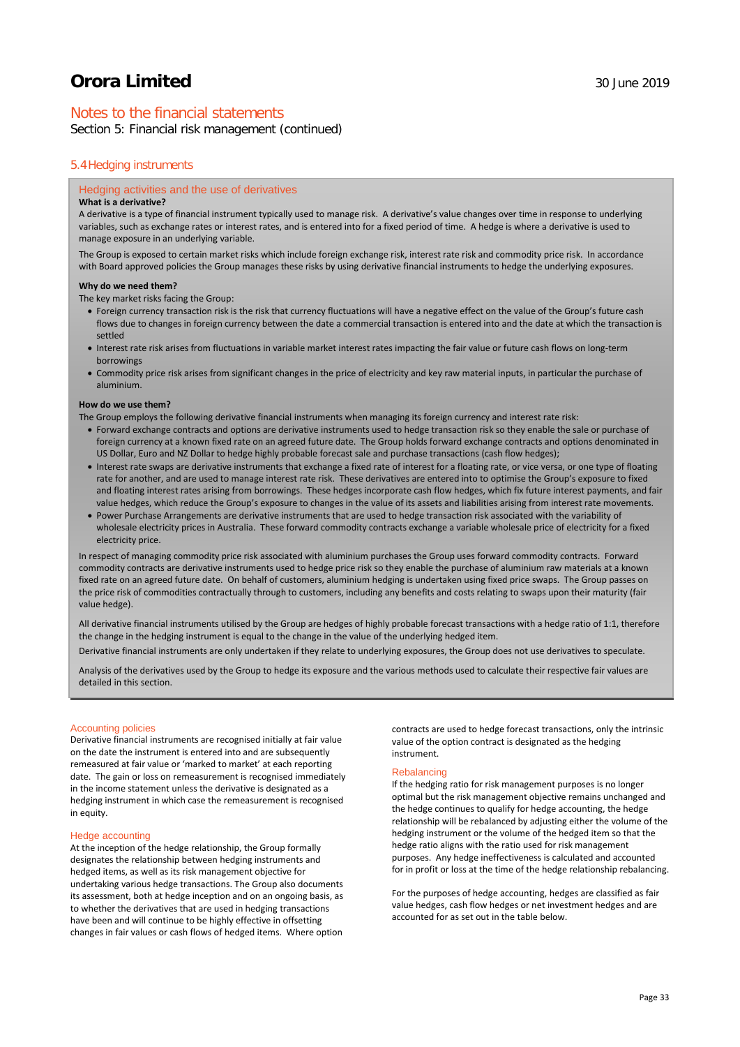# Notes to the financial statements

Section 5: Financial risk management (continued)

## 5.4 Hedging instruments

### Hedging activities and the use of derivatives

**What is a derivative?**

A derivative is a type of financial instrument typically used to manage risk. A derivative's value changes over time in response to underlying variables, such as exchange rates or interest rates, and is entered into for a fixed period of time. A hedge is where a derivative is used to manage exposure in an underlying variable.

The Group is exposed to certain market risks which include foreign exchange risk, interest rate risk and commodity price risk. In accordance with Board approved policies the Group manages these risks by using derivative financial instruments to hedge the underlying exposures.

**Why do we need them?**

The key market risks facing the Group:

- Foreign currency transaction risk is the risk that currency fluctuations will have a negative effect on the value of the Group's future cash flows due to changes in foreign currency between the date a commercial transaction is entered into and the date at which the transaction is settled
- Interest rate risk arises from fluctuations in variable market interest rates impacting the fair value or future cash flows on long-term borrowings
- Commodity price risk arises from significant changes in the price of electricity and key raw material inputs, in particular the purchase of aluminium.

**How do we use them?**

The Group employs the following derivative financial instruments when managing its foreign currency and interest rate risk:

- Forward exchange contracts and options are derivative instruments used to hedge transaction risk so they enable the sale or purchase of foreign currency at a known fixed rate on an agreed future date. The Group holds forward exchange contracts and options denominated in US Dollar, Euro and NZ Dollar to hedge highly probable forecast sale and purchase transactions (cash flow hedges);
- Interest rate swaps are derivative instruments that exchange a fixed rate of interest for a floating rate, or vice versa, or one type of floating rate for another, and are used to manage interest rate risk. These derivatives are entered into to optimise the Group's exposure to fixed and floating interest rates arising from borrowings. These hedges incorporate cash flow hedges, which fix future interest payments, and fair value hedges, which reduce the Group's exposure to changes in the value of its assets and liabilities arising from interest rate movements.
- Power Purchase Arrangements are derivative instruments that are used to hedge transaction risk associated with the variability of wholesale electricity prices in Australia. These forward commodity contracts exchange a variable wholesale price of electricity for a fixed electricity price.

In respect of managing commodity price risk associated with aluminium purchases the Group uses forward commodity contracts. Forward commodity contracts are derivative instruments used to hedge price risk so they enable the purchase of aluminium raw materials at a known fixed rate on an agreed future date. On behalf of customers, aluminium hedging is undertaken using fixed price swaps. The Group passes on the price risk of commodities contractually through to customers, including any benefits and costs relating to swaps upon their maturity (fair value hedge).

All derivative financial instruments utilised by the Group are hedges of highly probable forecast transactions with a hedge ratio of 1:1, therefore the change in the hedging instrument is equal to the change in the value of the underlying hedged item.

Derivative financial instruments are only undertaken if they relate to underlying exposures, the Group does not use derivatives to speculate.

Analysis of the derivatives used by the Group to hedge its exposure and the various methods used to calculate their respective fair values are detailed in this section.

### Accounting policies

Derivative financial instruments are recognised initially at fair value on the date the instrument is entered into and are subsequently remeasured at fair value or 'marked to market' at each reporting date. The gain or loss on remeasurement is recognised immediately in the income statement unless the derivative is designated as a hedging instrument in which case the remeasurement is recognised in equity.

### Hedge accounting

At the inception of the hedge relationship, the Group formally designates the relationship between hedging instruments and hedged items, as well as its risk management objective for undertaking various hedge transactions. The Group also documents its assessment, both at hedge inception and on an ongoing basis, as to whether the derivatives that are used in hedging transactions have been and will continue to be highly effective in offsetting changes in fair values or cash flows of hedged items. Where option contracts are used to hedge forecast transactions, only the intrinsic value of the option contract is designated as the hedging instrument.

### Rebalancing

If the hedging ratio for risk management purposes is no longer optimal but the risk management objective remains unchanged and the hedge continues to qualify for hedge accounting, the hedge relationship will be rebalanced by adjusting either the volume of the hedging instrument or the volume of the hedged item so that the hedge ratio aligns with the ratio used for risk management purposes. Any hedge ineffectiveness is calculated and accounted for in profit or loss at the time of the hedge relationship rebalancing.

For the purposes of hedge accounting, hedges are classified as fair value hedges, cash flow hedges or net investment hedges and are accounted for as set out in the table below.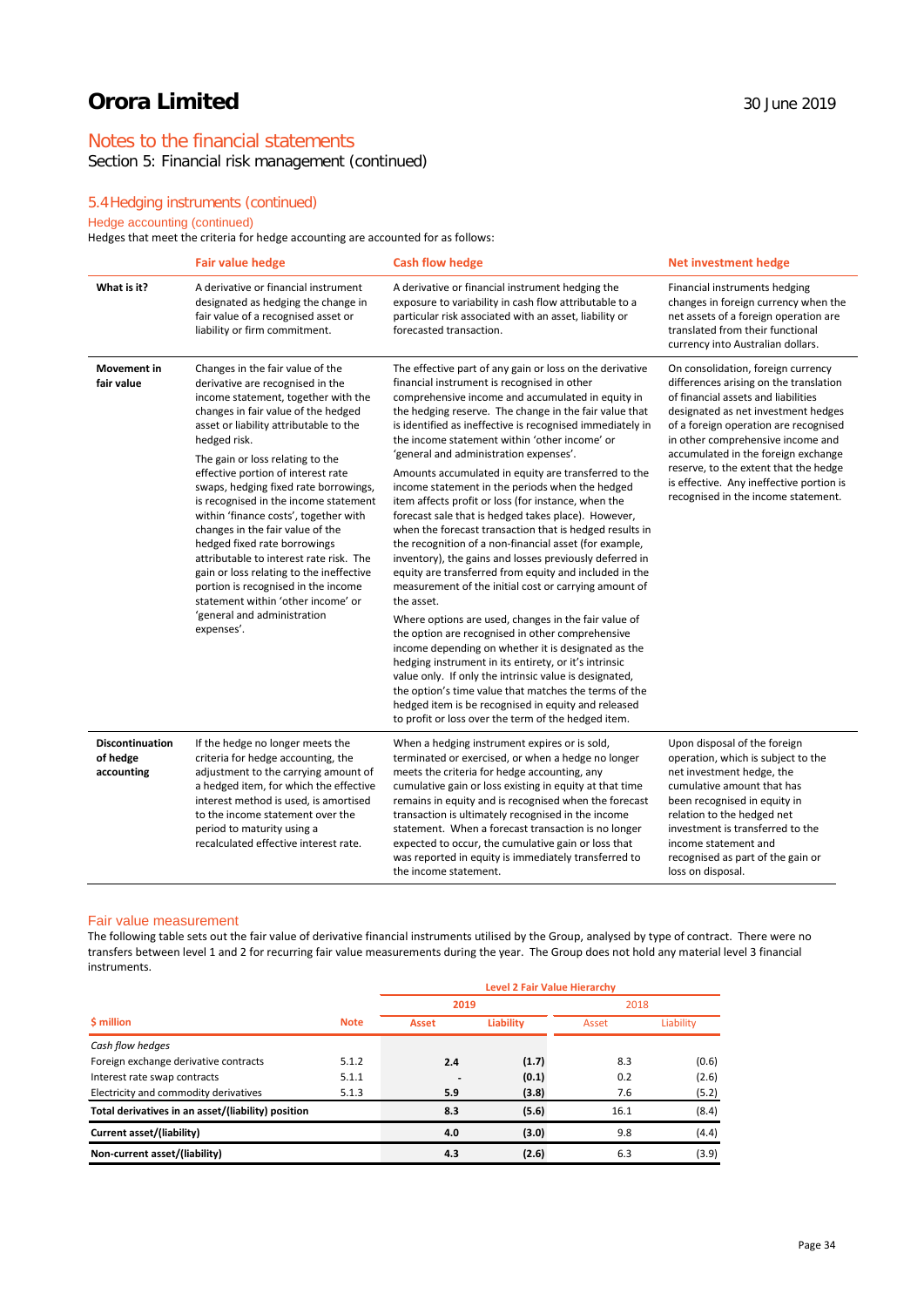## Notes to the financial statements

Section 5: Financial risk management (continued)

### 5.4 Hedging instruments (continued)

#### Hedge accounting (continued)

Hedges that meet the criteria for hedge accounting are accounted for as follows:

| | Fair value hedge | Cash flow hedge | Net investment hedge |
|---|---|---|---|
| **What is it?** | A derivative or financial instrument designated as hedging the change in fair value of a recognised asset or liability or firm commitment. | A derivative or financial instrument hedging the exposure to variability in cash flow attributable to a particular risk associated with an asset, liability or forecasted transaction. | Financial instruments hedging changes in foreign currency when the net assets of a foreign operation are translated from their functional currency into Australian dollars. |
| **Movement in fair value** | Changes in the fair value of the derivative are recognised in the income statement, together with the changes in fair value of the hedged asset or liability attributable to the hedged risk.<br><br>The gain or loss relating to the effective portion of interest rate swaps, hedging fixed rate borrowings, is recognised in the income statement within 'finance costs', together with changes in the fair value of the hedged fixed rate borrowings attributable to interest rate risk. The gain or loss relating to the ineffective portion is recognised in the income statement within 'other income' or 'general and administration expenses'. | The effective part of any gain or loss on the derivative financial instrument is recognised in other comprehensive income and accumulated in equity in the hedging reserve. The change in the fair value that is identified as ineffective is recognised immediately in the income statement within 'other income' or 'general and administration expenses'.<br><br>Amounts accumulated in equity are transferred to the income statement in the periods when the hedged item affects profit or loss (for instance, when the forecast sale that is hedged takes place). However, when the forecast transaction that is hedged results in the recognition of a non-financial asset (for example, inventory), the gains and losses previously deferred in equity are transferred from equity and included in the measurement of the initial cost or carrying amount of the asset.<br><br>Where options are used, changes in the fair value of the option are recognised in other comprehensive income depending on whether it is designated as the hedging instrument in its entirety, or it's intrinsic value only. If only the intrinsic value is designated, the option's time value that matches the terms of the hedged item is be recognised in equity and released to profit or loss over the term of the hedged item. | On consolidation, foreign currency differences arising on the translation of financial assets and liabilities designated as net investment hedges of a foreign operation are recognised in other comprehensive income and accumulated in the foreign exchange reserve, to the extent that the hedge is effective. Any ineffective portion is recognised in the income statement. |
| **Discontinuation of hedge accounting** | If the hedge no longer meets the criteria for hedge accounting, the adjustment to the carrying amount of a hedged item, for which the effective interest method is used, is amortised to the income statement over the period to maturity using a recalculated effective interest rate. | When a hedging instrument expires or is sold, terminated or exercised, or when a hedge no longer meets the criteria for hedge accounting, any cumulative gain or loss existing in equity at that time remains in equity and is recognised when the forecast transaction is ultimately recognised in the income statement. When a forecast transaction is no longer expected to occur, the cumulative gain or loss that was reported in equity is immediately transferred to the income statement. | Upon disposal of the foreign operation, which is subject to the net investment hedge, the cumulative amount that has been recognised in equity in relation to the hedged net investment is transferred to the income statement and recognised as part of the gain or loss on disposal. |

#### Fair value measurement

The following table sets out the fair value of derivative financial instruments utilised by the Group, analysed by type of contract. There were no transfers between level 1 and 2 for recurring fair value measurements during the year. The Group does not hold any material level 3 financial instruments.

| | | Level 2 Fair Value Hierarchy | | | |
|---|---|---|---|---|---|
| | | 2019 | | 2018 | |
| **$ million** | **Note** | **Asset** | **Liability** | Asset | Liability |
| *Cash flow hedges* | | | | | |
| Foreign exchange derivative contracts | 5.1.2 | **2.4** | **(1.7)** | 8.3 | (0.6) |
| Interest rate swap contracts | 5.1.1 | **-** | **(0.1)** | 0.2 | (2.6) |
| Electricity and commodity derivatives | 5.1.3 | **5.9** | **(3.8)** | 7.6 | (5.2) |
| **Total derivatives in an asset/(liability) position** | | **8.3** | **(5.6)** | 16.1 | (8.4) |
| **Current asset/(liability)** | | **4.0** | **(3.0)** | 9.8 | (4.4) |
| **Non-current asset/(liability)** | | **4.3** | **(2.6)** | 6.3 | (3.9) |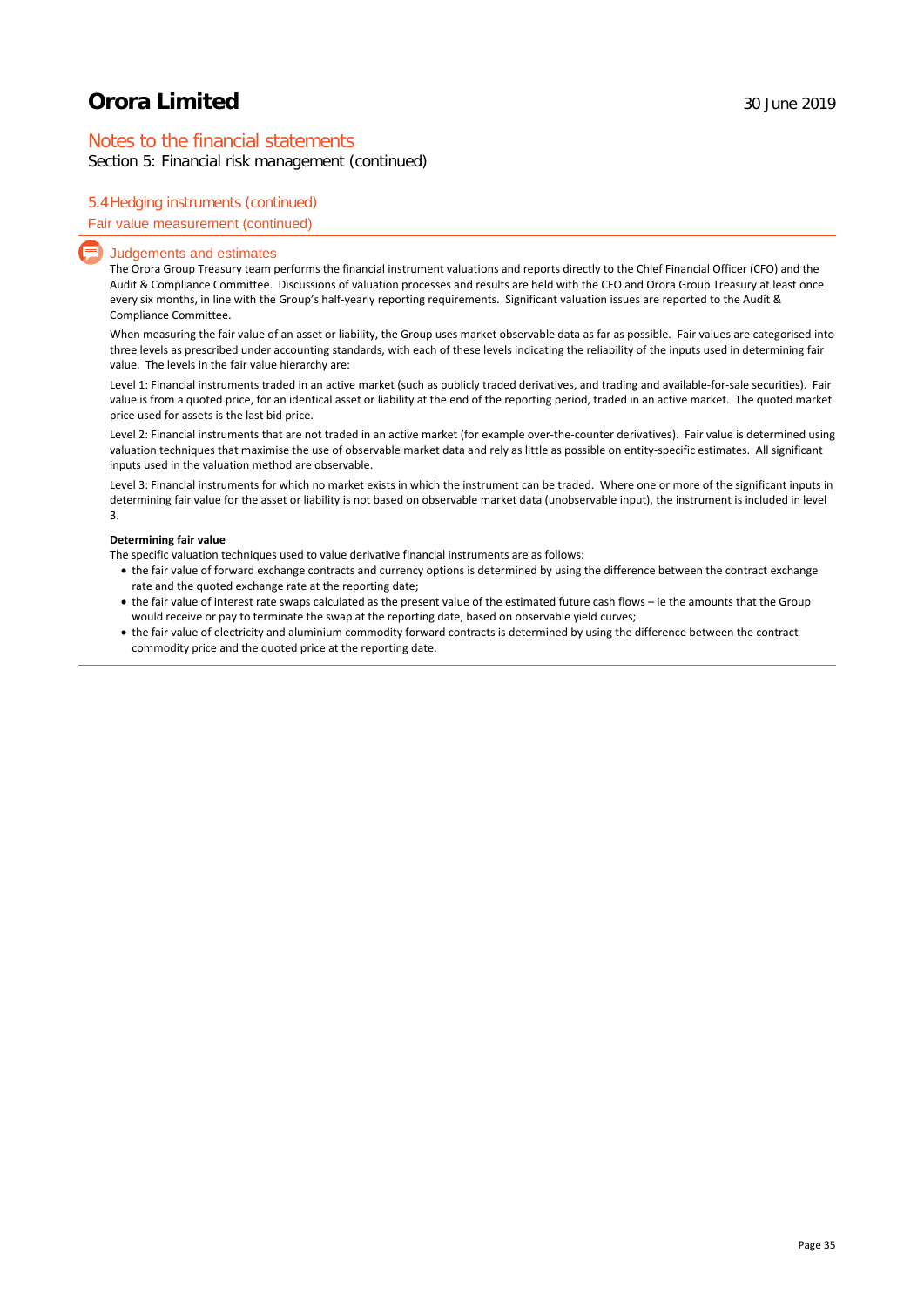## Notes to the financial statements

Section 5: Financial risk management (continued)

### 5.4 Hedging instruments (continued)

#### Fair value measurement (continued)

#### Judgements and estimates

The Orora Group Treasury team performs the financial instrument valuations and reports directly to the Chief Financial Officer (CFO) and the Audit & Compliance Committee. Discussions of valuation processes and results are held with the CFO and Orora Group Treasury at least once every six months, in line with the Group's half-yearly reporting requirements. Significant valuation issues are reported to the Audit & Compliance Committee.

When measuring the fair value of an asset or liability, the Group uses market observable data as far as possible. Fair values are categorised into three levels as prescribed under accounting standards, with each of these levels indicating the reliability of the inputs used in determining fair value. The levels in the fair value hierarchy are:

Level 1: Financial instruments traded in an active market (such as publicly traded derivatives, and trading and available-for-sale securities). Fair value is from a quoted price, for an identical asset or liability at the end of the reporting period, traded in an active market. The quoted market price used for assets is the last bid price.

Level 2: Financial instruments that are not traded in an active market (for example over-the-counter derivatives). Fair value is determined using valuation techniques that maximise the use of observable market data and rely as little as possible on entity-specific estimates. All significant inputs used in the valuation method are observable.

Level 3: Financial instruments for which no market exists in which the instrument can be traded. Where one or more of the significant inputs in determining fair value for the asset or liability is not based on observable market data (unobservable input), the instrument is included in level 3.

**Determining fair value**

The specific valuation techniques used to value derivative financial instruments are as follows:

- the fair value of forward exchange contracts and currency options is determined by using the difference between the contract exchange rate and the quoted exchange rate at the reporting date;
- the fair value of interest rate swaps calculated as the present value of the estimated future cash flows – ie the amounts that the Group would receive or pay to terminate the swap at the reporting date, based on observable yield curves;
- the fair value of electricity and aluminium commodity forward contracts is determined by using the difference between the contract commodity price and the quoted price at the reporting date.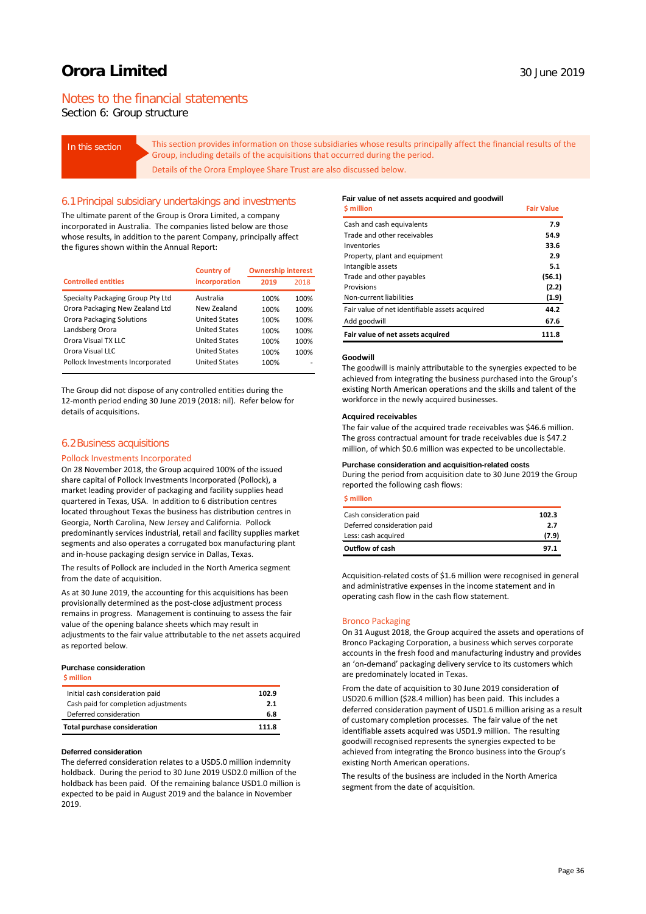# Orora Limited

30 June 2019

## Notes to the financial statements

Section 6: Group structure

**In this section**

This section provides information on those subsidiaries whose results principally affect the financial results of the Group, including details of the acquisitions that occurred during the period.

Details of the Orora Employee Share Trust are also discussed below.

### 6.1 Principal subsidiary undertakings and investments

The ultimate parent of the Group is Orora Limited, a company incorporated in Australia. The companies listed below are those whose results, in addition to the parent Company, principally affect the figures shown within the Annual Report:

| Controlled entities | Country of incorporation | Ownership interest 2019 | 2018 |
|---|---|---|---|
| Specialty Packaging Group Pty Ltd | Australia | 100% | 100% |
| Orora Packaging New Zealand Ltd | New Zealand | 100% | 100% |
| Orora Packaging Solutions | United States | 100% | 100% |
| Landsberg Orora | United States | 100% | 100% |
| Orora Visual TX LLC | United States | 100% | 100% |
| Orora Visual LLC | United States | 100% | 100% |
| Pollock Investments Incorporated | United States | 100% | - |

The Group did not dispose of any controlled entities during the 12-month period ending 30 June 2019 (2018: nil). Refer below for details of acquisitions.

### 6.2 Business acquisitions

#### Pollock Investments Incorporated

On 28 November 2018, the Group acquired 100% of the issued share capital of Pollock Investments Incorporated (Pollock), a market leading provider of packaging and facility supplies head quartered in Texas, USA. In addition to 6 distribution centres located throughout Texas the business has distribution centres in Georgia, North Carolina, New Jersey and California. Pollock predominantly services industrial, retail and facility supplies market segments and also operates a corrugated box manufacturing plant and in-house packaging design service in Dallas, Texas.

The results of Pollock are included in the North America segment from the date of acquisition.

As at 30 June 2019, the accounting for this acquisitions has been provisionally determined as the post-close adjustment process remains in progress. Management is continuing to assess the fair value of the opening balance sheets which may result in adjustments to the fair value attributable to the net assets acquired as reported below.

**Purchase consideration**

| $ million | |
|---|---|
| Initial cash consideration paid | 102.9 |
| Cash paid for completion adjustments | 2.1 |
| Deferred consideration | 6.8 |
| **Total purchase consideration** | **111.8** |

**Deferred consideration**

The deferred consideration relates to a USD5.0 million indemnity holdback. During the period to 30 June 2019 USD2.0 million of the holdback has been paid. Of the remaining balance USD1.0 million is expected to be paid in August 2019 and the balance in November 2019.

**Fair value of net assets acquired and goodwill**

| $ million | Fair Value |
|---|---|
| Cash and cash equivalents | 7.9 |
| Trade and other receivables | 54.9 |
| Inventories | 33.6 |
| Property, plant and equipment | 2.9 |
| Intangible assets | 5.1 |
| Trade and other payables | (56.1) |
| Provisions | (2.2) |
| Non-current liabilities | (1.9) |
| Fair value of net identifiable assets acquired | 44.2 |
| Add goodwill | 67.6 |
| **Fair value of net assets acquired** | **111.8** |

**Goodwill**

The goodwill is mainly attributable to the synergies expected to be achieved from integrating the business purchased into the Group's existing North American operations and the skills and talent of the workforce in the newly acquired businesses.

**Acquired receivables**

The fair value of the acquired trade receivables was $46.6 million. The gross contractual amount for trade receivables due is $47.2 million, of which $0.6 million was expected to be uncollectable.

**Purchase consideration and acquisition-related costs**

During the period from acquisition date to 30 June 2019 the Group reported the following cash flows:

| $ million | |
|---|---|
| Cash consideration paid | 102.3 |
| Deferred consideration paid | 2.7 |
| Less: cash acquired | (7.9) |
| **Outflow of cash** | **97.1** |

Acquisition-related costs of $1.6 million were recognised in general and administrative expenses in the income statement and in operating cash flow in the cash flow statement.

#### Bronco Packaging

On 31 August 2018, the Group acquired the assets and operations of Bronco Packaging Corporation, a business which serves corporate accounts in the fresh food and manufacturing industry and provides an 'on-demand' packaging delivery service to its customers which are predominately located in Texas.

From the date of acquisition to 30 June 2019 consideration of USD20.6 million ($28.4 million) has been paid. This includes a deferred consideration payment of USD1.6 million arising as a result of customary completion processes. The fair value of the net identifiable assets acquired was USD1.9 million. The resulting goodwill recognised represents the synergies expected to be achieved from integrating the Bronco business into the Group's existing North American operations.

The results of the business are included in the North America segment from the date of acquisition.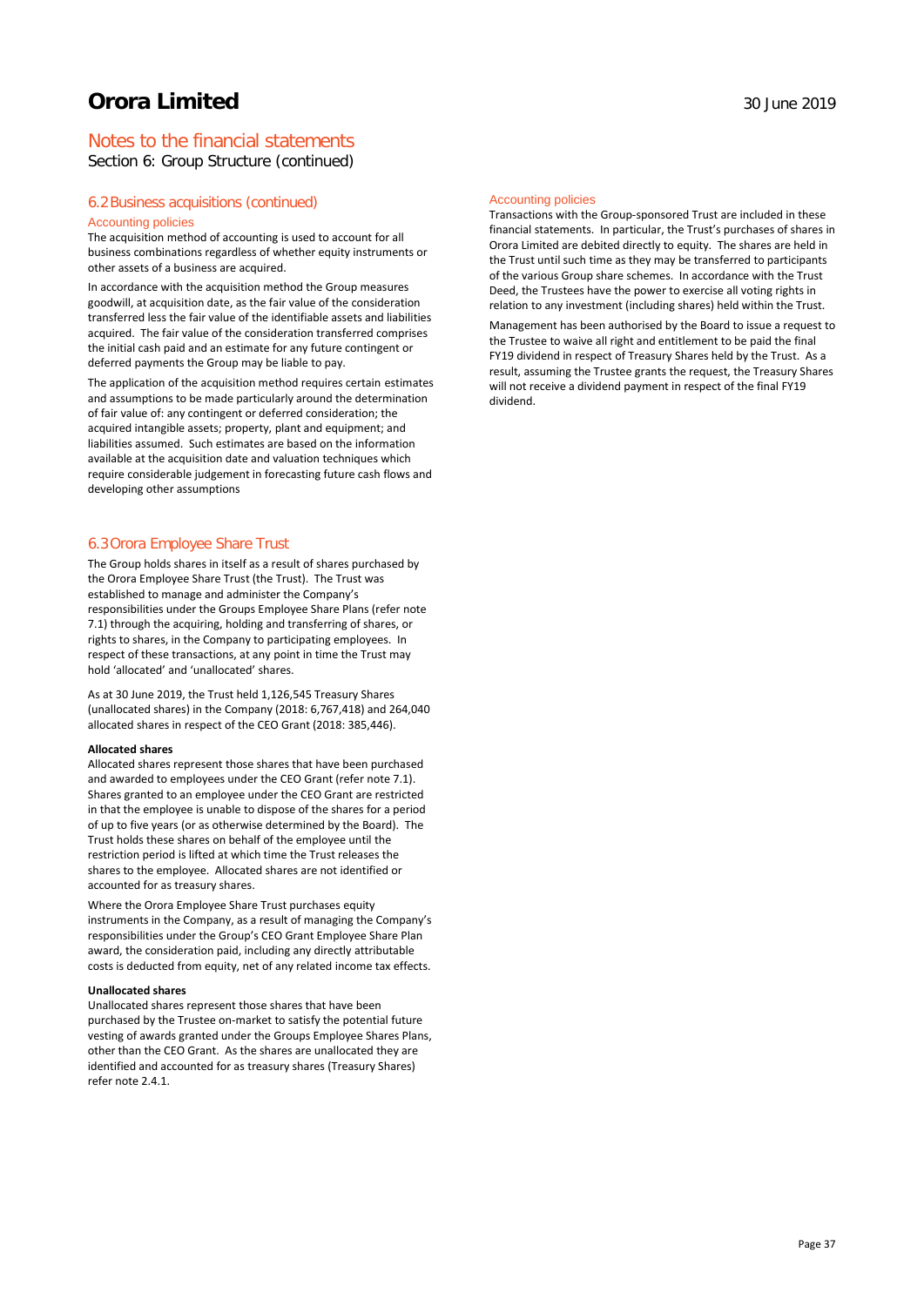# Orora Limited

30 June 2019

## Notes to the financial statements

Section 6: Group Structure (continued)

### 6.2 Business acquisitions (continued)

#### Accounting policies

The acquisition method of accounting is used to account for all business combinations regardless of whether equity instruments or other assets of a business are acquired.

In accordance with the acquisition method the Group measures goodwill, at acquisition date, as the fair value of the consideration transferred less the fair value of the identifiable assets and liabilities acquired. The fair value of the consideration transferred comprises the initial cash paid and an estimate for any future contingent or deferred payments the Group may be liable to pay.

The application of the acquisition method requires certain estimates and assumptions to be made particularly around the determination of fair value of: any contingent or deferred consideration; the acquired intangible assets; property, plant and equipment; and liabilities assumed. Such estimates are based on the information available at the acquisition date and valuation techniques which require considerable judgement in forecasting future cash flows and developing other assumptions

### 6.3 Orora Employee Share Trust

The Group holds shares in itself as a result of shares purchased by the Orora Employee Share Trust (the Trust). The Trust was established to manage and administer the Company's responsibilities under the Groups Employee Share Plans (refer note 7.1) through the acquiring, holding and transferring of shares, or rights to shares, in the Company to participating employees. In respect of these transactions, at any point in time the Trust may hold 'allocated' and 'unallocated' shares.

As at 30 June 2019, the Trust held 1,126,545 Treasury Shares (unallocated shares) in the Company (2018: 6,767,418) and 264,040 allocated shares in respect of the CEO Grant (2018: 385,446).

**Allocated shares**

Allocated shares represent those shares that have been purchased and awarded to employees under the CEO Grant (refer note 7.1). Shares granted to an employee under the CEO Grant are restricted in that the employee is unable to dispose of the shares for a period of up to five years (or as otherwise determined by the Board). The Trust holds these shares on behalf of the employee until the restriction period is lifted at which time the Trust releases the shares to the employee. Allocated shares are not identified or accounted for as treasury shares.

Where the Orora Employee Share Trust purchases equity instruments in the Company, as a result of managing the Company's responsibilities under the Group's CEO Grant Employee Share Plan award, the consideration paid, including any directly attributable costs is deducted from equity, net of any related income tax effects.

**Unallocated shares**

Unallocated shares represent those shares that have been purchased by the Trustee on-market to satisfy the potential future vesting of awards granted under the Groups Employee Shares Plans, other than the CEO Grant. As the shares are unallocated they are identified and accounted for as treasury shares (Treasury Shares) refer note 2.4.1.

#### Accounting policies

Transactions with the Group-sponsored Trust are included in these financial statements. In particular, the Trust's purchases of shares in Orora Limited are debited directly to equity. The shares are held in the Trust until such time as they may be transferred to participants of the various Group share schemes. In accordance with the Trust Deed, the Trustees have the power to exercise all voting rights in relation to any investment (including shares) held within the Trust.

Management has been authorised by the Board to issue a request to the Trustee to waive all right and entitlement to be paid the final FY19 dividend in respect of Treasury Shares held by the Trust. As a result, assuming the Trustee grants the request, the Treasury Shares will not receive a dividend payment in respect of the final FY19 dividend.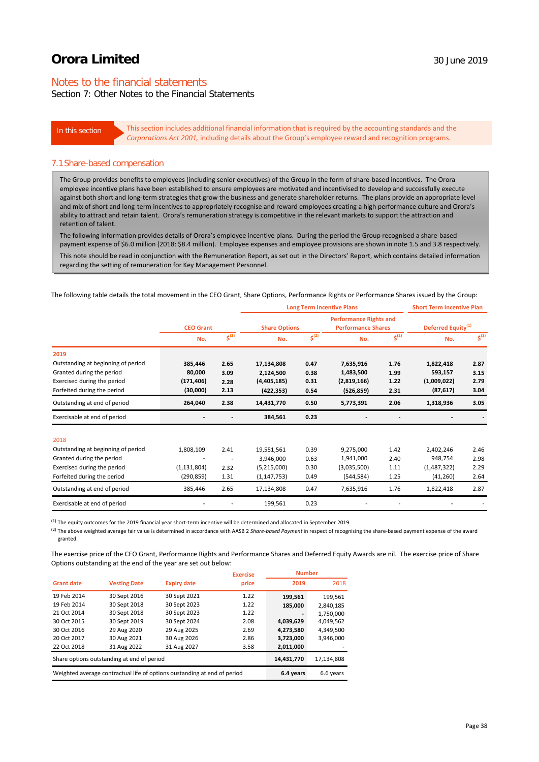# Orora Limited

30 June 2019

## Notes to the financial statements

Section 7: Other Notes to the Financial Statements

In this section — This section includes additional financial information that is required by the accounting standards and the *Corporations Act 2001,* including details about the Group's employee reward and recognition programs.

### 7.1 Share-based compensation

The Group provides benefits to employees (including senior executives) of the Group in the form of share-based incentives. The Orora employee incentive plans have been established to ensure employees are motivated and incentivised to develop and successfully execute against both short and long-term strategies that grow the business and generate shareholder returns. The plans provide an appropriate level and mix of short and long-term incentives to appropriately recognise and reward employees creating a high performance culture and Orora's ability to attract and retain talent. Orora's remuneration strategy is competitive in the relevant markets to support the attraction and retention of talent.

The following information provides details of Orora's employee incentive plans. During the period the Group recognised a share-based payment expense of $6.0 million (2018: $8.4 million). Employee expenses and employee provisions are shown in note 1.5 and 3.8 respectively.

This note should be read in conjunction with the Remuneration Report, as set out in the Directors' Report, which contains detailed information regarding the setting of remuneration for Key Management Personnel.

The following table details the total movement in the CEO Grant, Share Options, Performance Rights or Performance Shares issued by the Group:

| | CEO Grant | | Long Term Incentive Plans | | | | Short Term Incentive Plan | |
|---|---|---|---|---|---|---|---|---|
| | | | Share Options | | Performance Rights and Performance Shares | | Deferred Equity[1] | |
| | No. | $[2] | No. | $[2] | No. | $[2] | No. | $[2] |
| **2019** | | | | | | | | |
| Outstanding at beginning of period | **385,446** | **2.65** | **17,134,808** | **0.47** | **7,635,916** | **1.76** | **1,822,418** | **2.87** |
| Granted during the period | **80,000** | **3.09** | **2,124,500** | **0.38** | **1,483,500** | **1.99** | **593,157** | **3.15** |
| Exercised during the period | **(171,406)** | **2.28** | **(4,405,185)** | **0.31** | **(2,819,166)** | **1.22** | **(1,009,022)** | **2.79** |
| Forfeited during the period | **(30,000)** | **2.13** | **(422,353)** | **0.54** | **(526,859)** | **2.31** | **(87,617)** | **3.04** |
| Outstanding at end of period | **264,040** | **2.38** | **14,431,770** | **0.50** | **5,773,391** | **2.06** | **1,318,936** | **3.05** |
| Exercisable at end of period | **-** | **-** | **384,561** | **0.23** | **-** | **-** | **-** | **-** |
| 2018 | | | | | | | | |
| Outstanding at beginning of period | 1,808,109 | 2.41 | 19,551,561 | 0.39 | 9,275,000 | 1.42 | 2,402,246 | 2.46 |
| Granted during the period | - | - | 3,946,000 | 0.63 | 1,941,000 | 2.40 | 948,754 | 2.98 |
| Exercised during the period | (1,131,804) | 2.32 | (5,215,000) | 0.30 | (3,035,500) | 1.11 | (1,487,322) | 2.29 |
| Forfeited during the period | (290,859) | 1.31 | (1,147,753) | 0.49 | (544,584) | 1.25 | (41,260) | 2.64 |
| Outstanding at end of period | 385,446 | 2.65 | 17,134,808 | 0.47 | 7,635,916 | 1.76 | 1,822,418 | 2.87 |
| Exercisable at end of period | - | - | 199,561 | 0.23 | - | - | - | - |

[1] The equity outcomes for the 2019 financial year short-term incentive will be determined and allocated in September 2019.

[2] The above weighted average fair value is determined in accordance with AASB 2 *Share-based Payment* in respect of recognising the share-based payment expense of the award granted.

The exercise price of the CEO Grant, Performance Rights and Performance Shares and Deferred Equity Awards are nil. The exercise price of Share Options outstanding at the end of the year are set out below:

| Grant date | Vesting Date | Expiry date | Exercise price | Number 2019 | Number 2018 |
|---|---|---|---|---|---|
| 19 Feb 2014 | 30 Sept 2016 | 30 Sept 2021 | 1.22 | **199,561** | 199,561 |
| 19 Feb 2014 | 30 Sept 2018 | 30 Sept 2023 | 1.22 | **185,000** | 2,840,185 |
| 21 Oct 2014 | 30 Sept 2018 | 30 Sept 2023 | 1.22 | **-** | 1,750,000 |
| 30 Oct 2015 | 30 Sept 2019 | 30 Sept 2024 | 2.08 | **4,039,629** | 4,049,562 |
| 30 Oct 2016 | 29 Aug 2020 | 29 Aug 2025 | 2.69 | **4,273,580** | 4,349,500 |
| 20 Oct 2017 | 30 Aug 2021 | 30 Aug 2026 | 2.86 | **3,723,000** | 3,946,000 |
| 22 Oct 2018 | 31 Aug 2022 | 31 Aug 2027 | 3.58 | **2,011,000** | - |
| Share options outstanding at end of period | | | | **14,431,770** | 17,134,808 |
| Weighted average contractual life of options oustanding at end of period | | | | **6.4 years** | 6.6 years |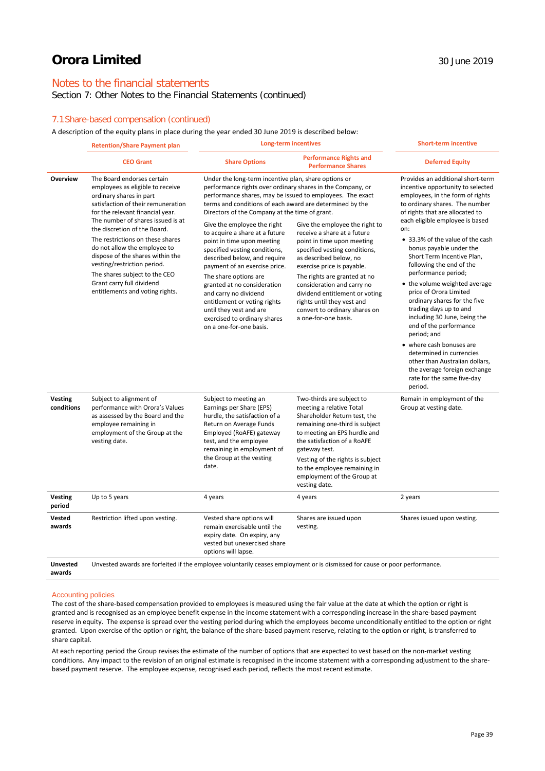## Notes to the financial statements

Section 7: Other Notes to the Financial Statements (continued)

### 7.1 Share-based compensation (continued)

A description of the equity plans in place during the year ended 30 June 2019 is described below:

| | Retention/Share Payment plan | Long-term incentives | | Short-term incentive |
|---|---|---|---|---|
| | **CEO Grant** | **Share Options** | **Performance Rights and Performance Shares** | **Deferred Equity** |
| **Overview** | The Board endorses certain employees as eligible to receive ordinary shares in part satisfaction of their remuneration for the relevant financial year. The number of shares issued is at the discretion of the Board.<br>The restrictions on these shares do not allow the employee to dispose of the shares within the vesting/restriction period.<br>The shares subject to the CEO Grant carry full dividend entitlements and voting rights. | Under the long-term incentive plan, share options or performance rights over ordinary shares in the Company, or performance shares, may be issued to employees. The exact terms and conditions of each award are determined by the Directors of the Company at the time of grant.<br>Give the employee the right to acquire a share at a future point in time upon meeting specified vesting conditions, described below, and require payment of an exercise price.<br>The share options are granted at no consideration and carry no dividend entitlement or voting rights until they vest and are exercised to ordinary shares on a one-for-one basis. | Give the employee the right to receive a share at a future point in time upon meeting specified vesting conditions, as described below, no exercise price is payable.<br>The rights are granted at no consideration and carry no dividend entitlement or voting rights until they vest and convert to ordinary shares on a one-for-one basis. | Provides an additional short-term incentive opportunity to selected employees, in the form of rights to ordinary shares. The number of rights that are allocated to each eligible employee is based on:<br>• 33.3% of the value of the cash bonus payable under the Short Term Incentive Plan, following the end of the performance period;<br>• the volume weighted average price of Orora Limited ordinary shares for the five trading days up to and including 30 June, being the end of the performance period; and<br>• where cash bonuses are determined in currencies other than Australian dollars, the average foreign exchange rate for the same five-day period. |
| **Vesting conditions** | Subject to alignment of performance with Orora's Values as assessed by the Board and the employee remaining in employment of the Group at the vesting date. | Subject to meeting an Earnings per Share (EPS) hurdle, the satisfaction of a Return on Average Funds Employed (RoAFE) gateway test, and the employee remaining in employment of the Group at the vesting date. | Two-thirds are subject to meeting a relative Total Shareholder Return test, the remaining one-third is subject to meeting an EPS hurdle and the satisfaction of a RoAFE gateway test.<br>Vesting of the rights is subject to the employee remaining in employment of the Group at vesting date. | Remain in employment of the Group at vesting date. |
| **Vesting period** | Up to 5 years | 4 years | 4 years | 2 years |
| **Vested awards** | Restriction lifted upon vesting. | Vested share options will remain exercisable until the expiry date. On expiry, any vested but unexercised share options will lapse. | Shares are issued upon vesting. | Shares issued upon vesting. |
| **Unvested awards** | Unvested awards are forfeited if the employee voluntarily ceases employment or is dismissed for cause or poor performance. | | | |

#### Accounting policies

The cost of the share-based compensation provided to employees is measured using the fair value at the date at which the option or right is granted and is recognised as an employee benefit expense in the income statement with a corresponding increase in the share-based payment reserve in equity. The expense is spread over the vesting period during which the employees become unconditionally entitled to the option or right granted. Upon exercise of the option or right, the balance of the share-based payment reserve, relating to the option or right, is transferred to share capital.

At each reporting period the Group revises the estimate of the number of options that are expected to vest based on the non-market vesting conditions. Any impact to the revision of an original estimate is recognised in the income statement with a corresponding adjustment to the share-based payment reserve. The employee expense, recognised each period, reflects the most recent estimate.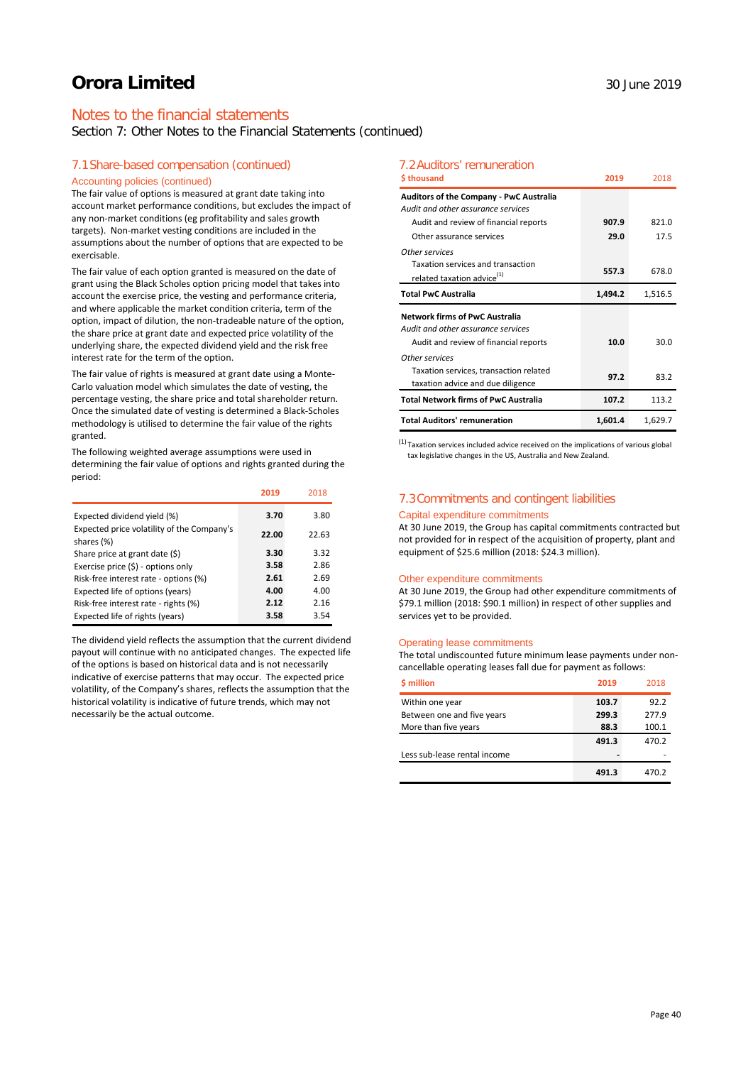# Orora Limited

30 June 2019

## Notes to the financial statements

Section 7: Other Notes to the Financial Statements (continued)

### 7.1 Share-based compensation (continued)

#### Accounting policies (continued)

The fair value of options is measured at grant date taking into account market performance conditions, but excludes the impact of any non-market conditions (eg profitability and sales growth targets). Non-market vesting conditions are included in the assumptions about the number of options that are expected to be exercisable.

The fair value of each option granted is measured on the date of grant using the Black Scholes option pricing model that takes into account the exercise price, the vesting and performance criteria, and where applicable the market condition criteria, term of the option, impact of dilution, the non-tradeable nature of the option, the share price at grant date and expected price volatility of the underlying share, the expected dividend yield and the risk free interest rate for the term of the option.

The fair value of rights is measured at grant date using a Monte-Carlo valuation model which simulates the date of vesting, the percentage vesting, the share price and total shareholder return. Once the simulated date of vesting is determined a Black-Scholes methodology is utilised to determine the fair value of the rights granted.

The following weighted average assumptions were used in determining the fair value of options and rights granted during the period:

| | 2019 | 2018 |
|---|---|---|
| Expected dividend yield (%) | **3.70** | 3.80 |
| Expected price volatility of the Company's shares (%) | **22.00** | 22.63 |
| Share price at grant date ($) | **3.30** | 3.32 |
| Exercise price ($) - options only | **3.58** | 2.86 |
| Risk-free interest rate - options (%) | **2.61** | 2.69 |
| Expected life of options (years) | **4.00** | 4.00 |
| Risk-free interest rate - rights (%) | **2.12** | 2.16 |
| Expected life of rights (years) | **3.58** | 3.54 |

The dividend yield reflects the assumption that the current dividend payout will continue with no anticipated changes. The expected life of the options is based on historical data and is not necessarily indicative of exercise patterns that may occur. The expected price volatility, of the Company's shares, reflects the assumption that the historical volatility is indicative of future trends, which may not necessarily be the actual outcome.

### 7.2 Auditors' remuneration

| $ thousand | 2019 | 2018 |
|---|---|---|
| **Auditors of the Company - PwC Australia** | | |
| *Audit and other assurance services* | | |
| Audit and review of financial reports | **907.9** | 821.0 |
| Other assurance services | **29.0** | 17.5 |
| *Other services* | | |
| Taxation services and transaction related taxation advice[1] | **557.3** | 678.0 |
| **Total PwC Australia** | **1,494.2** | 1,516.5 |
| **Network firms of PwC Australia** | | |
| *Audit and other assurance services* | | |
| Audit and review of financial reports | **10.0** | 30.0 |
| *Other services* | | |
| Taxation services, transaction related taxation advice and due diligence | **97.2** | 83.2 |
| **Total Network firms of PwC Australia** | **107.2** | 113.2 |
| **Total Auditors' remuneration** | **1,601.4** | 1,629.7 |

[1] Taxation services included advice received on the implications of various global tax legislative changes in the US, Australia and New Zealand.

### 7.3 Commitments and contingent liabilities

#### Capital expenditure commitments

At 30 June 2019, the Group has capital commitments contracted but not provided for in respect of the acquisition of property, plant and equipment of $25.6 million (2018: $24.3 million).

#### Other expenditure commitments

At 30 June 2019, the Group had other expenditure commitments of $79.1 million (2018: $90.1 million) in respect of other supplies and services yet to be provided.

#### Operating lease commitments

The total undiscounted future minimum lease payments under non-cancellable operating leases fall due for payment as follows:

| $ million | 2019 | 2018 |
|---|---|---|
| Within one year | **103.7** | 92.2 |
| Between one and five years | **299.3** | 277.9 |
| More than five years | **88.3** | 100.1 |
| | **491.3** | 470.2 |
| Less sub-lease rental income | **-** | - |
| | **491.3** | 470.2 |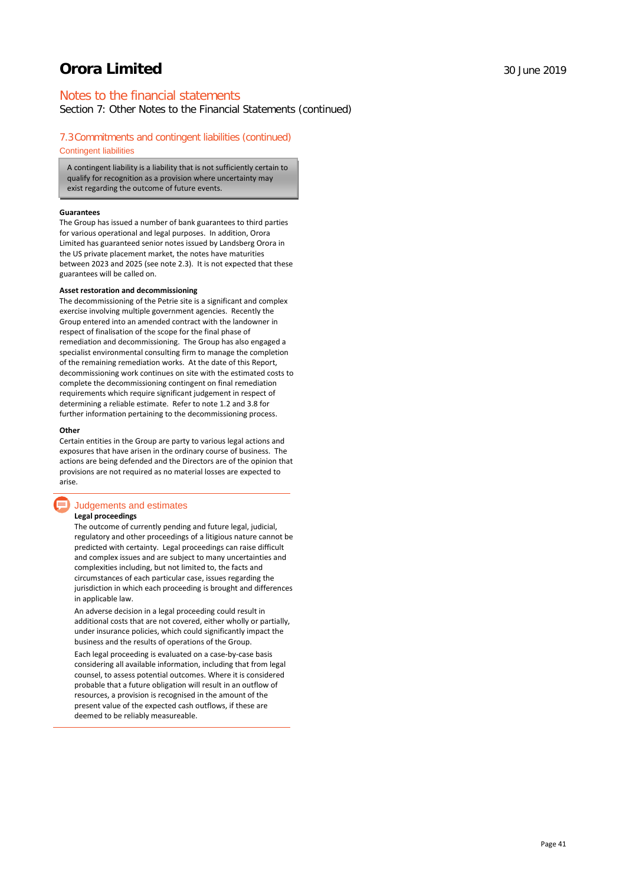## Notes to the financial statements

Section 7: Other Notes to the Financial Statements (continued)

### 7.3 Commitments and contingent liabilities (continued)

#### Contingent liabilities

> A contingent liability is a liability that is not sufficiently certain to qualify for recognition as a provision where uncertainty may exist regarding the outcome of future events.

**Guarantees**

The Group has issued a number of bank guarantees to third parties for various operational and legal purposes. In addition, Orora Limited has guaranteed senior notes issued by Landsberg Orora in the US private placement market, the notes have maturities between 2023 and 2025 (see note 2.3). It is not expected that these guarantees will be called on.

**Asset restoration and decommissioning**

The decommissioning of the Petrie site is a significant and complex exercise involving multiple government agencies. Recently the Group entered into an amended contract with the landowner in respect of finalisation of the scope for the final phase of remediation and decommissioning. The Group has also engaged a specialist environmental consulting firm to manage the completion of the remaining remediation works. At the date of this Report, decommissioning work continues on site with the estimated costs to complete the decommissioning contingent on final remediation requirements which require significant judgement in respect of determining a reliable estimate. Refer to note 1.2 and 3.8 for further information pertaining to the decommissioning process.

**Other**

Certain entities in the Group are party to various legal actions and exposures that have arisen in the ordinary course of business. The actions are being defended and the Directors are of the opinion that provisions are not required as no material losses are expected to arise.

#### Judgements and estimates

**Legal proceedings**

The outcome of currently pending and future legal, judicial, regulatory and other proceedings of a litigious nature cannot be predicted with certainty. Legal proceedings can raise difficult and complex issues and are subject to many uncertainties and complexities including, but not limited to, the facts and circumstances of each particular case, issues regarding the jurisdiction in which each proceeding is brought and differences in applicable law.

An adverse decision in a legal proceeding could result in additional costs that are not covered, either wholly or partially, under insurance policies, which could significantly impact the business and the results of operations of the Group.

Each legal proceeding is evaluated on a case-by-case basis considering all available information, including that from legal counsel, to assess potential outcomes. Where it is considered probable that a future obligation will result in an outflow of resources, a provision is recognised in the amount of the present value of the expected cash outflows, if these are deemed to be reliably measureable.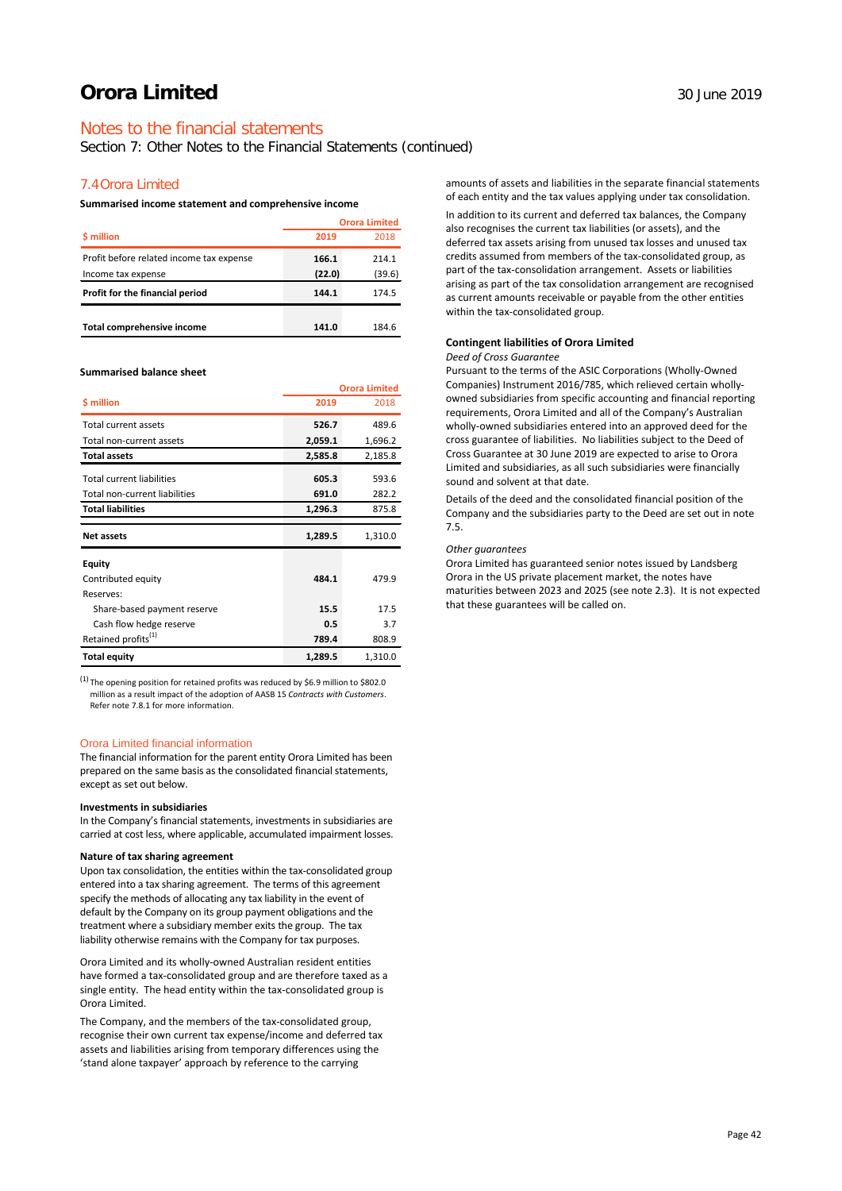# Orora Limited

## Notes to the financial statements

Section 7: Other Notes to the Financial Statements (continued)

### 7.4 Orora Limited

**Summarised income statement and comprehensive income**

| $ million | Orora Limited 2019 | 2018 |
|---|---|---|
| Profit before related income tax expense | **166.1** | 214.1 |
| Income tax expense | **(22.0)** | (39.6) |
| **Profit for the financial period** | **144.1** | 174.5 |
| **Total comprehensive income** | **141.0** | 184.6 |

**Summarised balance sheet**

| $ million | Orora Limited 2019 | 2018 |
|---|---|---|
| Total current assets | **526.7** | 489.6 |
| Total non-current assets | **2,059.1** | 1,696.2 |
| **Total assets** | **2,585.8** | 2,185.8 |
| Total current liabilities | **605.3** | 593.6 |
| Total non-current liabilities | **691.0** | 282.2 |
| **Total liabilities** | **1,296.3** | 875.8 |
| **Net assets** | **1,289.5** | 1,310.0 |
| **Equity** | | |
| Contributed equity | **484.1** | 479.9 |
| Reserves: | | |
| Share-based payment reserve | **15.5** | 17.5 |
| Cash flow hedge reserve | **0.5** | 3.7 |
| Retained profits[1] | **789.4** | 808.9 |
| **Total equity** | **1,289.5** | 1,310.0 |

[1] The opening position for retained profits was reduced by $6.9 million to $802.0 million as a result impact of the adoption of AASB 15 *Contracts with Customers*. Refer note 7.8.1 for more information.

#### Orora Limited financial information

The financial information for the parent entity Orora Limited has been prepared on the same basis as the consolidated financial statements, except as set out below.

**Investments in subsidiaries**

In the Company's financial statements, investments in subsidiaries are carried at cost less, where applicable, accumulated impairment losses.

**Nature of tax sharing agreement**

Upon tax consolidation, the entities within the tax-consolidated group entered into a tax sharing agreement. The terms of this agreement specify the methods of allocating any tax liability in the event of default by the Company on its group payment obligations and the treatment where a subsidiary member exits the group. The tax liability otherwise remains with the Company for tax purposes.

Orora Limited and its wholly-owned Australian resident entities have formed a tax-consolidated group and are therefore taxed as a single entity. The head entity within the tax-consolidated group is Orora Limited.

The Company, and the members of the tax-consolidated group, recognise their own current tax expense/income and deferred tax assets and liabilities arising from temporary differences using the 'stand alone taxpayer' approach by reference to the carrying amounts of assets and liabilities in the separate financial statements of each entity and the tax values applying under tax consolidation.

In addition to its current and deferred tax balances, the Company also recognises the current tax liabilities (or assets), and the deferred tax assets arising from unused tax losses and unused tax credits assumed from members of the tax-consolidated group, as part of the tax-consolidation arrangement. Assets or liabilities arising as part of the tax consolidation arrangement are recognised as current amounts receivable or payable from the other entities within the tax-consolidated group.

**Contingent liabilities of Orora Limited**

*Deed of Cross Guarantee*

Pursuant to the terms of the ASIC Corporations (Wholly-Owned Companies) Instrument 2016/785, which relieved certain wholly-owned subsidiaries from specific accounting and financial reporting requirements, Orora Limited and all of the Company's Australian wholly-owned subsidiaries entered into an approved deed for the cross guarantee of liabilities. No liabilities subject to the Deed of Cross Guarantee at 30 June 2019 are expected to arise to Orora Limited and subsidiaries, as all such subsidiaries were financially sound and solvent at that date.

Details of the deed and the consolidated financial position of the Company and the subsidiaries party to the Deed are set out in note 7.5.

*Other guarantees*

Orora Limited has guaranteed senior notes issued by Landsberg Orora in the US private placement market, the notes have maturities between 2023 and 2025 (see note 2.3). It is not expected that these guarantees will be called on.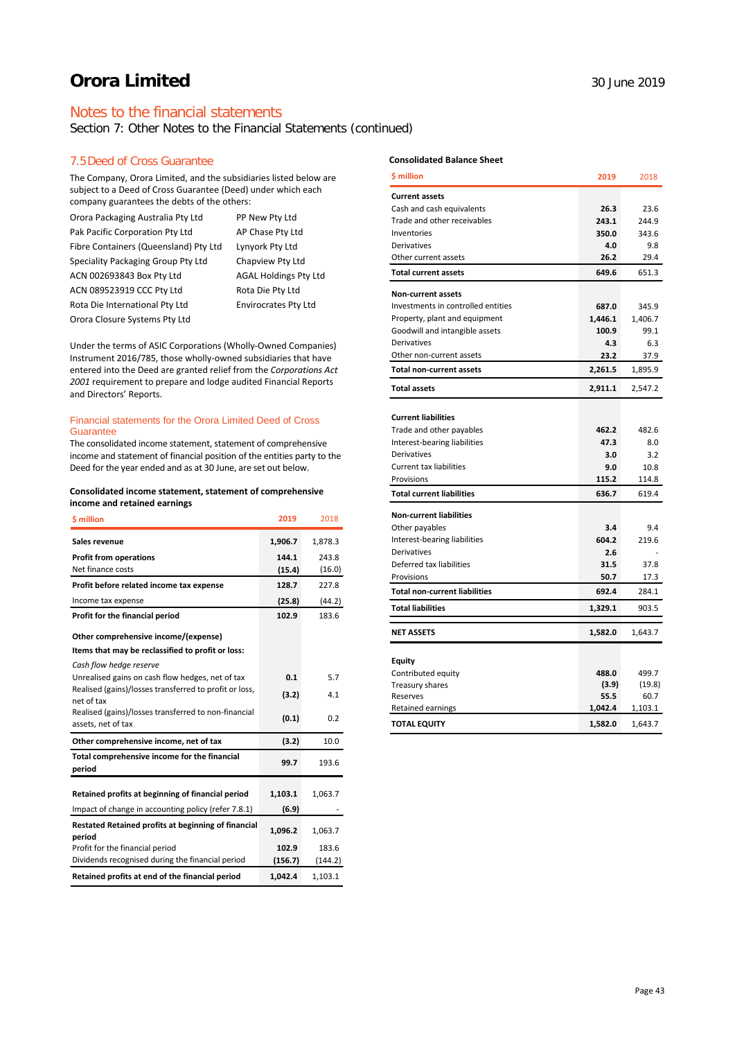# Orora Limited

30 June 2019

## Notes to the financial statements

Section 7: Other Notes to the Financial Statements (continued)

### 7.5 Deed of Cross Guarantee

The Company, Orora Limited, and the subsidiaries listed below are subject to a Deed of Cross Guarantee (Deed) under which each company guarantees the debts of the others:

| | |
|---|---|
| Orora Packaging Australia Pty Ltd | PP New Pty Ltd |
| Pak Pacific Corporation Pty Ltd | AP Chase Pty Ltd |
| Fibre Containers (Queensland) Pty Ltd | Lynyork Pty Ltd |
| Speciality Packaging Group Pty Ltd | Chapview Pty Ltd |
| ACN 002693843 Box Pty Ltd | AGAL Holdings Pty Ltd |
| ACN 089523919 CCC Pty Ltd | Rota Die Pty Ltd |
| Rota Die International Pty Ltd | Envirocrates Pty Ltd |
| Orora Closure Systems Pty Ltd | |

Under the terms of ASIC Corporations (Wholly-Owned Companies) Instrument 2016/785, those wholly-owned subsidiaries that have entered into the Deed are granted relief from the *Corporations Act 2001* requirement to prepare and lodge audited Financial Reports and Directors' Reports.

#### Financial statements for the Orora Limited Deed of Cross Guarantee

The consolidated income statement, statement of comprehensive income and statement of financial position of the entities party to the Deed for the year ended and as at 30 June, are set out below.

**Consolidated income statement, statement of comprehensive income and retained earnings**

| $ million | 2019 | 2018 |
|---|---|---|
| **Sales revenue** | **1,906.7** | 1,878.3 |
| **Profit from operations** | **144.1** | 243.8 |
| Net finance costs | **(15.4)** | (16.0) |
| **Profit before related income tax expense** | **128.7** | 227.8 |
| Income tax expense | **(25.8)** | (44.2) |
| **Profit for the financial period** | **102.9** | 183.6 |
| **Other comprehensive income/(expense)** | | |
| **Items that may be reclassified to profit or loss:** | | |
| *Cash flow hedge reserve* | | |
| Unrealised gains on cash flow hedges, net of tax | **0.1** | 5.7 |
| Realised (gains)/losses transferred to profit or loss, net of tax | **(3.2)** | 4.1 |
| Realised (gains)/losses transferred to non-financial assets, net of tax | **(0.1)** | 0.2 |
| **Other comprehensive income, net of tax** | **(3.2)** | 10.0 |
| **Total comprehensive income for the financial period** | **99.7** | 193.6 |
| **Retained profits at beginning of financial period** | **1,103.1** | 1,063.7 |
| Impact of change in accounting policy (refer 7.8.1) | **(6.9)** | - |
| **Restated Retained profits at beginning of financial period** | **1,096.2** | 1,063.7 |
| Profit for the financial period | **102.9** | 183.6 |
| Dividends recognised during the financial period | **(156.7)** | (144.2) |
| **Retained profits at end of the financial period** | **1,042.4** | 1,103.1 |

**Consolidated Balance Sheet**

| $ million | 2019 | 2018 |
|---|---|---|
| **Current assets** | | |
| Cash and cash equivalents | **26.3** | 23.6 |
| Trade and other receivables | **243.1** | 244.9 |
| Inventories | **350.0** | 343.6 |
| Derivatives | **4.0** | 9.8 |
| Other current assets | **26.2** | 29.4 |
| **Total current assets** | **649.6** | 651.3 |
| **Non-current assets** | | |
| Investments in controlled entities | **687.0** | 345.9 |
| Property, plant and equipment | **1,446.1** | 1,406.7 |
| Goodwill and intangible assets | **100.9** | 99.1 |
| Derivatives | **4.3** | 6.3 |
| Other non-current assets | **23.2** | 37.9 |
| **Total non-current assets** | **2,261.5** | 1,895.9 |
| **Total assets** | **2,911.1** | 2,547.2 |
| **Current liabilities** | | |
| Trade and other payables | **462.2** | 482.6 |
| Interest-bearing liabilities | **47.3** | 8.0 |
| Derivatives | **3.0** | 3.2 |
| Current tax liabilities | **9.0** | 10.8 |
| Provisions | **115.2** | 114.8 |
| **Total current liabilities** | **636.7** | 619.4 |
| **Non-current liabilities** | | |
| Other payables | **3.4** | 9.4 |
| Interest-bearing liabilities | **604.2** | 219.6 |
| Derivatives | **2.6** | - |
| Deferred tax liabilities | **31.5** | 37.8 |
| Provisions | **50.7** | 17.3 |
| **Total non-current liabilities** | **692.4** | 284.1 |
| **Total liabilities** | **1,329.1** | 903.5 |
| **NET ASSETS** | **1,582.0** | 1,643.7 |
| **Equity** | | |
| Contributed equity | **488.0** | 499.7 |
| Treasury shares | **(3.9)** | (19.8) |
| Reserves | **55.5** | 60.7 |
| Retained earnings | **1,042.4** | 1,103.1 |
| **TOTAL EQUITY** | **1,582.0** | 1,643.7 |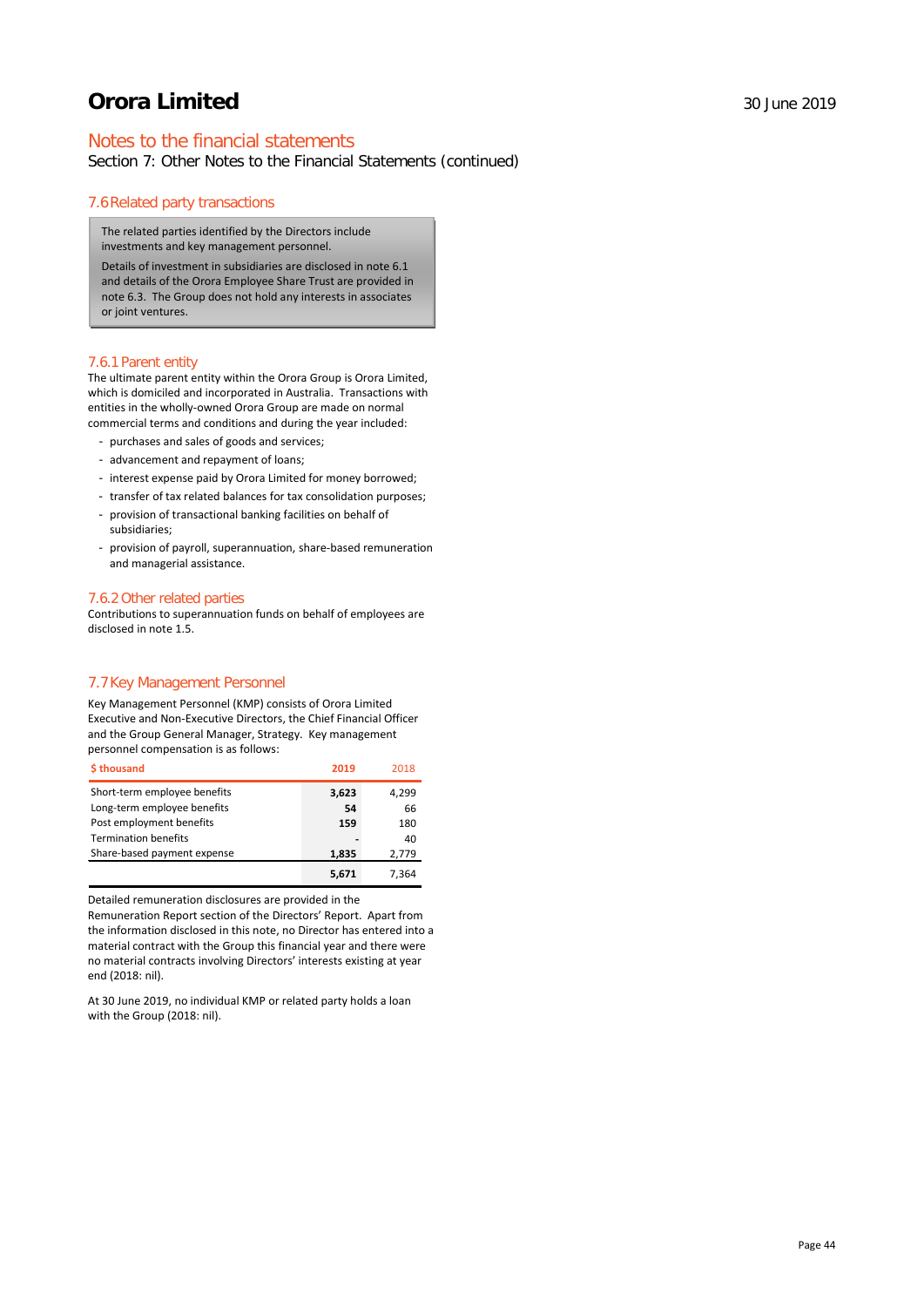# Orora Limited

30 June 2019

## Notes to the financial statements

Section 7: Other Notes to the Financial Statements (continued)

### 7.6 Related party transactions

The related parties identified by the Directors include investments and key management personnel.

Details of investment in subsidiaries are disclosed in note 6.1 and details of the Orora Employee Share Trust are provided in note 6.3. The Group does not hold any interests in associates or joint ventures.

#### 7.6.1 Parent entity

The ultimate parent entity within the Orora Group is Orora Limited, which is domiciled and incorporated in Australia. Transactions with entities in the wholly-owned Orora Group are made on normal commercial terms and conditions and during the year included:

- purchases and sales of goods and services;
- advancement and repayment of loans;
- interest expense paid by Orora Limited for money borrowed;
- transfer of tax related balances for tax consolidation purposes;
- provision of transactional banking facilities on behalf of subsidiaries;
- provision of payroll, superannuation, share-based remuneration and managerial assistance.

#### 7.6.2 Other related parties

Contributions to superannuation funds on behalf of employees are disclosed in note 1.5.

### 7.7 Key Management Personnel

Key Management Personnel (KMP) consists of Orora Limited Executive and Non-Executive Directors, the Chief Financial Officer and the Group General Manager, Strategy. Key management personnel compensation is as follows:

| $ thousand | 2019 | 2018 |
|---|---|---|
| Short-term employee benefits | **3,623** | 4,299 |
| Long-term employee benefits | **54** | 66 |
| Post employment benefits | **159** | 180 |
| Termination benefits | **-** | 40 |
| Share-based payment expense | **1,835** | 2,779 |
| | **5,671** | 7,364 |

Detailed remuneration disclosures are provided in the Remuneration Report section of the Directors' Report. Apart from the information disclosed in this note, no Director has entered into a material contract with the Group this financial year and there were no material contracts involving Directors' interests existing at year end (2018: nil).

At 30 June 2019, no individual KMP or related party holds a loan with the Group (2018: nil).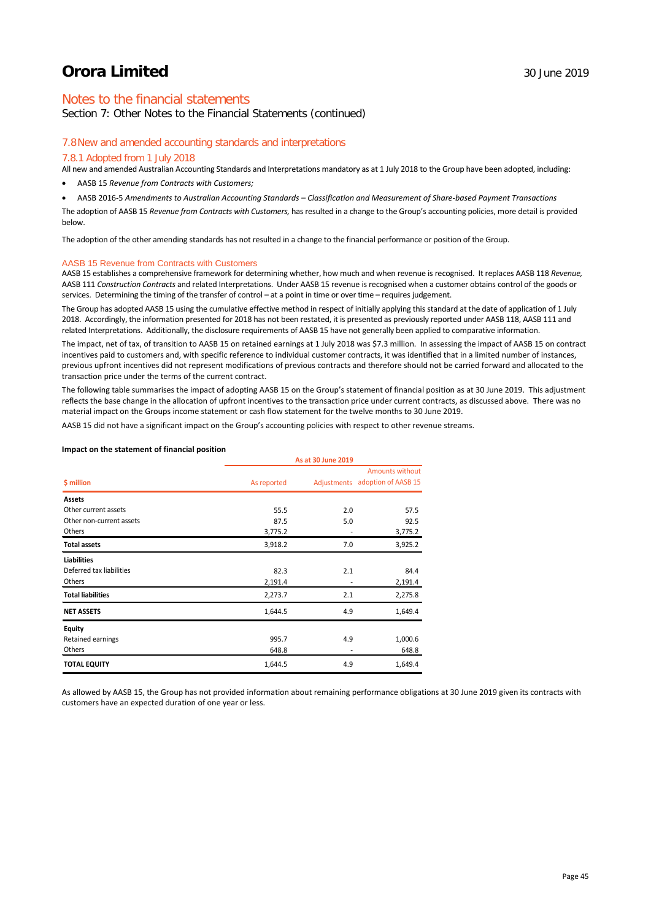## Notes to the financial statements

Section 7: Other Notes to the Financial Statements (continued)

### 7.8 New and amended accounting standards and interpretations

#### 7.8.1 Adopted from 1 July 2018

All new and amended Australian Accounting Standards and Interpretations mandatory as at 1 July 2018 to the Group have been adopted, including:

- AASB 15 *Revenue from Contracts with Customers;*
- AASB 2016-5 *Amendments to Australian Accounting Standards – Classification and Measurement of Share-based Payment Transactions*

The adoption of AASB 15 *Revenue from Contracts with Customers,* has resulted in a change to the Group's accounting policies, more detail is provided below.

The adoption of the other amending standards has not resulted in a change to the financial performance or position of the Group.

#### AASB 15 Revenue from Contracts with Customers

AASB 15 establishes a comprehensive framework for determining whether, how much and when revenue is recognised. It replaces AASB 118 *Revenue,* AASB 111 *Construction Contracts* and related Interpretations. Under AASB 15 revenue is recognised when a customer obtains control of the goods or services. Determining the timing of the transfer of control – at a point in time or over time – requires judgement.

The Group has adopted AASB 15 using the cumulative effective method in respect of initially applying this standard at the date of application of 1 July 2018. Accordingly, the information presented for 2018 has not been restated, it is presented as previously reported under AASB 118, AASB 111 and related Interpretations. Additionally, the disclosure requirements of AASB 15 have not generally been applied to comparative information.

The impact, net of tax, of transition to AASB 15 on retained earnings at 1 July 2018 was $7.3 million. In assessing the impact of AASB 15 on contract incentives paid to customers and, with specific reference to individual customer contracts, it was identified that in a limited number of instances, previous upfront incentives did not represent modifications of previous contracts and therefore should not be carried forward and allocated to the transaction price under the terms of the current contract.

The following table summarises the impact of adopting AASB 15 on the Group's statement of financial position as at 30 June 2019. This adjustment reflects the base change in the allocation of upfront incentives to the transaction price under current contracts, as discussed above. There was no material impact on the Groups income statement or cash flow statement for the twelve months to 30 June 2019.

AASB 15 did not have a significant impact on the Group's accounting policies with respect to other revenue streams.

**Impact on the statement of financial position**

| | As at 30 June 2019 | | |
|---|---|---|---|
| **$ million** | As reported | Adjustments | Amounts without adoption of AASB 15 |
| **Assets** | | | |
| Other current assets | 55.5 | 2.0 | 57.5 |
| Other non-current assets | 87.5 | 5.0 | 92.5 |
| Others | 3,775.2 | - | 3,775.2 |
| **Total assets** | 3,918.2 | 7.0 | 3,925.2 |
| **Liabilities** | | | |
| Deferred tax liabilities | 82.3 | 2.1 | 84.4 |
| Others | 2,191.4 | - | 2,191.4 |
| **Total liabilities** | 2,273.7 | 2.1 | 2,275.8 |
| **NET ASSETS** | 1,644.5 | 4.9 | 1,649.4 |
| **Equity** | | | |
| Retained earnings | 995.7 | 4.9 | 1,000.6 |
| Others | 648.8 | - | 648.8 |
| **TOTAL EQUITY** | 1,644.5 | 4.9 | 1,649.4 |

As allowed by AASB 15, the Group has not provided information about remaining performance obligations at 30 June 2019 given its contracts with customers have an expected duration of one year or less.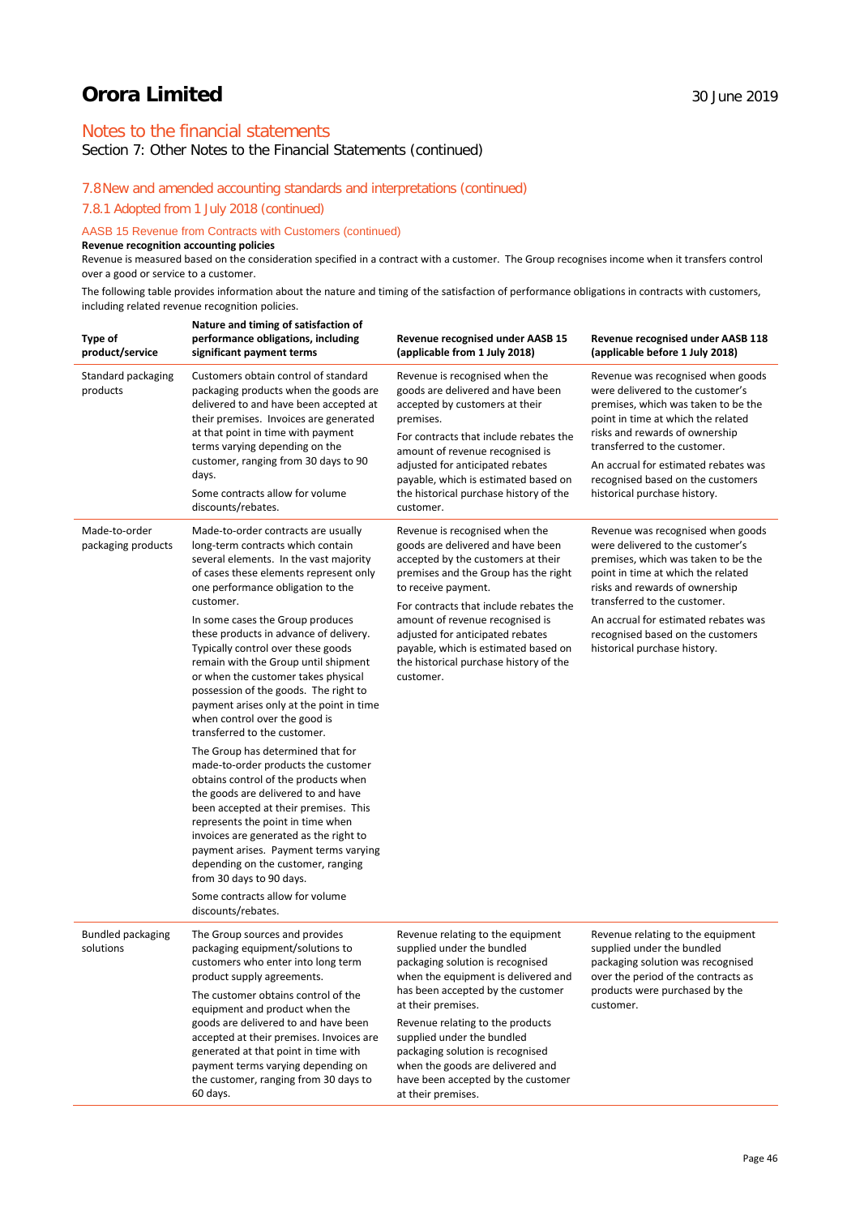# Orora Limited

30 June 2019

## Notes to the financial statements

Section 7: Other Notes to the Financial Statements (continued)

### 7.8 New and amended accounting standards and interpretations (continued)

### 7.8.1 Adopted from 1 July 2018 (continued)

#### AASB 15 Revenue from Contracts with Customers (continued)

**Revenue recognition accounting policies**

Revenue is measured based on the consideration specified in a contract with a customer. The Group recognises income when it transfers control over a good or service to a customer.

The following table provides information about the nature and timing of the satisfaction of performance obligations in contracts with customers, including related revenue recognition policies.

| Type of product/service | Nature and timing of satisfaction of performance obligations, including significant payment terms | Revenue recognised under AASB 15 (applicable from 1 July 2018) | Revenue recognised under AASB 118 (applicable before 1 July 2018) |
|---|---|---|---|
| Standard packaging products | Customers obtain control of standard packaging products when the goods are delivered to and have been accepted at their premises. Invoices are generated at that point in time with payment terms varying depending on the customer, ranging from 30 days to 90 days.<br><br>Some contracts allow for volume discounts/rebates. | Revenue is recognised when the goods are delivered and have been accepted by customers at their premises.<br><br>For contracts that include rebates the amount of revenue recognised is adjusted for anticipated rebates payable, which is estimated based on the historical purchase history of the customer. | Revenue was recognised when goods were delivered to the customer's premises, which was taken to be the point in time at which the related risks and rewards of ownership transferred to the customer.<br><br>An accrual for estimated rebates was recognised based on the customers historical purchase history. |
| Made-to-order packaging products | Made-to-order contracts are usually long-term contracts which contain several elements. In the vast majority of cases these elements represent only one performance obligation to the customer.<br><br>In some cases the Group produces these products in advance of delivery. Typically control over these goods remain with the Group until shipment or when the customer takes physical possession of the goods. The right to payment arises only at the point in time when control over the good is transferred to the customer.<br><br>The Group has determined that for made-to-order products the customer obtains control of the products when the goods are delivered to and have been accepted at their premises. This represents the point in time when invoices are generated as the right to payment arises. Payment terms varying depending on the customer, ranging from 30 days to 90 days.<br><br>Some contracts allow for volume discounts/rebates. | Revenue is recognised when the goods are delivered and have been accepted by the customers at their premises and the Group has the right to receive payment.<br><br>For contracts that include rebates the amount of revenue recognised is adjusted for anticipated rebates payable, which is estimated based on the historical purchase history of the customer. | Revenue was recognised when goods were delivered to the customer's premises, which was taken to be the point in time at which the related risks and rewards of ownership transferred to the customer.<br><br>An accrual for estimated rebates was recognised based on the customers historical purchase history. |
| Bundled packaging solutions | The Group sources and provides packaging equipment/solutions to customers who enter into long term product supply agreements.<br><br>The customer obtains control of the equipment and product when the goods are delivered to and have been accepted at their premises. Invoices are generated at that point in time with payment terms varying depending on the customer, ranging from 30 days to 60 days. | Revenue relating to the equipment supplied under the bundled packaging solution is recognised when the equipment is delivered and has been accepted by the customer at their premises.<br><br>Revenue relating to the products supplied under the bundled packaging solution is recognised when the goods are delivered and have been accepted by the customer at their premises. | Revenue relating to the equipment supplied under the bundled packaging solution was recognised over the period of the contracts as products were purchased by the customer. |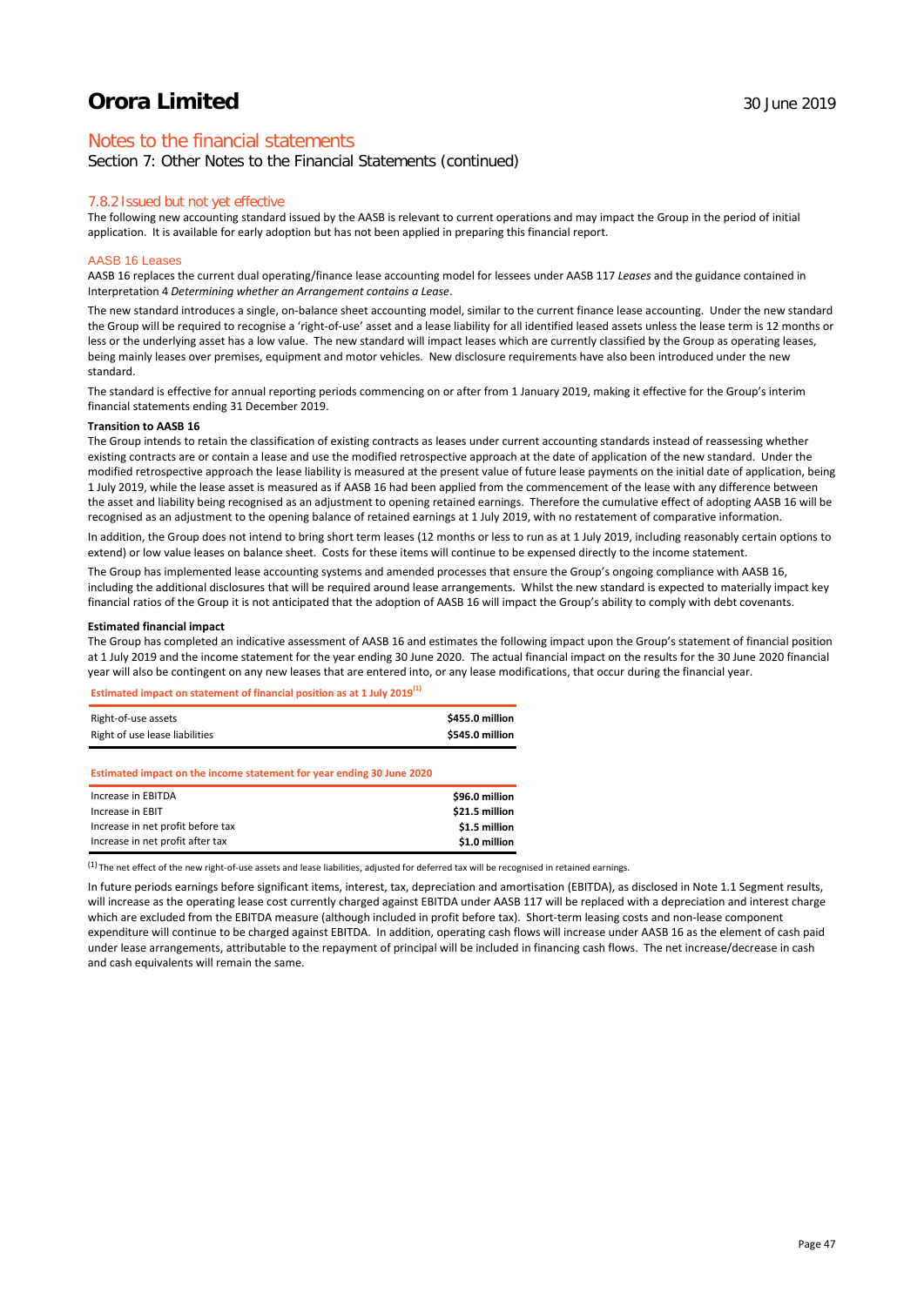# Notes to the financial statements

Section 7: Other Notes to the Financial Statements (continued)

### 7.8.2 Issued but not yet effective

The following new accounting standard issued by the AASB is relevant to current operations and may impact the Group in the period of initial application. It is available for early adoption but has not been applied in preparing this financial report.

#### AASB 16 Leases

AASB 16 replaces the current dual operating/finance lease accounting model for lessees under AASB 117 *Leases* and the guidance contained in Interpretation 4 *Determining whether an Arrangement contains a Lease*.

The new standard introduces a single, on-balance sheet accounting model, similar to the current finance lease accounting. Under the new standard the Group will be required to recognise a 'right-of-use' asset and a lease liability for all identified leased assets unless the lease term is 12 months or less or the underlying asset has a low value. The new standard will impact leases which are currently classified by the Group as operating leases, being mainly leases over premises, equipment and motor vehicles. New disclosure requirements have also been introduced under the new standard.

The standard is effective for annual reporting periods commencing on or after from 1 January 2019, making it effective for the Group's interim financial statements ending 31 December 2019.

**Transition to AASB 16**

The Group intends to retain the classification of existing contracts as leases under current accounting standards instead of reassessing whether existing contracts are or contain a lease and use the modified retrospective approach at the date of application of the new standard. Under the modified retrospective approach the lease liability is measured at the present value of future lease payments on the initial date of application, being 1 July 2019, while the lease asset is measured as if AASB 16 had been applied from the commencement of the lease with any difference between the asset and liability being recognised as an adjustment to opening retained earnings. Therefore the cumulative effect of adopting AASB 16 will be recognised as an adjustment to the opening balance of retained earnings at 1 July 2019, with no restatement of comparative information.

In addition, the Group does not intend to bring short term leases (12 months or less to run as at 1 July 2019, including reasonably certain options to extend) or low value leases on balance sheet. Costs for these items will continue to be expensed directly to the income statement.

The Group has implemented lease accounting systems and amended processes that ensure the Group's ongoing compliance with AASB 16, including the additional disclosures that will be required around lease arrangements. Whilst the new standard is expected to materially impact key financial ratios of the Group it is not anticipated that the adoption of AASB 16 will impact the Group's ability to comply with debt covenants.

**Estimated financial impact**

The Group has completed an indicative assessment of AASB 16 and estimates the following impact upon the Group's statement of financial position at 1 July 2019 and the income statement for the year ending 30 June 2020. The actual financial impact on the results for the 30 June 2020 financial year will also be contingent on any new leases that are entered into, or any lease modifications, that occur during the financial year.

**Estimated impact on statement of financial position as at 1 July 2019[1]**

| | |
|---|---|
| Right-of-use assets | **\$455.0 million** |
| Right of use lease liabilities | **\$545.0 million** |

**Estimated impact on the income statement for year ending 30 June 2020**

| | |
|---|---|
| Increase in EBITDA | **\$96.0 million** |
| Increase in EBIT | **\$21.5 million** |
| Increase in net profit before tax | **\$1.5 million** |
| Increase in net profit after tax | **\$1.0 million** |

[1] The net effect of the new right-of-use assets and lease liabilities, adjusted for deferred tax will be recognised in retained earnings.

In future periods earnings before significant items, interest, tax, depreciation and amortisation (EBITDA), as disclosed in Note 1.1 Segment results, will increase as the operating lease cost currently charged against EBITDA under AASB 117 will be replaced with a depreciation and interest charge which are excluded from the EBITDA measure (although included in profit before tax). Short-term leasing costs and non-lease component expenditure will continue to be charged against EBITDA. In addition, operating cash flows will increase under AASB 16 as the element of cash paid under lease arrangements, attributable to the repayment of principal will be included in financing cash flows. The net increase/decrease in cash and cash equivalents will remain the same.